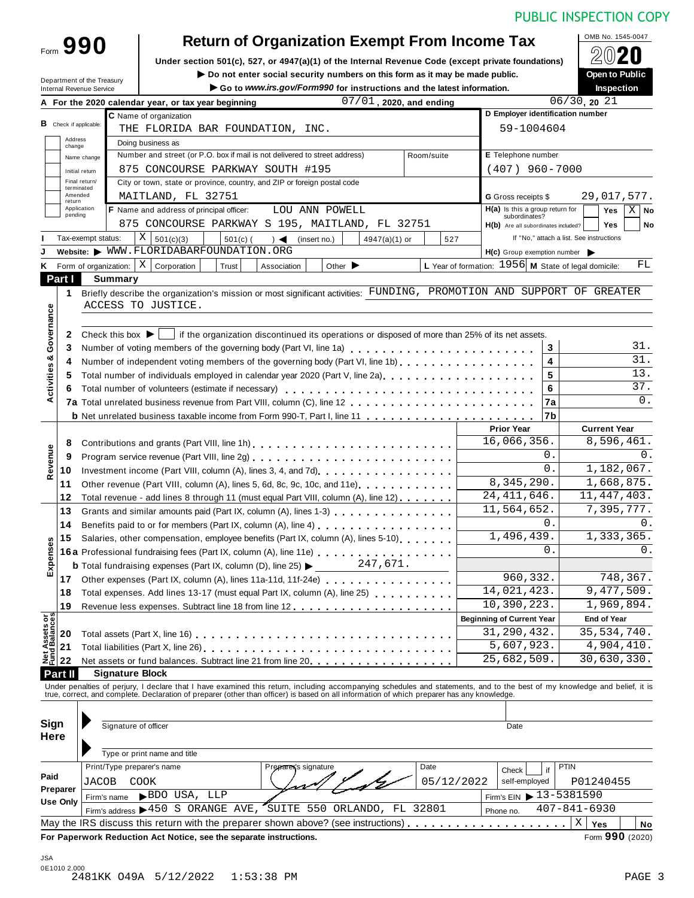PUBLIC INSPECTION COPY

# Form 990 — Return of Organization Exempt From Income Tax

OMB No. 1545-0047

**2020**

Under section 501(c), 527, or 4947(a)(1) of the Internal Revenue Code (except private foundations)

▶ Do not enter social security numbers on this form as it may be made public.

▶ Go to *www.irs.gov/Form990* for instructions and the latest information.

Department of the Treasury
Internal Revenue Service

**Open to Public Inspection**

**A** For the 2020 calendar year, or tax year beginning 07/01, 2020, and ending 06/30, 20 21

**B** Check if applicable: Address change / Name change / Initial return / Final return/terminated / Amended return / Application pending

**C** Name of organization: THE FLORIDA BAR FOUNDATION, INC.

Doing business as

Number and street (or P.O. box if mail is not delivered to street address): 875 CONCOURSE PARKWAY SOUTH #195 — Room/suite

City or town, state or province, country, and ZIP or foreign postal code: MAITLAND, FL 32751

**D** Employer identification number: 59-1004604

**E** Telephone number: (407) 960-7000

**G** Gross receipts $ 29,017,577.

**F** Name and address of principal officer: LOU ANN POWELL, 875 CONCOURSE PARKWAY S 195, MAITLAND, FL 32751

**H(a)** Is this a group return for subordinates? Yes [ ] No [X]

**H(b)** Are all subordinates included? Yes [ ] No [ ]
If "No," attach a list. See instructions

**I** Tax-exempt status: [X] 501(c)(3) [ ] 501(c) ( ) ◀ (insert no.) [ ] 4947(a)(1) or [ ] 527

**J** Website: ▶ WWW.FLORIDABARFOUNDATION.ORG

**H(c)** Group exemption number ▶

**K** Form of organization: [X] Corporation [ ] Trust [ ] Association [ ] Other ▶

**L** Year of formation: 1956 **M** State of legal domicile: FL

## Part I Summary

### Activities & Governance

1. Briefly describe the organization's mission or most significant activities: FUNDING, PROMOTION AND SUPPORT OF GREATER ACCESS TO JUSTICE.

2. Check this box ▶ [ ] if the organization discontinued its operations or disposed of more than 25% of its net assets.

| Line | Description | No. | Value |
|---|---|---|---|
| 3 | Number of voting members of the governing body (Part VI, line 1a) | 3 | 31. |
| 4 | Number of independent voting members of the governing body (Part VI, line 1b) | 4 | 31. |
| 5 | Total number of individuals employed in calendar year 2020 (Part V, line 2a) | 5 | 13. |
| 6 | Total number of volunteers (estimate if necessary) | 6 | 37. |
| 7a | Total unrelated business revenue from Part VIII, column (C), line 12 | 7a | 0. |
| b | Net unrelated business taxable income from Form 990-T, Part I, line 11 | 7b | |

### Revenue / Expenses

| Line | Description | Prior Year | Current Year |
|---|---|---|---|
| 8 | Contributions and grants (Part VIII, line 1h) | 16,066,356. | 8,596,461. |
| 9 | Program service revenue (Part VIII, line 2g) | 0. | 0. |
| 10 | Investment income (Part VIII, column (A), lines 3, 4, and 7d) | 0. | 1,182,067. |
| 11 | Other revenue (Part VIII, column (A), lines 5, 6d, 8c, 9c, 10c, and 11e) | 8,345,290. | 1,668,875. |
| 12 | Total revenue - add lines 8 through 11 (must equal Part VIII, column (A), line 12) | 24,411,646. | 11,447,403. |
| 13 | Grants and similar amounts paid (Part IX, column (A), lines 1-3) | 11,564,652. | 7,395,777. |
| 14 | Benefits paid to or for members (Part IX, column (A), line 4) | 0. | 0. |
| 15 | Salaries, other compensation, employee benefits (Part IX, column (A), lines 5-10) | 1,496,439. | 1,333,365. |
| 16a | Professional fundraising fees (Part IX, column (A), line 11e) | 0. | 0. |
| b | Total fundraising expenses (Part IX, column (D), line 25) ▶ 247,671. | | |
| 17 | Other expenses (Part IX, column (A), lines 11a-11d, 11f-24e) | 960,332. | 748,367. |
| 18 | Total expenses. Add lines 13-17 (must equal Part IX, column (A), line 25) | 14,021,423. | 9,477,509. |
| 19 | Revenue less expenses. Subtract line 18 from line 12 | 10,390,223. | 1,969,894. |

### Net Assets or Fund Balances

| Line | Description | Beginning of Current Year | End of Year |
|---|---|---|---|
| 20 | Total assets (Part X, line 16) | 31,290,432. | 35,534,740. |
| 21 | Total liabilities (Part X, line 26) | 5,607,923. | 4,904,410. |
| 22 | Net assets or fund balances. Subtract line 21 from line 20 | 25,682,509. | 30,630,330. |

## Part II Signature Block

Under penalties of perjury, I declare that I have examined this return, including accompanying schedules and statements, and to the best of my knowledge and belief, it is true, correct, and complete. Declaration of preparer (other than officer) is based on all information of which preparer has any knowledge.

**Sign Here**

Signature of officer — Date

Type or print name and title

**Paid Preparer Use Only**

| Print/Type preparer's name | Preparer's signature | Date | Check [ ] if self-employed | PTIN |
|---|---|---|---|---|
| JACOB COOK | | 05/12/2022 | | P01240455 |

Firm's name ▶ BDO USA, LLP — Firm's EIN ▶ 13-5381590

Firm's address ▶ 450 S ORANGE AVE, SUITE 550 ORLANDO, FL 32801 — Phone no. 407-841-6930

May the IRS discuss this return with the preparer shown above? (see instructions) [X] Yes [ ] No

**For Paperwork Reduction Act Notice, see the separate instructions.** Form **990** (2020)

JSA
0E1010 2.000
2481KK O49A 5/12/2022 1:53:38 PM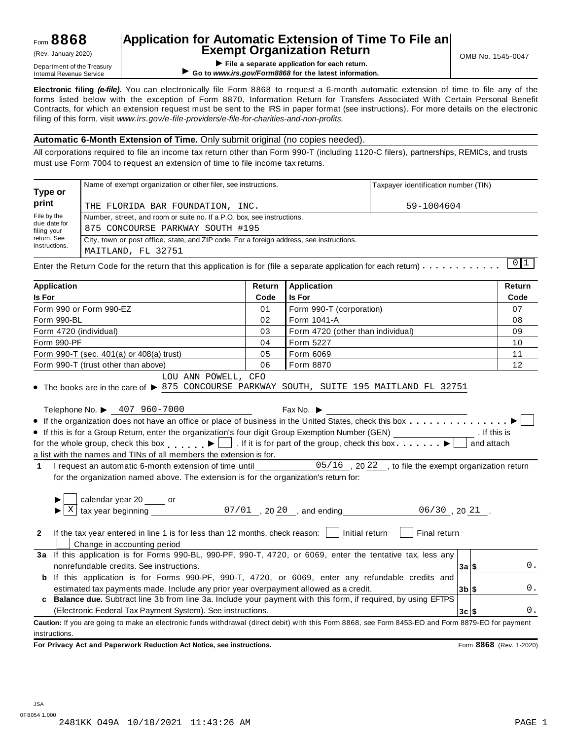Form **8868**
(Rev. January 2020)
Department of the Treasury
Internal Revenue Service

# Application for Automatic Extension of Time To File an Exempt Organization Return

▶ **File a separate application for each return.**
▶ **Go to *www.irs.gov/Form8868* for the latest information.**

OMB No. 1545-0047

**Electronic filing *(e-file)*.** You can electronically file Form 8868 to request a 6-month automatic extension of time to file any of the forms listed below with the exception of Form 8870, Information Return for Transfers Associated With Certain Personal Benefit Contracts, for which an extension request must be sent to the IRS in paper format (see instructions). For more details on the electronic filing of this form, visit *www.irs.gov/e-file-providers/e-file-for-charities-and-non-profits.*

**Automatic 6-Month Extension of Time.** Only submit original (no copies needed).

All corporations required to file an income tax return other than Form 990-T (including 1120-C filers), partnerships, REMICs, and trusts must use Form 7004 to request an extension of time to file income tax returns.

| **Type or print** | Name of exempt organization or other filer, see instructions. | Taxpayer identification number (TIN) |
|---|---|---|
| | THE FLORIDA BAR FOUNDATION, INC. | 59-1004604 |
| File by the due date for filing your return. See instructions. | Number, street, and room or suite no. If a P.O. box, see instructions. 875 CONCOURSE PARKWAY SOUTH #195 | |
| | City, town or post office, state, and ZIP code. For a foreign address, see instructions. MAITLAND, FL 32751 | |

Enter the Return Code for the return that this application is for (file a separate application for each return) . . . . . . . . . . . 01

| **Application Is For** | **Return Code** | **Application Is For** | **Return Code** |
|---|---|---|---|
| Form 990 or Form 990-EZ | 01 | Form 990-T (corporation) | 07 |
| Form 990-BL | 02 | Form 1041-A | 08 |
| Form 4720 (individual) | 03 | Form 4720 (other than individual) | 09 |
| Form 990-PF | 04 | Form 5227 | 10 |
| Form 990-T (sec. 401(a) or 408(a) trust) | 05 | Form 6069 | 11 |
| Form 990-T (trust other than above) | 06 | Form 8870 | 12 |

- The books are in the care of ▶ LOU ANN POWELL, CFO 875 CONCOURSE PARKWAY SOUTH, SUITE 195 MAITLAND FL 32751

Telephone No. ▶ 407 960-7000    Fax No. ▶

- If the organization does not have an office or place of business in the United States, check this box . . . . . . . . . . . . . . . ▶ ☐
- If this is for a Group Return, enter the organization's four digit Group Exemption Number (GEN) ________. If this is for the whole group, check this box . . . . . . ▶ ☐ . If it is for part of the group, check this box . . . . . . . ▶ ☐ and attach a list with the names and TINs of all members the extension is for.

**1** I request an automatic 6-month extension of time until 05/16, 20 22, to file the exempt organization return for the organization named above. The extension is for the organization's return for:

▶ ☐ calendar year 20 ____ or
▶ ☒ tax year beginning 07/01, 20 20, and ending 06/30, 20 21.

**2** If the tax year entered in line 1 is for less than 12 months, check reason: ☐ Initial return ☐ Final return ☐ Change in accounting period

| | | | |
|---|---|---|---|
| **3a** | If this application is for Forms 990-BL, 990-PF, 990-T, 4720, or 6069, enter the tentative tax, less any nonrefundable credits. See instructions. | **3a** $ | 0. |
| **b** | If this application is for Forms 990-PF, 990-T, 4720, or 6069, enter any refundable credits and estimated tax payments made. Include any prior year overpayment allowed as a credit. | **3b** $ | 0. |
| **c** | **Balance due.** Subtract line 3b from line 3a. Include your payment with this form, if required, by using EFTPS (Electronic Federal Tax Payment System). See instructions. | **3c** $ | 0. |

**Caution:** If you are going to make an electronic funds withdrawal (direct debit) with this Form 8868, see Form 8453-EO and Form 8879-EO for payment instructions.

**For Privacy Act and Paperwork Reduction Act Notice, see instructions.** Form **8868** (Rev. 1-2020)

JSA
0F8054 1.000
2481KK O49A 10/18/2021 11:43:26 AM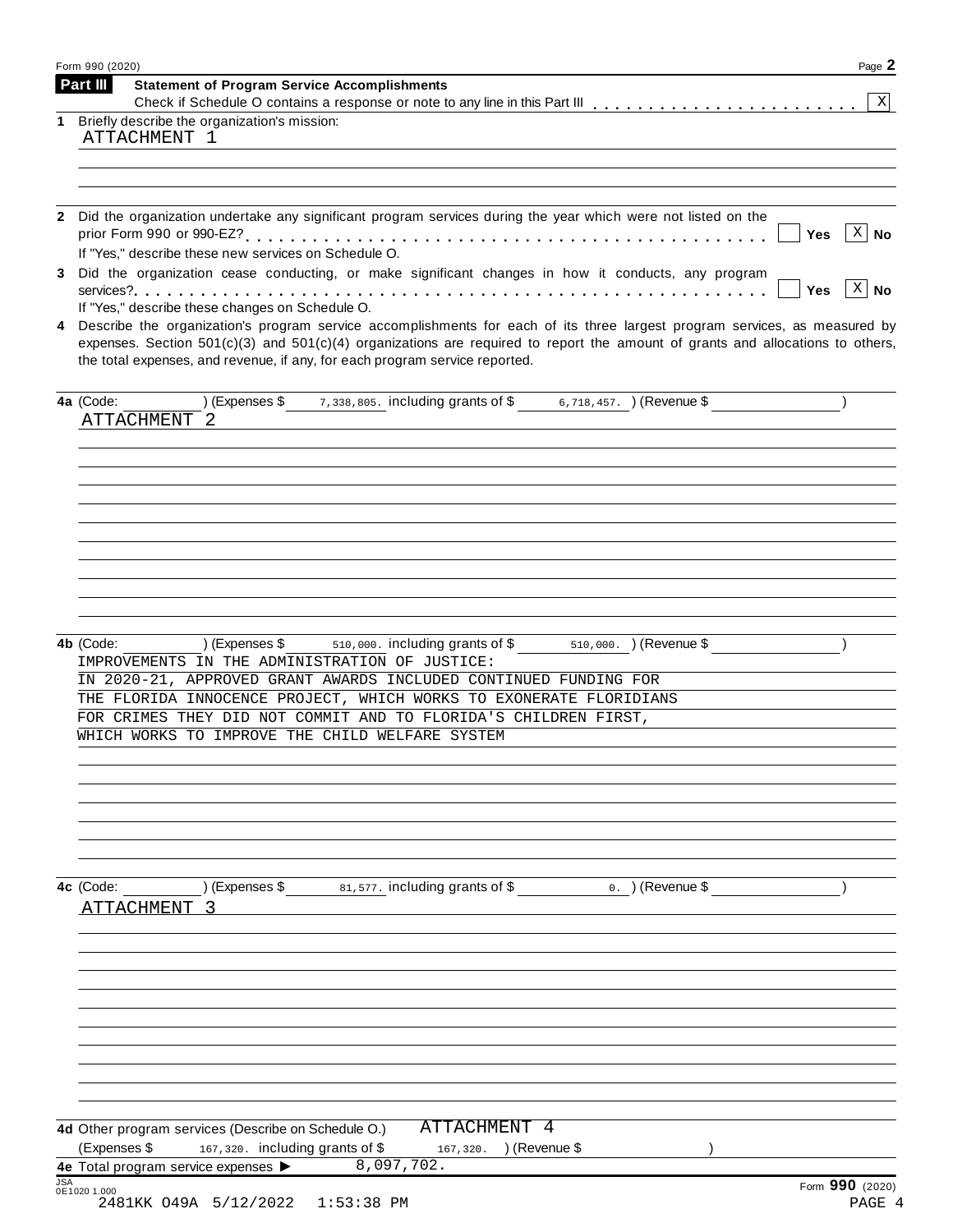Form 990 (2020)

## Part III Statement of Program Service Accomplishments

Check if Schedule O contains a response or note to any line in this Part III . . . . . . . . . . . . . . . . . . . . . . . [X]

**1** Briefly describe the organization's mission:

ATTACHMENT 1

**2** Did the organization undertake any significant program services during the year which were not listed on the prior Form 990 or 990-EZ? . . . . . . . . . . . . . . . . . . . . . . . . . . . . . . . . . . . . . . . . . [ ] Yes [X] No

If "Yes," describe these new services on Schedule O.

**3** Did the organization cease conducting, or make significant changes in how it conducts, any program services? . . . . . . . . . . . . . . . . . . . . . . . . . . . . . . . . . . . . . . . . . . . . . . . . . . . . . [ ] Yes [X] No

If "Yes," describe these changes on Schedule O.

**4** Describe the organization's program service accomplishments for each of its three largest program services, as measured by expenses. Section 501(c)(3) and 501(c)(4) organizations are required to report the amount of grants and allocations to others, the total expenses, and revenue, if any, for each program service reported.

**4a** (Code: ) (Expenses $ 7,338,805. including grants of $ 6,718,457. ) (Revenue $ )

ATTACHMENT 2

**4b** (Code: ) (Expenses $ 510,000. including grants of $ 510,000. ) (Revenue $ )

IMPROVEMENTS IN THE ADMINISTRATION OF JUSTICE:
IN 2020-21, APPROVED GRANT AWARDS INCLUDED CONTINUED FUNDING FOR THE FLORIDA INNOCENCE PROJECT, WHICH WORKS TO EXONERATE FLORIDIANS FOR CRIMES THEY DID NOT COMMIT AND TO FLORIDA'S CHILDREN FIRST, WHICH WORKS TO IMPROVE THE CHILD WELFARE SYSTEM

**4c** (Code: ) (Expenses $ 81,577. including grants of $ 0. ) (Revenue $ )

ATTACHMENT 3

**4d** Other program services (Describe on Schedule O.) ATTACHMENT 4

(Expenses $ 167,320. including grants of $ 167,320. ) (Revenue $ )

**4e** Total program service expenses ▶ 8,097,702.

Form **990** (2020)

JSA 0E1020 1.000
2481KK O49A 5/12/2022 1:53:38 PM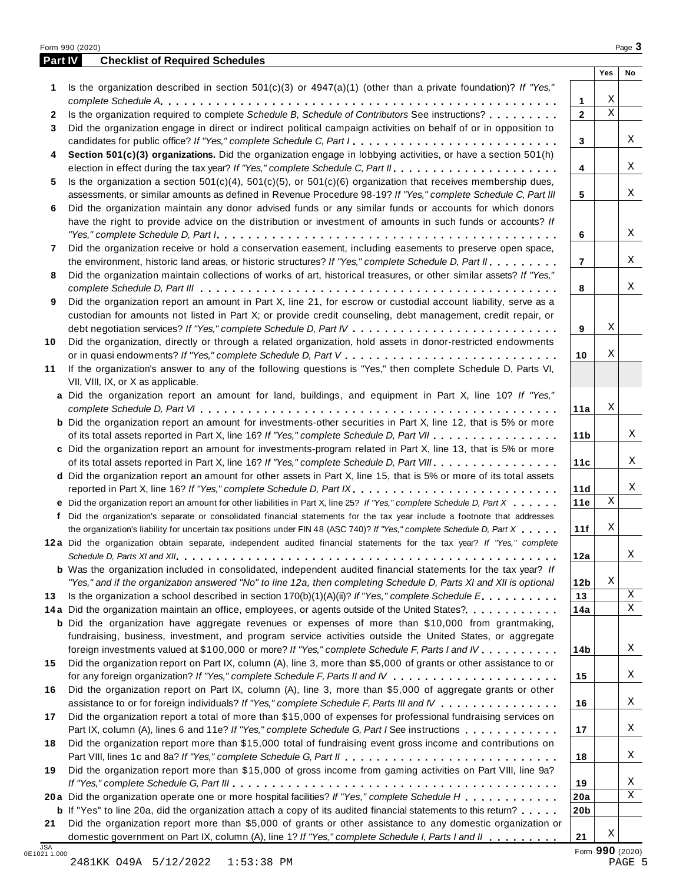## Part IV Checklist of Required Schedules

| | | | Yes | No |
|---|---|---|---|---|
| **1** | Is the organization described in section 501(c)(3) or 4947(a)(1) (other than a private foundation)? *If "Yes," complete Schedule A* | **1** | X | |
| **2** | Is the organization required to complete *Schedule B, Schedule of Contributors* See instructions? | **2** | X | |
| **3** | Did the organization engage in direct or indirect political campaign activities on behalf of or in opposition to candidates for public office? *If "Yes," complete Schedule C, Part I* | **3** | | X |
| **4** | **Section 501(c)(3) organizations.** Did the organization engage in lobbying activities, or have a section 501(h) election in effect during the tax year? *If "Yes," complete Schedule C, Part II* | **4** | | X |
| **5** | Is the organization a section 501(c)(4), 501(c)(5), or 501(c)(6) organization that receives membership dues, assessments, or similar amounts as defined in Revenue Procedure 98-19? *If "Yes," complete Schedule C, Part III* | **5** | | X |
| **6** | Did the organization maintain any donor advised funds or any similar funds or accounts for which donors have the right to provide advice on the distribution or investment of amounts in such funds or accounts? *If "Yes," complete Schedule D, Part I* | **6** | | X |
| **7** | Did the organization receive or hold a conservation easement, including easements to preserve open space, the environment, historic land areas, or historic structures? *If "Yes," complete Schedule D, Part II* | **7** | | X |
| **8** | Did the organization maintain collections of works of art, historical treasures, or other similar assets? *If "Yes," complete Schedule D, Part III* | **8** | | X |
| **9** | Did the organization report an amount in Part X, line 21, for escrow or custodial account liability, serve as a custodian for amounts not listed in Part X; or provide credit counseling, debt management, credit repair, or debt negotiation services? *If "Yes," complete Schedule D, Part IV* | **9** | X | |
| **10** | Did the organization, directly or through a related organization, hold assets in donor-restricted endowments or in quasi endowments? *If "Yes," complete Schedule D, Part V* | **10** | X | |
| **11** | If the organization's answer to any of the following questions is "Yes," then complete Schedule D, Parts VI, VII, VIII, IX, or X as applicable. | | | |
| **a** | Did the organization report an amount for land, buildings, and equipment in Part X, line 10? *If "Yes," complete Schedule D, Part VI* | **11a** | X | |
| **b** | Did the organization report an amount for investments-other securities in Part X, line 12, that is 5% or more of its total assets reported in Part X, line 16? *If "Yes," complete Schedule D, Part VII* | **11b** | | X |
| **c** | Did the organization report an amount for investments-program related in Part X, line 13, that is 5% or more of its total assets reported in Part X, line 16? *If "Yes," complete Schedule D, Part VIII* | **11c** | | X |
| **d** | Did the organization report an amount for other assets in Part X, line 15, that is 5% or more of its total assets reported in Part X, line 16? *If "Yes," complete Schedule D, Part IX* | **11d** | | X |
| **e** | Did the organization report an amount for other liabilities in Part X, line 25? *If "Yes," complete Schedule D, Part X* | **11e** | X | |
| **f** | Did the organization's separate or consolidated financial statements for the tax year include a footnote that addresses the organization's liability for uncertain tax positions under FIN 48 (ASC 740)? *If "Yes," complete Schedule D, Part X* | **11f** | X | |
| **12a** | Did the organization obtain separate, independent audited financial statements for the tax year? *If "Yes," complete Schedule D, Parts XI and XII* | **12a** | | X |
| **b** | Was the organization included in consolidated, independent audited financial statements for the tax year? *If "Yes," and if the organization answered "No" to line 12a, then completing Schedule D, Parts XI and XII is optional* | **12b** | X | |
| **13** | Is the organization a school described in section 170(b)(1)(A)(ii)? *If "Yes," complete Schedule E* | **13** | | X |
| **14a** | Did the organization maintain an office, employees, or agents outside of the United States? | **14a** | | X |
| **b** | Did the organization have aggregate revenues or expenses of more than $10,000 from grantmaking, fundraising, business, investment, and program service activities outside the United States, or aggregate foreign investments valued at $100,000 or more? *If "Yes," complete Schedule F, Parts I and IV* | **14b** | | X |
| **15** | Did the organization report on Part IX, column (A), line 3, more than $5,000 of grants or other assistance to or for any foreign organization? *If "Yes," complete Schedule F, Parts II and IV* | **15** | | X |
| **16** | Did the organization report on Part IX, column (A), line 3, more than $5,000 of aggregate grants or other assistance to or for foreign individuals? *If "Yes," complete Schedule F, Parts III and IV* | **16** | | X |
| **17** | Did the organization report a total of more than $15,000 of expenses for professional fundraising services on Part IX, column (A), lines 6 and 11e? *If "Yes," complete Schedule G, Part I* See instructions | **17** | | X |
| **18** | Did the organization report more than $15,000 total of fundraising event gross income and contributions on Part VIII, lines 1c and 8a? *If "Yes," complete Schedule G, Part II* | **18** | | X |
| **19** | Did the organization report more than $15,000 of gross income from gaming activities on Part VIII, line 9a? *If "Yes," complete Schedule G, Part III* | **19** | | X |
| **20a** | Did the organization operate one or more hospital facilities? *If "Yes," complete Schedule H* | **20a** | | X |
| **b** | If "Yes" to line 20a, did the organization attach a copy of its audited financial statements to this return? | **20b** | | |
| **21** | Did the organization report more than $5,000 of grants or other assistance to any domestic organization or domestic government on Part IX, column (A), line 1? *If "Yes," complete Schedule I, Parts I and II* | **21** | X | |

JSA 0E1021 1.000

2481KK O49A 5/12/2022 1:53:38 PM

Form **990** (2020)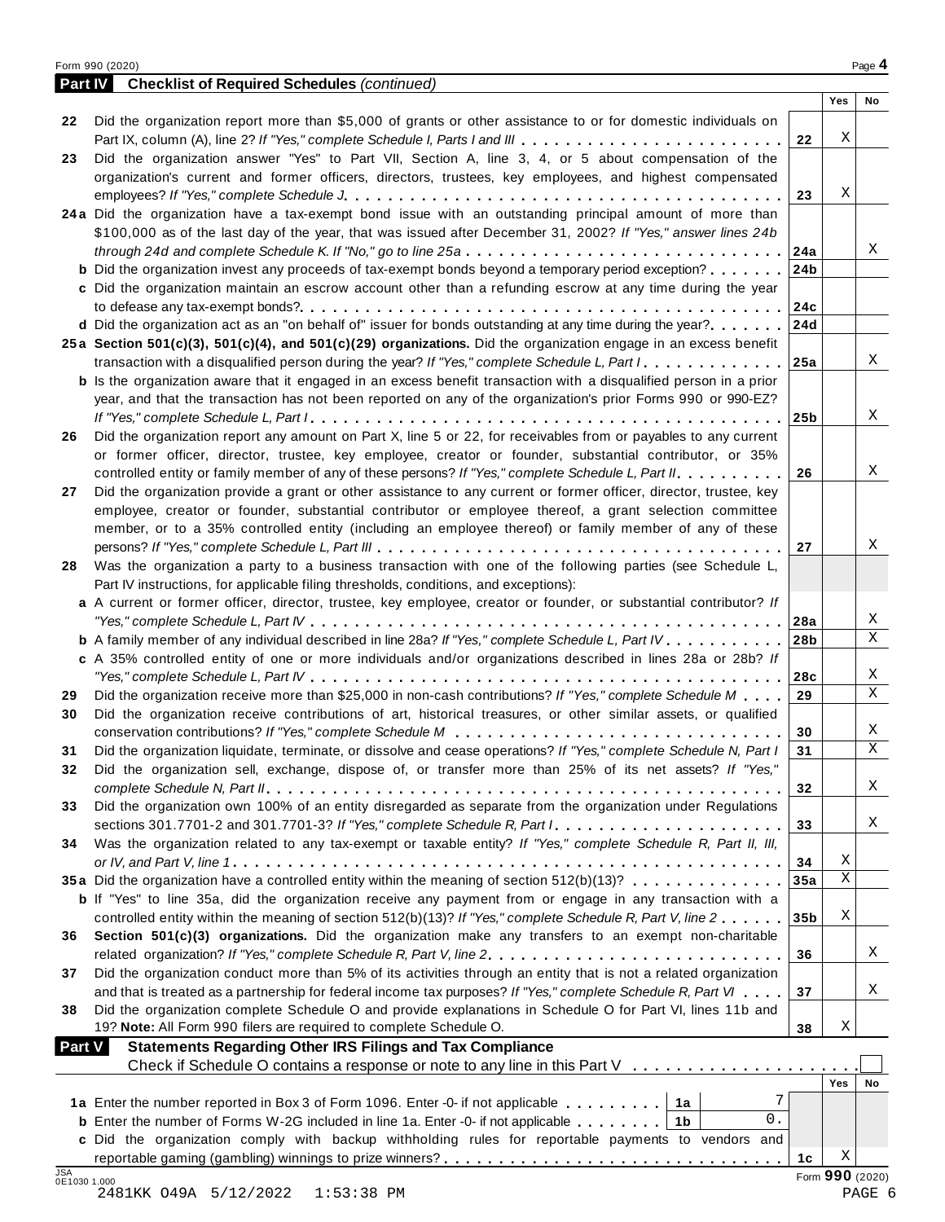## Part IV Checklist of Required Schedules *(continued)*

| | | | Yes | No |
|---|---|---|---|---|
| **22** | Did the organization report more than $5,000 of grants or other assistance to or for domestic individuals on Part IX, column (A), line 2? *If "Yes," complete Schedule I, Parts I and III* | 22 | X | |
| **23** | Did the organization answer "Yes" to Part VII, Section A, line 3, 4, or 5 about compensation of the organization's current and former officers, directors, trustees, key employees, and highest compensated employees? *If "Yes," complete Schedule J* | 23 | X | |
| **24a** | Did the organization have a tax-exempt bond issue with an outstanding principal amount of more than $100,000 as of the last day of the year, that was issued after December 31, 2002? *If "Yes," answer lines 24b through 24d and complete Schedule K. If "No," go to line 25a* | 24a | | X |
| **b** | Did the organization invest any proceeds of tax-exempt bonds beyond a temporary period exception? | 24b | | |
| **c** | Did the organization maintain an escrow account other than a refunding escrow at any time during the year to defease any tax-exempt bonds? | 24c | | |
| **d** | Did the organization act as an "on behalf of" issuer for bonds outstanding at any time during the year? | 24d | | |
| **25a** | **Section 501(c)(3), 501(c)(4), and 501(c)(29) organizations.** Did the organization engage in an excess benefit transaction with a disqualified person during the year? *If "Yes," complete Schedule L, Part I* | 25a | | X |
| **b** | Is the organization aware that it engaged in an excess benefit transaction with a disqualified person in a prior year, and that the transaction has not been reported on any of the organization's prior Forms 990 or 990-EZ? *If "Yes," complete Schedule L, Part I* | 25b | | X |
| **26** | Did the organization report any amount on Part X, line 5 or 22, for receivables from or payables to any current or former officer, director, trustee, key employee, creator or founder, substantial contributor, or 35% controlled entity or family member of any of these persons? *If "Yes," complete Schedule L, Part II* | 26 | | X |
| **27** | Did the organization provide a grant or other assistance to any current or former officer, director, trustee, key employee, creator or founder, substantial contributor or employee thereof, a grant selection committee member, or to a 35% controlled entity (including an employee thereof) or family member of any of these persons? *If "Yes," complete Schedule L, Part III* | 27 | | X |
| **28** | Was the organization a party to a business transaction with one of the following parties (see Schedule L, Part IV instructions, for applicable filing thresholds, conditions, and exceptions): | | | |
| **a** | A current or former officer, director, trustee, key employee, creator or founder, or substantial contributor? *If "Yes," complete Schedule L, Part IV* | 28a | | X |
| **b** | A family member of any individual described in line 28a? *If "Yes," complete Schedule L, Part IV* | 28b | | X |
| **c** | A 35% controlled entity of one or more individuals and/or organizations described in lines 28a or 28b? *If "Yes," complete Schedule L, Part IV* | 28c | | X |
| **29** | Did the organization receive more than $25,000 in non-cash contributions? *If "Yes," complete Schedule M* | 29 | | X |
| **30** | Did the organization receive contributions of art, historical treasures, or other similar assets, or qualified conservation contributions? *If "Yes," complete Schedule M* | 30 | | X |
| **31** | Did the organization liquidate, terminate, or dissolve and cease operations? *If "Yes," complete Schedule N, Part I* | 31 | | X |
| **32** | Did the organization sell, exchange, dispose of, or transfer more than 25% of its net assets? *If "Yes," complete Schedule N, Part II* | 32 | | X |
| **33** | Did the organization own 100% of an entity disregarded as separate from the organization under Regulations sections 301.7701-2 and 301.7701-3? *If "Yes," complete Schedule R, Part I* | 33 | | X |
| **34** | Was the organization related to any tax-exempt or taxable entity? *If "Yes," complete Schedule R, Part II, III, or IV, and Part V, line 1* | 34 | X | |
| **35a** | Did the organization have a controlled entity within the meaning of section 512(b)(13)? | 35a | X | |
| **b** | If "Yes" to line 35a, did the organization receive any payment from or engage in any transaction with a controlled entity within the meaning of section 512(b)(13)? *If "Yes," complete Schedule R, Part V, line 2* | 35b | X | |
| **36** | **Section 501(c)(3) organizations.** Did the organization make any transfers to an exempt non-charitable related organization? *If "Yes," complete Schedule R, Part V, line 2* | 36 | | X |
| **37** | Did the organization conduct more than 5% of its activities through an entity that is not a related organization and that is treated as a partnership for federal income tax purposes? *If "Yes," complete Schedule R, Part VI* | 37 | | X |
| **38** | Did the organization complete Schedule O and provide explanations in Schedule O for Part VI, lines 11b and 19? **Note:** All Form 990 filers are required to complete Schedule O. | 38 | X | |

## Part V Statements Regarding Other IRS Filings and Tax Compliance

Check if Schedule O contains a response or note to any line in this Part V ☐

| | | | | | Yes | No |
|---|---|---|---|---|---|---|
| **1a** | Enter the number reported in Box 3 of Form 1096. Enter -0- if not applicable | 1a | 7 | | | |
| **b** | Enter the number of Forms W-2G included in line 1a. Enter -0- if not applicable | 1b | 0. | | | |
| **c** | Did the organization comply with backup withholding rules for reportable payments to vendors and reportable gaming (gambling) winnings to prize winners? | | | 1c | X | |

2481KK O49A 5/12/2022 1:53:38 PM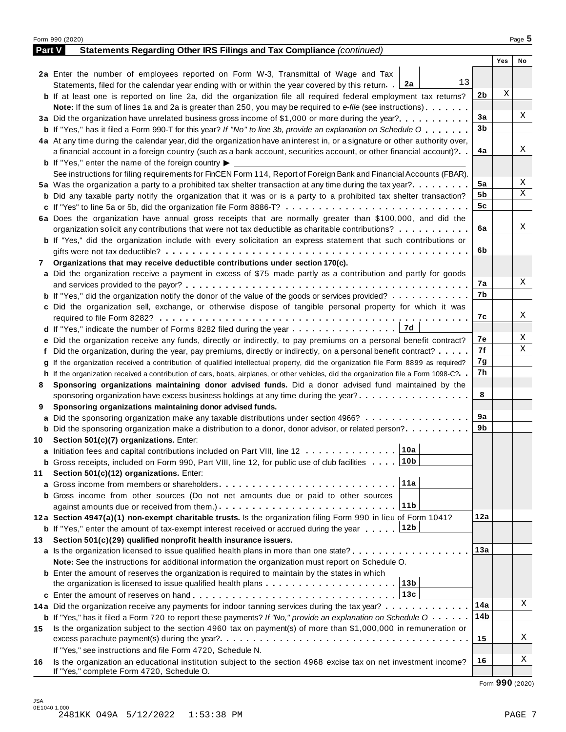## Part V Statements Regarding Other IRS Filings and Tax Compliance *(continued)*

| | | | Yes | No |
|---|---|---|---|---|
| **2a** | Enter the number of employees reported on Form W-3, Transmittal of Wage and Tax Statements, filed for the calendar year ending with or within the year covered by this return . . **2a** 13 | | | |
| **b** | If at least one is reported on line 2a, did the organization file all required federal employment tax returns? | **2b** | X | |
| | **Note:** If the sum of lines 1a and 2a is greater than 250, you may be required to *e-file* (see instructions) | | | |
| **3a** | Did the organization have unrelated business gross income of $1,000 or more during the year? | **3a** | | X |
| **b** | If "Yes," has it filed a Form 990-T for this year? *If "No" to line 3b, provide an explanation on Schedule O* | **3b** | | |
| **4a** | At any time during the calendar year, did the organization have an interest in, or a signature or other authority over, a financial account in a foreign country (such as a bank account, securities account, or other financial account)? | **4a** | | X |
| **b** | If "Yes," enter the name of the foreign country ▶ | | | |
| | See instructions for filing requirements for FinCEN Form 114, Report of Foreign Bank and Financial Accounts (FBAR). | | | |
| **5a** | Was the organization a party to a prohibited tax shelter transaction at any time during the tax year? | **5a** | | X |
| **b** | Did any taxable party notify the organization that it was or is a party to a prohibited tax shelter transaction? | **5b** | | X |
| **c** | If "Yes" to line 5a or 5b, did the organization file Form 8886-T? | **5c** | | |
| **6a** | Does the organization have annual gross receipts that are normally greater than $100,000, and did the organization solicit any contributions that were not tax deductible as charitable contributions? | **6a** | | X |
| **b** | If "Yes," did the organization include with every solicitation an express statement that such contributions or gifts were not tax deductible? | **6b** | | |
| **7** | **Organizations that may receive deductible contributions under section 170(c).** | | | |
| **a** | Did the organization receive a payment in excess of $75 made partly as a contribution and partly for goods and services provided to the payor? | **7a** | | X |
| **b** | If "Yes," did the organization notify the donor of the value of the goods or services provided? | **7b** | | |
| **c** | Did the organization sell, exchange, or otherwise dispose of tangible personal property for which it was required to file Form 8282? | **7c** | | X |
| **d** | If "Yes," indicate the number of Forms 8282 filed during the year . . . **7d** | | | |
| **e** | Did the organization receive any funds, directly or indirectly, to pay premiums on a personal benefit contract? | **7e** | | X |
| **f** | Did the organization, during the year, pay premiums, directly or indirectly, on a personal benefit contract? | **7f** | | X |
| **g** | If the organization received a contribution of qualified intellectual property, did the organization file Form 8899 as required? | **7g** | | |
| **h** | If the organization received a contribution of cars, boats, airplanes, or other vehicles, did the organization file a Form 1098-C? | **7h** | | |
| **8** | **Sponsoring organizations maintaining donor advised funds.** Did a donor advised fund maintained by the sponsoring organization have excess business holdings at any time during the year? | **8** | | |
| **9** | **Sponsoring organizations maintaining donor advised funds.** | | | |
| **a** | Did the sponsoring organization make any taxable distributions under section 4966? | **9a** | | |
| **b** | Did the sponsoring organization make a distribution to a donor, donor advisor, or related person? | **9b** | | |
| **10** | **Section 501(c)(7) organizations.** Enter: | | | |
| **a** | Initiation fees and capital contributions included on Part VIII, line 12 . . . **10a** | | | |
| **b** | Gross receipts, included on Form 990, Part VIII, line 12, for public use of club facilities . . . **10b** | | | |
| **11** | **Section 501(c)(12) organizations.** Enter: | | | |
| **a** | Gross income from members or shareholders . . . **11a** | | | |
| **b** | Gross income from other sources (Do not net amounts due or paid to other sources against amounts due or received from them.) . . . **11b** | | | |
| **12a** | **Section 4947(a)(1) non-exempt charitable trusts.** Is the organization filing Form 990 in lieu of Form 1041? | **12a** | | |
| **b** | If "Yes," enter the amount of tax-exempt interest received or accrued during the year . . . **12b** | | | |
| **13** | **Section 501(c)(29) qualified nonprofit health insurance issuers.** | | | |
| **a** | Is the organization licensed to issue qualified health plans in more than one state? | **13a** | | |
| | **Note:** See the instructions for additional information the organization must report on Schedule O. | | | |
| **b** | Enter the amount of reserves the organization is required to maintain by the states in which the organization is licensed to issue qualified health plans . . . **13b** | | | |
| **c** | Enter the amount of reserves on hand . . . **13c** | | | |
| **14a** | Did the organization receive any payments for indoor tanning services during the tax year? | **14a** | | X |
| **b** | If "Yes," has it filed a Form 720 to report these payments? *If "No," provide an explanation on Schedule O* | **14b** | | |
| **15** | Is the organization subject to the section 4960 tax on payment(s) of more than $1,000,000 in remuneration or excess parachute payment(s) during the year? | **15** | | X |
| | If "Yes," see instructions and file Form 4720, Schedule N. | | | |
| **16** | Is the organization an educational institution subject to the section 4968 excise tax on net investment income? If "Yes," complete Form 4720, Schedule O. | **16** | | X |

Form **990** (2020)

JSA 0E1040 1.000
2481KK O49A 5/12/2022 1:53:38 PM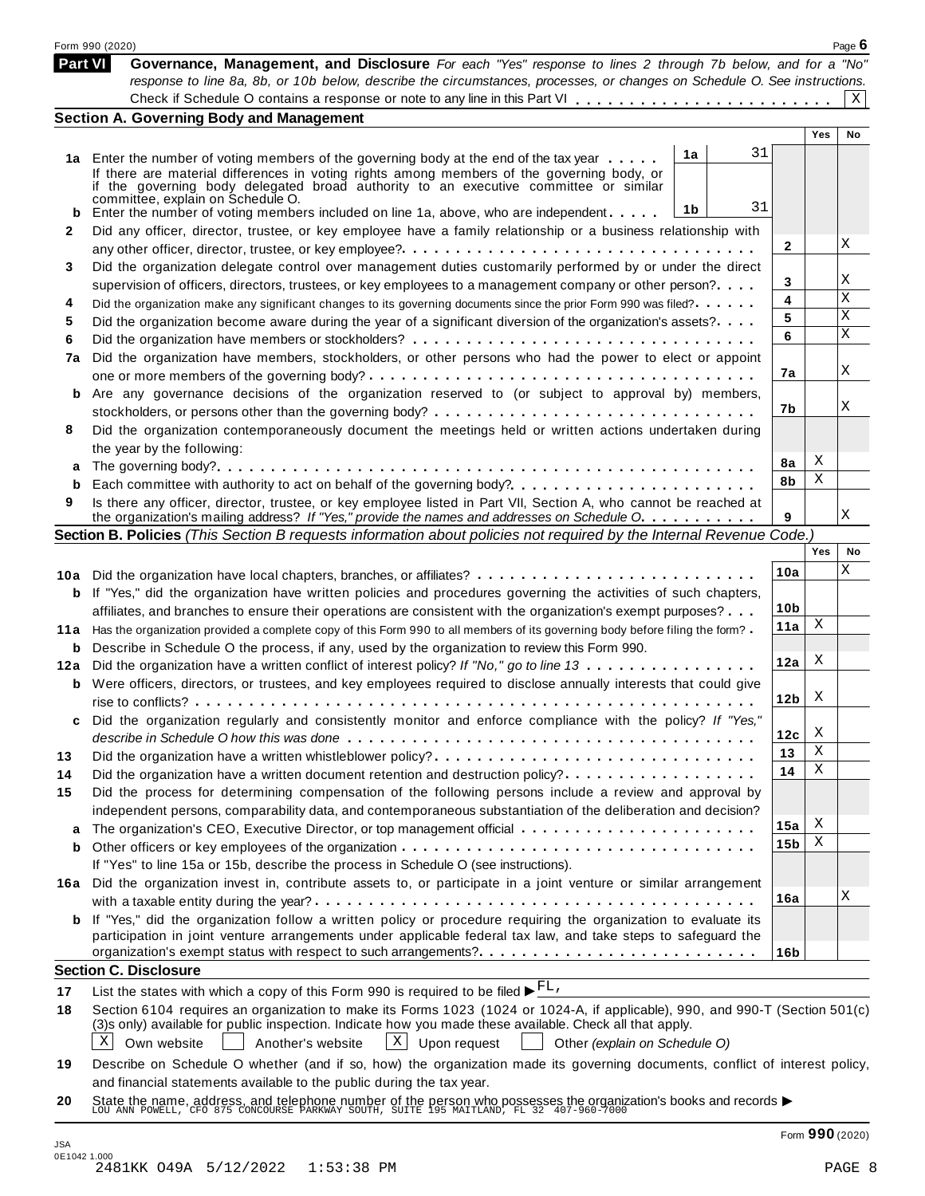## Part VI Governance, Management, and Disclosure

*For each "Yes" response to lines 2 through 7b below, and for a "No" response to line 8a, 8b, or 10b below, describe the circumstances, processes, or changes on Schedule O. See instructions.*

Check if Schedule O contains a response or note to any line in this Part VI . . . . . . . . . . . . . . . . . . . . . . . . X

### Section A. Governing Body and Management

| | | | | Yes | No |
|---|---|---|---|---|---|
| **1a** | Enter the number of voting members of the governing body at the end of the tax year . . . . . If there are material differences in voting rights among members of the governing body, or if the governing body delegated broad authority to an executive committee or similar committee, explain on Schedule O. | 1a: 31 | | | |
| **b** | Enter the number of voting members included on line 1a, above, who are independent . . . . . | 1b: 31 | | | |
| **2** | Did any officer, director, trustee, or key employee have a family relationship or a business relationship with any other officer, director, trustee, or key employee? | | 2 | | X |
| **3** | Did the organization delegate control over management duties customarily performed by or under the direct supervision of officers, directors, trustees, or key employees to a management company or other person? | | 3 | | X |
| **4** | Did the organization make any significant changes to its governing documents since the prior Form 990 was filed? | | 4 | | X |
| **5** | Did the organization become aware during the year of a significant diversion of the organization's assets? | | 5 | | X |
| **6** | Did the organization have members or stockholders? | | 6 | | X |
| **7a** | Did the organization have members, stockholders, or other persons who had the power to elect or appoint one or more members of the governing body? | | 7a | | X |
| **b** | Are any governance decisions of the organization reserved to (or subject to approval by) members, stockholders, or persons other than the governing body? | | 7b | | X |
| **8** | Did the organization contemporaneously document the meetings held or written actions undertaken during the year by the following: | | | | |
| **a** | The governing body? | | 8a | X | |
| **b** | Each committee with authority to act on behalf of the governing body? | | 8b | X | |
| **9** | Is there any officer, director, trustee, or key employee listed in Part VII, Section A, who cannot be reached at the organization's mailing address? *If "Yes," provide the names and addresses on Schedule O.* | | 9 | | X |

### Section B. Policies *(This Section B requests information about policies not required by the Internal Revenue Code.)*

| | | | Yes | No |
|---|---|---|---|---|
| **10a** | Did the organization have local chapters, branches, or affiliates? | 10a | | X |
| **b** | If "Yes," did the organization have written policies and procedures governing the activities of such chapters, affiliates, and branches to ensure their operations are consistent with the organization's exempt purposes? | 10b | | |
| **11a** | Has the organization provided a complete copy of this Form 990 to all members of its governing body before filing the form? | 11a | X | |
| **b** | Describe in Schedule O the process, if any, used by the organization to review this Form 990. | | | |
| **12a** | Did the organization have a written conflict of interest policy? *If "No," go to line 13* | 12a | X | |
| **b** | Were officers, directors, or trustees, and key employees required to disclose annually interests that could give rise to conflicts? | 12b | X | |
| **c** | Did the organization regularly and consistently monitor and enforce compliance with the policy? *If "Yes," describe in Schedule O how this was done* | 12c | X | |
| **13** | Did the organization have a written whistleblower policy? | 13 | X | |
| **14** | Did the organization have a written document retention and destruction policy? | 14 | X | |
| **15** | Did the process for determining compensation of the following persons include a review and approval by independent persons, comparability data, and contemporaneous substantiation of the deliberation and decision? | | | |
| **a** | The organization's CEO, Executive Director, or top management official | 15a | X | |
| **b** | Other officers or key employees of the organization | 15b | X | |
| | If "Yes" to line 15a or 15b, describe the process in Schedule O (see instructions). | | | |
| **16a** | Did the organization invest in, contribute assets to, or participate in a joint venture or similar arrangement with a taxable entity during the year? | 16a | | X |
| **b** | If "Yes," did the organization follow a written policy or procedure requiring the organization to evaluate its participation in joint venture arrangements under applicable federal tax law, and take steps to safeguard the organization's exempt status with respect to such arrangements? | 16b | | |

### Section C. Disclosure

**17** List the states with which a copy of this Form 990 is required to be filed ▶ FL,

**18** Section 6104 requires an organization to make its Forms 1023 (1024 or 1024-A, if applicable), 990, and 990-T (Section 501(c)(3)s only) available for public inspection. Indicate how you made these available. Check all that apply.

[X] Own website [ ] Another's website [X] Upon request [ ] Other *(explain on Schedule O)*

**19** Describe on Schedule O whether (and if so, how) the organization made its governing documents, conflict of interest policy, and financial statements available to the public during the tax year.

**20** State the name, address, and telephone number of the person who possesses the organization's books and records ▶
LOU ANN POWELL, CFO 875 CONCOURSE PARKWAY SOUTH, SUITE 195 MAITLAND, FL 32 407-960-7000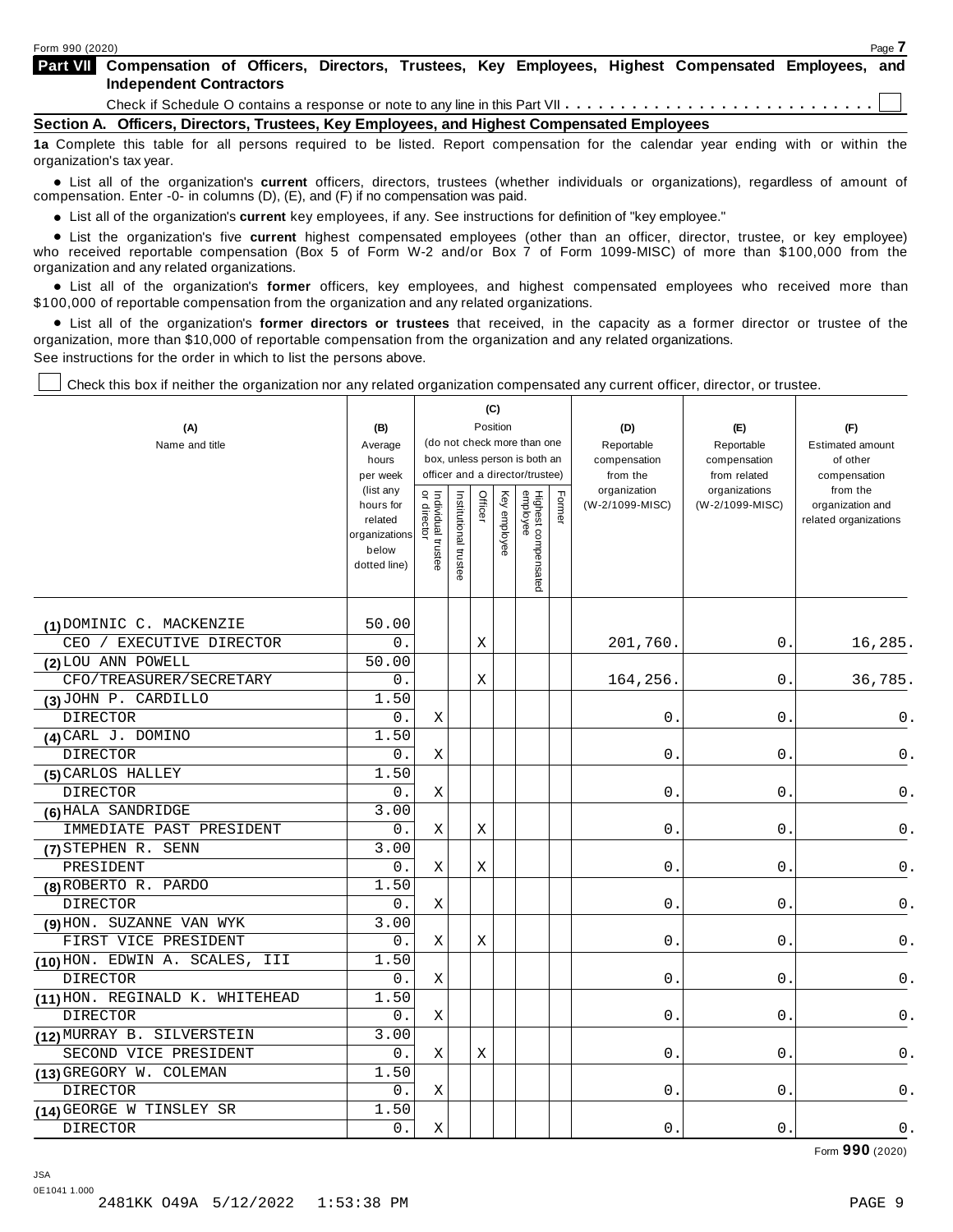## Part VII Compensation of Officers, Directors, Trustees, Key Employees, Highest Compensated Employees, and Independent Contractors

Check if Schedule O contains a response or note to any line in this Part VII . . . . . . . . . . . . . . . . . . . . . . . . . . . ☐

### Section A. Officers, Directors, Trustees, Key Employees, and Highest Compensated Employees

**1a** Complete this table for all persons required to be listed. Report compensation for the calendar year ending with or within the organization's tax year.

- List all of the organization's **current** officers, directors, trustees (whether individuals or organizations), regardless of amount of compensation. Enter -0- in columns (D), (E), and (F) if no compensation was paid.
- List all of the organization's **current** key employees, if any. See instructions for definition of "key employee."
- List the organization's five **current** highest compensated employees (other than an officer, director, trustee, or key employee) who received reportable compensation (Box 5 of Form W-2 and/or Box 7 of Form 1099-MISC) of more than $100,000 from the organization and any related organizations.
- List all of the organization's **former** officers, key employees, and highest compensated employees who received more than $100,000 of reportable compensation from the organization and any related organizations.
- List all of the organization's **former directors or trustees** that received, in the capacity as a former director or trustee of the organization, more than $10,000 of reportable compensation from the organization and any related organizations.

See instructions for the order in which to list the persons above.

☐ Check this box if neither the organization nor any related organization compensated any current officer, director, or trustee.

| (A) Name and title | (B) Average hours per week (list any hours for related organizations below dotted line) | (C) Position (do not check more than one box, unless person is both an officer and a director/trustee) | | | | | | (D) Reportable compensation from the organization (W-2/1099-MISC) | (E) Reportable compensation from related organizations (W-2/1099-MISC) | (F) Estimated amount of other compensation from the organization and related organizations |
|---|---|---|---|---|---|---|---|---|---|---|
| | | Individual trustee or director | Institutional trustee | Officer | Key employee | Highest compensated employee | Former | | | |
| (1) DOMINIC C. MACKENZIE | 50.00 | | | | | | | | | |
| CEO / EXECUTIVE DIRECTOR | 0. | | | X | | | | 201,760. | 0. | 16,285. |
| (2) LOU ANN POWELL | 50.00 | | | | | | | | | |
| CFO/TREASURER/SECRETARY | 0. | | | X | | | | 164,256. | 0. | 36,785. |
| (3) JOHN P. CARDILLO | 1.50 | | | | | | | | | |
| DIRECTOR | 0. | X | | | | | | 0. | 0. | 0. |
| (4) CARL J. DOMINO | 1.50 | | | | | | | | | |
| DIRECTOR | 0. | X | | | | | | 0. | 0. | 0. |
| (5) CARLOS HALLEY | 1.50 | | | | | | | | | |
| DIRECTOR | 0. | X | | | | | | 0. | 0. | 0. |
| (6) HALA SANDRIDGE | 3.00 | | | | | | | | | |
| IMMEDIATE PAST PRESIDENT | 0. | X | | X | | | | 0. | 0. | 0. |
| (7) STEPHEN R. SENN | 3.00 | | | | | | | | | |
| PRESIDENT | 0. | X | | X | | | | 0. | 0. | 0. |
| (8) ROBERTO R. PARDO | 1.50 | | | | | | | | | |
| DIRECTOR | 0. | X | | | | | | 0. | 0. | 0. |
| (9) HON. SUZANNE VAN WYK | 3.00 | | | | | | | | | |
| FIRST VICE PRESIDENT | 0. | X | | X | | | | 0. | 0. | 0. |
| (10) HON. EDWIN A. SCALES, III | 1.50 | | | | | | | | | |
| DIRECTOR | 0. | X | | | | | | 0. | 0. | 0. |
| (11) HON. REGINALD K. WHITEHEAD | 1.50 | | | | | | | | | |
| DIRECTOR | 0. | X | | | | | | 0. | 0. | 0. |
| (12) MURRAY B. SILVERSTEIN | 3.00 | | | | | | | | | |
| SECOND VICE PRESIDENT | 0. | X | | X | | | | 0. | 0. | 0. |
| (13) GREGORY W. COLEMAN | 1.50 | | | | | | | | | |
| DIRECTOR | 0. | X | | | | | | 0. | 0. | 0. |
| (14) GEORGE W TINSLEY SR | 1.50 | | | | | | | | | |
| DIRECTOR | 0. | X | | | | | | 0. | 0. | 0. |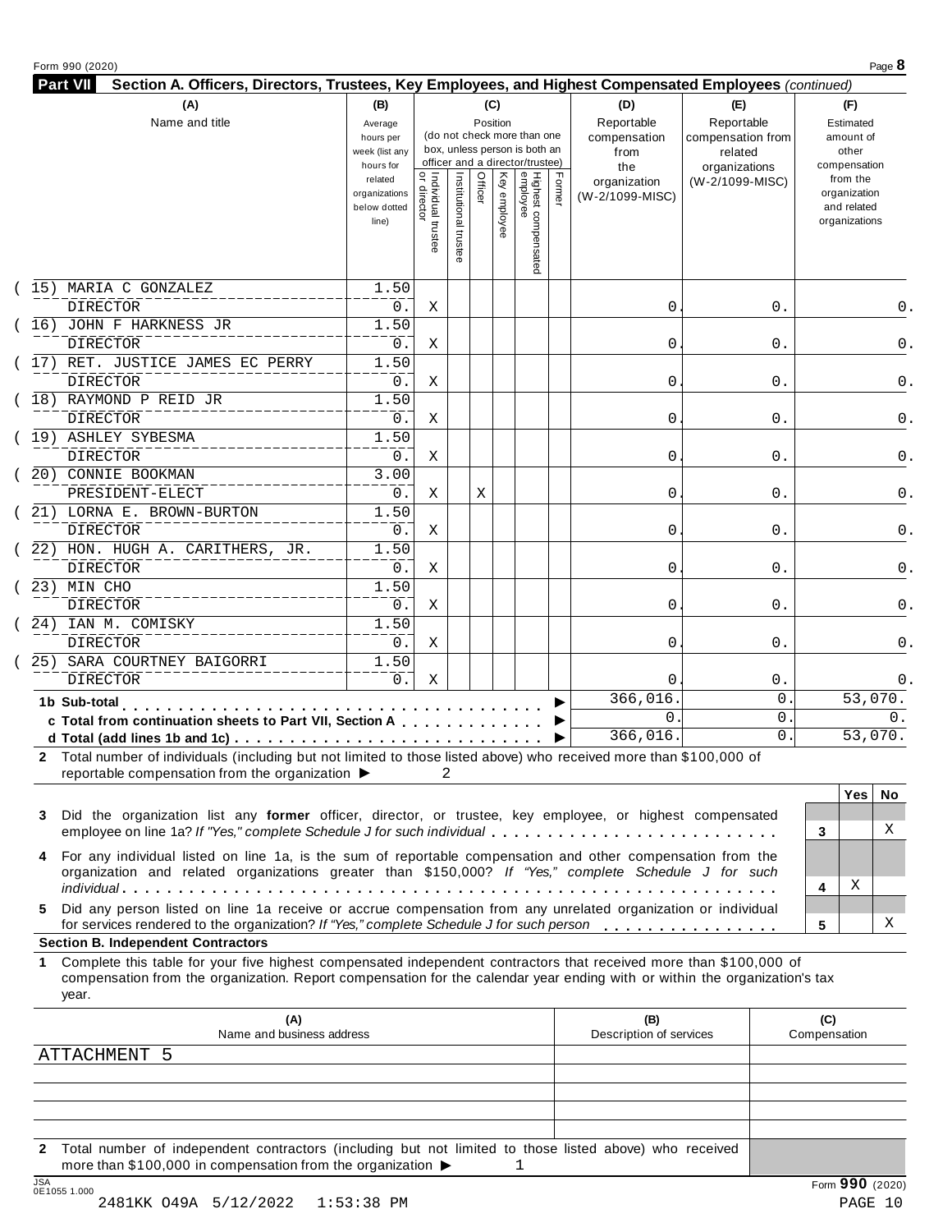## Part VII Section A. Officers, Directors, Trustees, Key Employees, and Highest Compensated Employees *(continued)*

| (A) Name and title | (B) Average hours per week (list any hours for related organizations below dotted line) | (C) Position: Individual trustee or director | Institutional trustee | Officer | Key employee | Highest compensated employee | Former | (D) Reportable compensation from the organization (W-2/1099-MISC) | (E) Reportable compensation from related organizations (W-2/1099-MISC) | (F) Estimated amount of other compensation from the organization and related organizations |
|---|---|---|---|---|---|---|---|---|---|---|
| (15) MARIA C GONZALEZ<br>DIRECTOR | 1.50<br>0. | X | | | | | | 0. | 0. | 0. |
| (16) JOHN F HARKNESS JR<br>DIRECTOR | 1.50<br>0. | X | | | | | | 0. | 0. | 0. |
| (17) RET. JUSTICE JAMES EC PERRY<br>DIRECTOR | 1.50<br>0. | X | | | | | | 0. | 0. | 0. |
| (18) RAYMOND P REID JR<br>DIRECTOR | 1.50<br>0. | X | | | | | | 0. | 0. | 0. |
| (19) ASHLEY SYBESMA<br>DIRECTOR | 1.50<br>0. | X | | | | | | 0. | 0. | 0. |
| (20) CONNIE BOOKMAN<br>PRESIDENT-ELECT | 3.00<br>0. | X | | X | | | | 0. | 0. | 0. |
| (21) LORNA E. BROWN-BURTON<br>DIRECTOR | 1.50<br>0. | X | | | | | | 0. | 0. | 0. |
| (22) HON. HUGH A. CARITHERS, JR.<br>DIRECTOR | 1.50<br>0. | X | | | | | | 0. | 0. | 0. |
| (23) MIN CHO<br>DIRECTOR | 1.50<br>0. | X | | | | | | 0. | 0. | 0. |
| (24) IAN M. COMISKY<br>DIRECTOR | 1.50<br>0. | X | | | | | | 0. | 0. | 0. |
| (25) SARA COURTNEY BAIGORRI<br>DIRECTOR | 1.50<br>0. | X | | | | | | 0. | 0. | 0. |
| **1b Sub-total** | | | | | | | | 366,016. | 0. | 53,070. |
| **c Total from continuation sheets to Part VII, Section A** | | | | | | | | 0. | 0. | 0. |
| **d Total (add lines 1b and 1c)** | | | | | | | | 366,016. | 0. | 53,070. |

**2** Total number of individuals (including but not limited to those listed above) who received more than $100,000 of reportable compensation from the organization ▶ 2

| | | Yes | No |
|---|---|---|---|
| **3** Did the organization list any **former** officer, director, or trustee, key employee, or highest compensated employee on line 1a? *If "Yes," complete Schedule J for such individual* | 3 | | X |
| **4** For any individual listed on line 1a, is the sum of reportable compensation and other compensation from the organization and related organizations greater than $150,000? *If "Yes," complete Schedule J for such individual* | 4 | X | |
| **5** Did any person listed on line 1a receive or accrue compensation from any unrelated organization or individual for services rendered to the organization? *If "Yes," complete Schedule J for such person* | 5 | | X |

### Section B. Independent Contractors

**1** Complete this table for your five highest compensated independent contractors that received more than $100,000 of compensation from the organization. Report compensation for the calendar year ending with or within the organization's tax year.

| (A) Name and business address | (B) Description of services | (C) Compensation |
|---|---|---|
| ATTACHMENT 5 | | |
| | | |
| | | |
| | | |
| | | |

**2** Total number of independent contractors (including but not limited to those listed above) who received more than $100,000 in compensation from the organization ▶ 1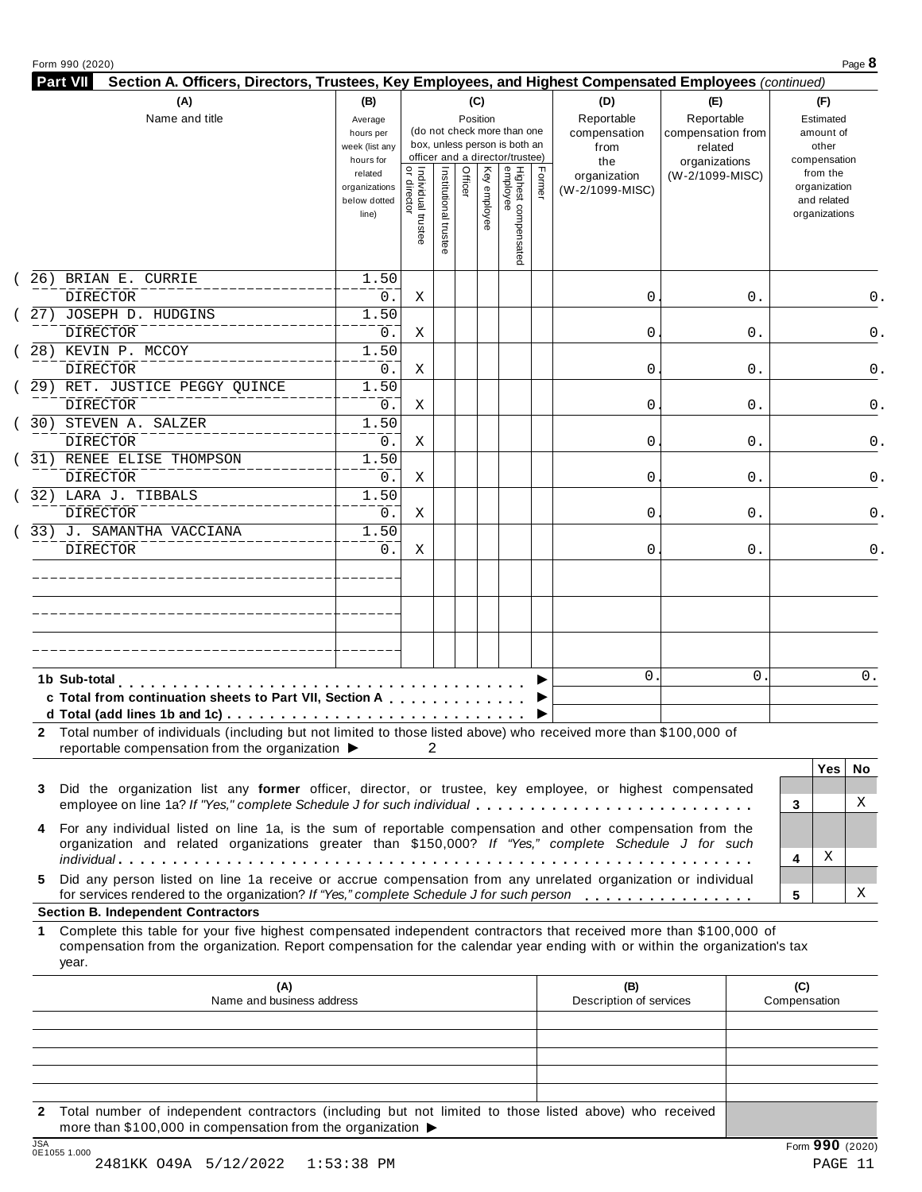## Part VII Section A. Officers, Directors, Trustees, Key Employees, and Highest Compensated Employees *(continued)*

| (A) Name and title | (B) Average hours per week (list any hours for related organizations below dotted line) | (C) Position: Individual trustee or director | Institutional trustee | Officer | Key employee | Highest compensated employee | Former | (D) Reportable compensation from the organization (W-2/1099-MISC) | (E) Reportable compensation from related organizations (W-2/1099-MISC) | (F) Estimated amount of other compensation from the organization and related organizations |
|---|---|---|---|---|---|---|---|---|---|---|
| (26) BRIAN E. CURRIE<br>DIRECTOR | 1.50<br>0. | X | | | | | | 0. | 0. | 0. |
| (27) JOSEPH D. HUDGINS<br>DIRECTOR | 1.50<br>0. | X | | | | | | 0. | 0. | 0. |
| (28) KEVIN P. MCCOY<br>DIRECTOR | 1.50<br>0. | X | | | | | | 0. | 0. | 0. |
| (29) RET. JUSTICE PEGGY QUINCE<br>DIRECTOR | 1.50<br>0. | X | | | | | | 0. | 0. | 0. |
| (30) STEVEN A. SALZER<br>DIRECTOR | 1.50<br>0. | X | | | | | | 0. | 0. | 0. |
| (31) RENEE ELISE THOMPSON<br>DIRECTOR | 1.50<br>0. | X | | | | | | 0. | 0. | 0. |
| (32) LARA J. TIBBALS<br>DIRECTOR | 1.50<br>0. | X | | | | | | 0. | 0. | 0. |
| (33) J. SAMANTHA VACCIANA<br>DIRECTOR | 1.50<br>0. | X | | | | | | 0. | 0. | 0. |
| | | | | | | | | | | |
| | | | | | | | | | | |
| | | | | | | | | | | |

| | (D) | (E) | (F) |
|---|---|---|---|
| **1b Sub-total** ▶ | 0. | 0. | 0. |
| **c Total from continuation sheets to Part VII, Section A** ▶ | | | |
| **d Total (add lines 1b and 1c)** ▶ | | | |

**2** Total number of individuals (including but not limited to those listed above) who received more than $100,000 of reportable compensation from the organization ▶ 2

| | | Yes | No |
|---|---|---|---|
| **3** Did the organization list any **former** officer, director, or trustee, key employee, or highest compensated employee on line 1a? *If "Yes," complete Schedule J for such individual* | 3 | | X |
| **4** For any individual listed on line 1a, is the sum of reportable compensation and other compensation from the organization and related organizations greater than $150,000? *If "Yes," complete Schedule J for such individual* | 4 | X | |
| **5** Did any person listed on line 1a receive or accrue compensation from any unrelated organization or individual for services rendered to the organization? *If "Yes," complete Schedule J for such person* | 5 | | X |

### Section B. Independent Contractors

**1** Complete this table for your five highest compensated independent contractors that received more than $100,000 of compensation from the organization. Report compensation for the calendar year ending with or within the organization's tax year.

| (A) Name and business address | (B) Description of services | (C) Compensation |
|---|---|---|
| | | |
| | | |
| | | |
| | | |
| | | |

**2** Total number of independent contractors (including but not limited to those listed above) who received more than $100,000 in compensation from the organization ▶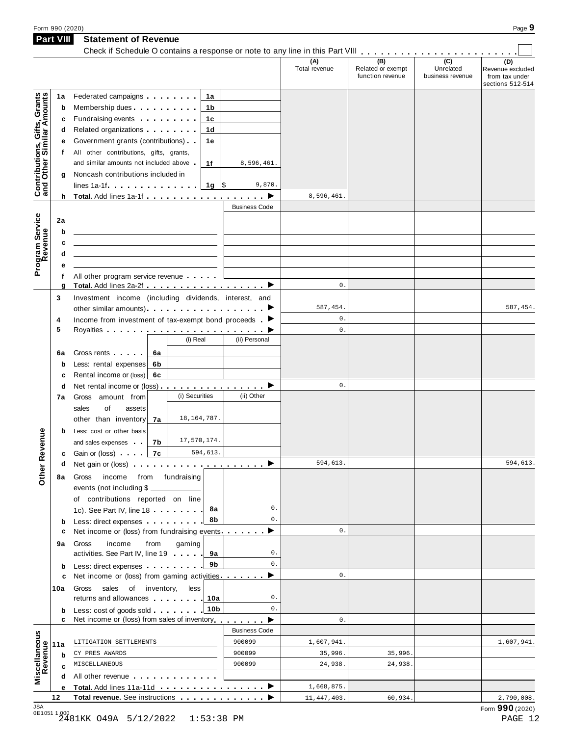## Part VIII Statement of Revenue

Check if Schedule O contains a response or note to any line in this Part VIII . . . . . . . . . . . . . . . . . . . . . . . . ☐

| | | | | (A) Total revenue | (B) Related or exempt function revenue | (C) Unrelated business revenue | (D) Revenue excluded from tax under sections 512-514 |
|---|---|---|---|---|---|---|---|
| **Contributions, Gifts, Grants and Other Similar Amounts** | 1a | Federated campaigns . . . . . . . . 1a | | | | | |
| | b | Membership dues . . . . . . . . . . 1b | | | | | |
| | c | Fundraising events . . . . . . . . . 1c | | | | | |
| | d | Related organizations . . . . . . . . 1d | | | | | |
| | e | Government grants (contributions) . . 1e | | | | | |
| | f | All other contributions, gifts, grants, and similar amounts not included above . 1f | 8,596,461. | | | | |
| | g | Noncash contributions included in lines 1a-1f . . . . . . . . . . . . . 1g | $ 9,870. | | | | |
| | h | **Total.** Add lines 1a-1f . . . . . . . . . . . . . . . . . . ▶ | | 8,596,461. | | | |
| **Program Service Revenue** | | | Business Code | | | | |
| | 2a | | | | | | |
| | b | | | | | | |
| | c | | | | | | |
| | d | | | | | | |
| | e | | | | | | |
| | f | All other program service revenue . . . . . | | | | | |
| | g | **Total.** Add lines 2a-2f . . . . . . . . . . . . . . . . . . ▶ | | 0. | | | |
| **Other Revenue** | 3 | Investment income (including dividends, interest, and other similar amounts) . . . . . . . . . . . . . . . . . . ▶ | | 587,454. | | | 587,454. |
| | 4 | Income from investment of tax-exempt bond proceeds . ▶ | | 0. | | | |
| | 5 | Royalties . . . . . . . . . . . . . . . . . . . . . . . . ▶ | | 0. | | | |
| | | | (i) Real / (ii) Personal | | | | |
| | 6a | Gross rents . . . . . 6a | | | | | |
| | b | Less: rental expenses 6b | | | | | |
| | c | Rental income or (loss) 6c | | | | | |
| | d | Net rental income or (loss) . . . . . . . . . . . . . . . . ▶ | | 0. | | | |
| | | | (i) Securities / (ii) Other | | | | |
| | 7a | Gross amount from sales of assets other than inventory 7a | (i) 18,164,787. | | | | |
| | b | Less: cost or other basis and sales expenses . . 7b | (i) 17,570,174. | | | | |
| | c | Gain or (loss) . . . . 7c | (i) 594,613. | | | | |
| | d | Net gain or (loss) . . . . . . . . . . . . . . . . . . . . ▶ | | 594,613. | | | 594,613. |
| | 8a | Gross income from fundraising events (not including $ ____________ of contributions reported on line 1c). See Part IV, line 18 . . . . . . . 8a | 0. | | | | |
| | b | Less: direct expenses . . . . . . . . . 8b | 0. | | | | |
| | c | Net income or (loss) from fundraising events . . . . . . . ▶ | | 0. | | | |
| | 9a | Gross income from gaming activities. See Part IV, line 19 . . . . . 9a | 0. | | | | |
| | b | Less: direct expenses . . . . . . . . . 9b | 0. | | | | |
| | c | Net income or (loss) from gaming activities . . . . . . . ▶ | | 0. | | | |
| | 10a | Gross sales of inventory, less returns and allowances . . . . . . . . 10a | 0. | | | | |
| | b | Less: cost of goods sold . . . . . . . . 10b | 0. | | | | |
| | c | Net income or (loss) from sales of inventory . . . . . . . ▶ | | 0. | | | |
| **Miscellaneous Revenue** | | | Business Code | | | | |
| | 11a | LITIGATION SETTLEMENTS | 900099 | 1,607,941. | | | 1,607,941. |
| | b | CY PRES AWARDS | 900099 | 35,996. | 35,996. | | |
| | c | MISCELLANEOUS | 900099 | 24,938. | 24,938. | | |
| | d | All other revenue . . . . . . . . . . . . . | | | | | |
| | e | **Total.** Add lines 11a-11d . . . . . . . . . . . . . . . . ▶ | | 1,668,875. | | | |
| | 12 | **Total revenue.** See instructions . . . . . . . . . . . . . ▶ | | 11,447,403. | 60,934. | | 2,790,008. |

JSA 0E1051 1.000

2481KK O49A 5/12/2022 1:53:38 PM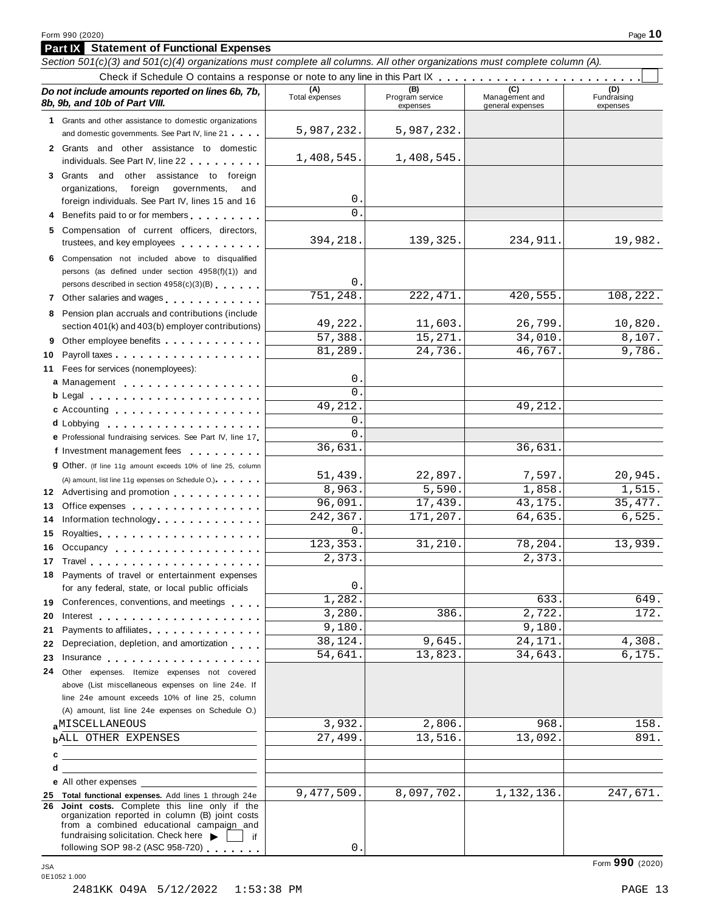Form 990 (2020)

## Part IX Statement of Functional Expenses

*Section 501(c)(3) and 501(c)(4) organizations must complete all columns. All other organizations must complete column (A).*

Check if Schedule O contains a response or note to any line in this Part IX . . . . . . . . . . . . . . . . . . . . . . . . ☐

| *Do not include amounts reported on lines 6b, 7b, 8b, 9b, and 10b of Part VIII.* | (A) Total expenses | (B) Program service expenses | (C) Management and general expenses | (D) Fundraising expenses |
|---|---|---|---|---|
| **1** Grants and other assistance to domestic organizations and domestic governments. See Part IV, line 21 | 5,987,232. | 5,987,232. | | |
| **2** Grants and other assistance to domestic individuals. See Part IV, line 22 | 1,408,545. | 1,408,545. | | |
| **3** Grants and other assistance to foreign organizations, foreign governments, and foreign individuals. See Part IV, lines 15 and 16 | 0. | | | |
| **4** Benefits paid to or for members | 0. | | | |
| **5** Compensation of current officers, directors, trustees, and key employees | 394,218. | 139,325. | 234,911. | 19,982. |
| **6** Compensation not included above to disqualified persons (as defined under section 4958(f)(1)) and persons described in section 4958(c)(3)(B) | 0. | | | |
| **7** Other salaries and wages | 751,248. | 222,471. | 420,555. | 108,222. |
| **8** Pension plan accruals and contributions (include section 401(k) and 403(b) employer contributions) | 49,222. | 11,603. | 26,799. | 10,820. |
| **9** Other employee benefits | 57,388. | 15,271. | 34,010. | 8,107. |
| **10** Payroll taxes | 81,289. | 24,736. | 46,767. | 9,786. |
| **11** Fees for services (nonemployees): | | | | |
| **a** Management | 0. | | | |
| **b** Legal | 0. | | | |
| **c** Accounting | 49,212. | | 49,212. | |
| **d** Lobbying | 0. | | | |
| **e** Professional fundraising services. See Part IV, line 17 | 0. | | | |
| **f** Investment management fees | 36,631. | | 36,631. | |
| **g** Other. (If line 11g amount exceeds 10% of line 25, column (A) amount, list line 11g expenses on Schedule O.) | 51,439. | 22,897. | 7,597. | 20,945. |
| **12** Advertising and promotion | 8,963. | 5,590. | 1,858. | 1,515. |
| **13** Office expenses | 96,091. | 17,439. | 43,175. | 35,477. |
| **14** Information technology | 242,367. | 171,207. | 64,635. | 6,525. |
| **15** Royalties | 0. | | | |
| **16** Occupancy | 123,353. | 31,210. | 78,204. | 13,939. |
| **17** Travel | 2,373. | | 2,373. | |
| **18** Payments of travel or entertainment expenses for any federal, state, or local public officials | 0. | | | |
| **19** Conferences, conventions, and meetings | 1,282. | | 633. | 649. |
| **20** Interest | 3,280. | 386. | 2,722. | 172. |
| **21** Payments to affiliates | 9,180. | | 9,180. | |
| **22** Depreciation, depletion, and amortization | 38,124. | 9,645. | 24,171. | 4,308. |
| **23** Insurance | 54,641. | 13,823. | 34,643. | 6,175. |
| **24** Other expenses. Itemize expenses not covered above (List miscellaneous expenses on line 24e. If line 24e amount exceeds 10% of line 25, column (A) amount, list line 24e expenses on Schedule O.) | | | | |
| **a** MISCELLANEOUS | 3,932. | 2,806. | 968. | 158. |
| **b** ALL OTHER EXPENSES | 27,499. | 13,516. | 13,092. | 891. |
| **c** | | | | |
| **d** | | | | |
| **e** All other expenses | | | | |
| **25 Total functional expenses.** Add lines 1 through 24e | 9,477,509. | 8,097,702. | 1,132,136. | 247,671. |
| **26 Joint costs.** Complete this line only if the organization reported in column (B) joint costs from a combined educational campaign and fundraising solicitation. Check here ▶ ☐ if following SOP 98-2 (ASC 958-720) | 0. | | | |

JSA 0E1052 1.000

Form **990** (2020)

2481KK O49A 5/12/2022 1:53:38 PM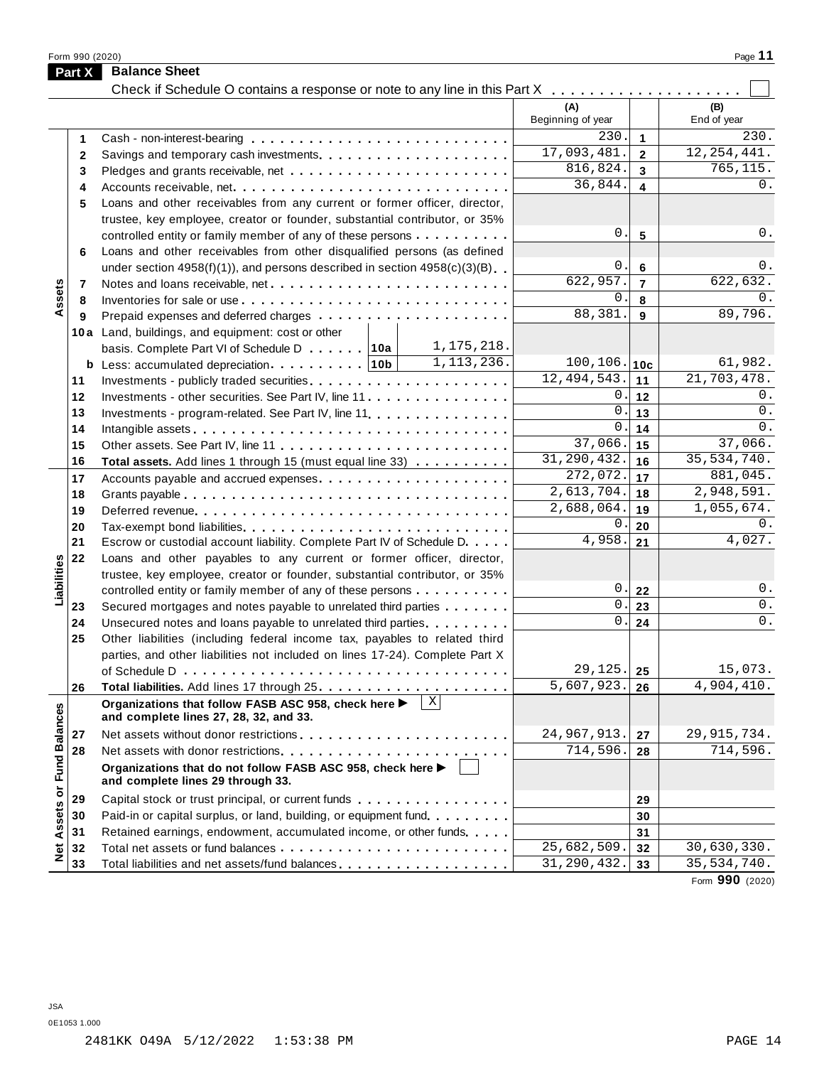## Part X Balance Sheet

Check if Schedule O contains a response or note to any line in this Part X . . . . . . . . . . . . . . . . . . . . ☐

| Section | Line | Description | (A) Beginning of year | | (B) End of year |
|---|---|---|---|---|---|
| Assets | 1 | Cash - non-interest-bearing | 230. | 1 | 230. |
| | 2 | Savings and temporary cash investments | 17,093,481. | 2 | 12,254,441. |
| | 3 | Pledges and grants receivable, net | 816,824. | 3 | 765,115. |
| | 4 | Accounts receivable, net | 36,844. | 4 | 0. |
| | 5 | Loans and other receivables from any current or former officer, director, trustee, key employee, creator or founder, substantial contributor, or 35% controlled entity or family member of any of these persons | 0. | 5 | 0. |
| | 6 | Loans and other receivables from other disqualified persons (as defined under section 4958(f)(1)), and persons described in section 4958(c)(3)(B) | 0. | 6 | 0. |
| | 7 | Notes and loans receivable, net | 622,957. | 7 | 622,632. |
| | 8 | Inventories for sale or use | 0. | 8 | 0. |
| | 9 | Prepaid expenses and deferred charges | 88,381. | 9 | 89,796. |
| | 10a | Land, buildings, and equipment: cost or other basis. Complete Part VI of Schedule D . . . . . . 10a 1,175,218. | | | |
| | b | Less: accumulated depreciation . . . . . . . . . 10b 1,113,236. | 100,106. | 10c | 61,982. |
| | 11 | Investments - publicly traded securities | 12,494,543. | 11 | 21,703,478. |
| | 12 | Investments - other securities. See Part IV, line 11 | 0. | 12 | 0. |
| | 13 | Investments - program-related. See Part IV, line 11 | 0. | 13 | 0. |
| | 14 | Intangible assets | 0. | 14 | 0. |
| | 15 | Other assets. See Part IV, line 11 | 37,066. | 15 | 37,066. |
| | 16 | **Total assets.** Add lines 1 through 15 (must equal line 33) | 31,290,432. | 16 | 35,534,740. |
| Liabilities | 17 | Accounts payable and accrued expenses | 272,072. | 17 | 881,045. |
| | 18 | Grants payable | 2,613,704. | 18 | 2,948,591. |
| | 19 | Deferred revenue | 2,688,064. | 19 | 1,055,674. |
| | 20 | Tax-exempt bond liabilities | 0. | 20 | 0. |
| | 21 | Escrow or custodial account liability. Complete Part IV of Schedule D | 4,958. | 21 | 4,027. |
| | 22 | Loans and other payables to any current or former officer, director, trustee, key employee, creator or founder, substantial contributor, or 35% controlled entity or family member of any of these persons | 0. | 22 | 0. |
| | 23 | Secured mortgages and notes payable to unrelated third parties | 0. | 23 | 0. |
| | 24 | Unsecured notes and loans payable to unrelated third parties | 0. | 24 | 0. |
| | 25 | Other liabilities (including federal income tax, payables to related third parties, and other liabilities not included on lines 17-24). Complete Part X of Schedule D | 29,125. | 25 | 15,073. |
| | 26 | **Total liabilities.** Add lines 17 through 25 | 5,607,923. | 26 | 4,904,410. |
| Net Assets or Fund Balances | | **Organizations that follow FASB ASC 958, check here ▶** ☒ **and complete lines 27, 28, 32, and 33.** | | | |
| | 27 | Net assets without donor restrictions | 24,967,913. | 27 | 29,915,734. |
| | 28 | Net assets with donor restrictions | 714,596. | 28 | 714,596. |
| | | **Organizations that do not follow FASB ASC 958, check here ▶** ☐ **and complete lines 29 through 33.** | | | |
| | 29 | Capital stock or trust principal, or current funds | | 29 | |
| | 30 | Paid-in or capital surplus, or land, building, or equipment fund | | 30 | |
| | 31 | Retained earnings, endowment, accumulated income, or other funds | | 31 | |
| | 32 | Total net assets or fund balances | 25,682,509. | 32 | 30,630,330. |
| | 33 | Total liabilities and net assets/fund balances | 31,290,432. | 33 | 35,534,740. |

Form **990** (2020)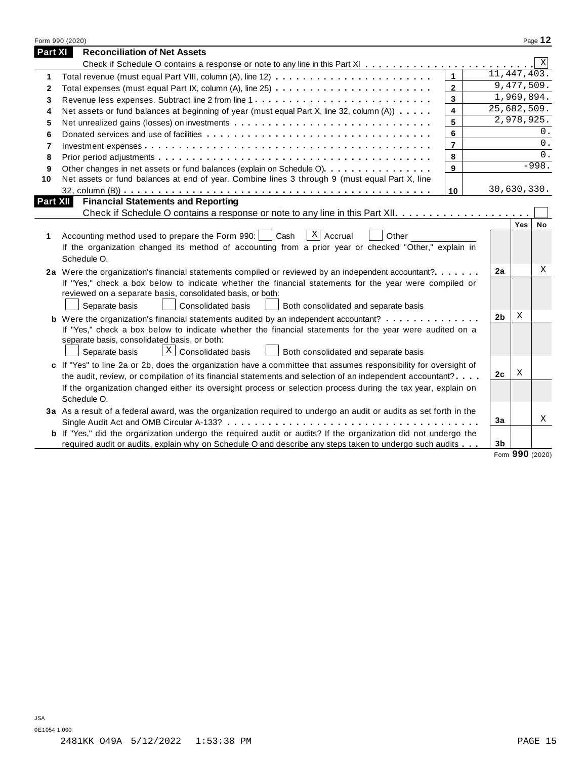Form 990 (2020)

## Part XI Reconciliation of Net Assets

Check if Schedule O contains a response or note to any line in this Part XI . . . . . . . . . . . . . . . . . . . . . . . . . [X]

| | | | |
|---|---|---|---|
| 1 | Total revenue (must equal Part VIII, column (A), line 12) | 1 | 11,447,403. |
| 2 | Total expenses (must equal Part IX, column (A), line 25) | 2 | 9,477,509. |
| 3 | Revenue less expenses. Subtract line 2 from line 1 | 3 | 1,969,894. |
| 4 | Net assets or fund balances at beginning of year (must equal Part X, line 32, column (A)) | 4 | 25,682,509. |
| 5 | Net unrealized gains (losses) on investments | 5 | 2,978,925. |
| 6 | Donated services and use of facilities | 6 | 0. |
| 7 | Investment expenses | 7 | 0. |
| 8 | Prior period adjustments | 8 | 0. |
| 9 | Other changes in net assets or fund balances (explain on Schedule O) | 9 | -998. |
| 10 | Net assets or fund balances at end of year. Combine lines 3 through 9 (must equal Part X, line 32, column (B)) | 10 | 30,630,330. |

## Part XII Financial Statements and Reporting

Check if Schedule O contains a response or note to any line in this Part XII . . . . . . . . . . . . . . . . . . . . [ ]

| | | | Yes | No |
|---|---|---|---|---|
| 1 | Accounting method used to prepare the Form 990: [ ] Cash [X] Accrual [ ] Other ____________ <br> If the organization changed its method of accounting from a prior year or checked "Other," explain in Schedule O. | | | |
| 2a | Were the organization's financial statements compiled or reviewed by an independent accountant? <br> If "Yes," check a box below to indicate whether the financial statements for the year were compiled or reviewed on a separate basis, consolidated basis, or both: <br> [ ] Separate basis [ ] Consolidated basis [ ] Both consolidated and separate basis | 2a | | X |
| b | Were the organization's financial statements audited by an independent accountant? <br> If "Yes," check a box below to indicate whether the financial statements for the year were audited on a separate basis, consolidated basis, or both: <br> [ ] Separate basis [X] Consolidated basis [ ] Both consolidated and separate basis | 2b | X | |
| c | If "Yes" to line 2a or 2b, does the organization have a committee that assumes responsibility for oversight of the audit, review, or compilation of its financial statements and selection of an independent accountant? <br> If the organization changed either its oversight process or selection process during the tax year, explain on Schedule O. | 2c | X | |
| 3a | As a result of a federal award, was the organization required to undergo an audit or audits as set forth in the Single Audit Act and OMB Circular A-133? | 3a | | X |
| b | If "Yes," did the organization undergo the required audit or audits? If the organization did not undergo the required audit or audits, explain why on Schedule O and describe any steps taken to undergo such audits | 3b | | |

Form **990** (2020)

JSA
0E1054 1.000
2481KK O49A 5/12/2022 1:53:38 PM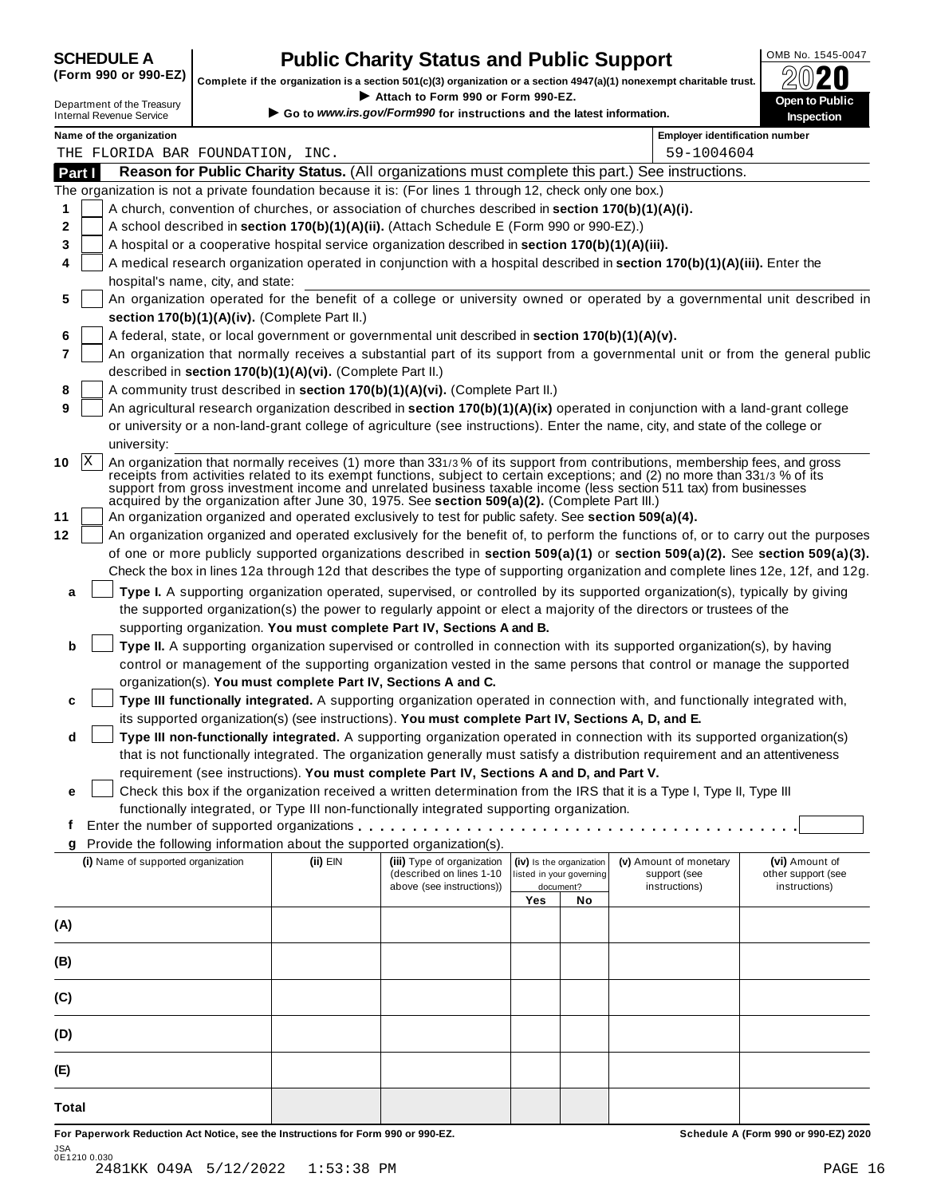# SCHEDULE A (Form 990 or 990-EZ)

Department of the Treasury
Internal Revenue Service

## Public Charity Status and Public Support

**Complete if the organization is a section 501(c)(3) organization or a section 4947(a)(1) nonexempt charitable trust.**

▶ Attach to Form 990 or Form 990-EZ.

▶ Go to *www.irs.gov/Form990* for instructions and the latest information.

OMB No. 1545-0047

2020

**Open to Public Inspection**

**Name of the organization:** THE FLORIDA BAR FOUNDATION, INC.

**Employer identification number:** 59-1004604

### Part I — Reason for Public Charity Status. (All organizations must complete this part.) See instructions.

The organization is not a private foundation because it is: (For lines 1 through 12, check only one box.)

1. ☐ A church, convention of churches, or association of churches described in **section 170(b)(1)(A)(i).**
2. ☐ A school described in **section 170(b)(1)(A)(ii).** (Attach Schedule E (Form 990 or 990-EZ).)
3. ☐ A hospital or a cooperative hospital service organization described in **section 170(b)(1)(A)(iii).**
4. ☐ A medical research organization operated in conjunction with a hospital described in **section 170(b)(1)(A)(iii).** Enter the hospital's name, city, and state:
5. ☐ An organization operated for the benefit of a college or university owned or operated by a governmental unit described in **section 170(b)(1)(A)(iv).** (Complete Part II.)
6. ☐ A federal, state, or local government or governmental unit described in **section 170(b)(1)(A)(v).**
7. ☐ An organization that normally receives a substantial part of its support from a governmental unit or from the general public described in **section 170(b)(1)(A)(vi).** (Complete Part II.)
8. ☐ A community trust described in **section 170(b)(1)(A)(vi).** (Complete Part II.)
9. ☐ An agricultural research organization described in **section 170(b)(1)(A)(ix)** operated in conjunction with a land-grant college or university or a non-land-grant college of agriculture (see instructions). Enter the name, city, and state of the college or university:
10. ☒ An organization that normally receives (1) more than 33 1/3 % of its support from contributions, membership fees, and gross receipts from activities related to its exempt functions, subject to certain exceptions; and (2) no more than 33 1/3 % of its support from gross investment income and unrelated business taxable income (less section 511 tax) from businesses acquired by the organization after June 30, 1975. See **section 509(a)(2).** (Complete Part III.)
11. ☐ An organization organized and operated exclusively to test for public safety. See **section 509(a)(4).**
12. ☐ An organization organized and operated exclusively for the benefit of, to perform the functions of, or to carry out the purposes of one or more publicly supported organizations described in **section 509(a)(1)** or **section 509(a)(2).** See **section 509(a)(3).** Check the box in lines 12a through 12d that describes the type of supporting organization and complete lines 12e, 12f, and 12g.
   - **a** ☐ **Type I.** A supporting organization operated, supervised, or controlled by its supported organization(s), typically by giving the supported organization(s) the power to regularly appoint or elect a majority of the directors or trustees of the supporting organization. **You must complete Part IV, Sections A and B.**
   - **b** ☐ **Type II.** A supporting organization supervised or controlled in connection with its supported organization(s), by having control or management of the supporting organization vested in the same persons that control or manage the supported organization(s). **You must complete Part IV, Sections A and C.**
   - **c** ☐ **Type III functionally integrated.** A supporting organization operated in connection with, and functionally integrated with, its supported organization(s) (see instructions). **You must complete Part IV, Sections A, D, and E.**
   - **d** ☐ **Type III non-functionally integrated.** A supporting organization operated in connection with its supported organization(s) that is not functionally integrated. The organization generally must satisfy a distribution requirement and an attentiveness requirement (see instructions). **You must complete Part IV, Sections A and D, and Part V.**
   - **e** ☐ Check this box if the organization received a written determination from the IRS that it is a Type I, Type II, Type III functionally integrated, or Type III non-functionally integrated supporting organization.
   - **f** Enter the number of supported organizations
   - **g** Provide the following information about the supported organization(s).

| (i) Name of supported organization | (ii) EIN | (iii) Type of organization (described on lines 1-10 above (see instructions)) | (iv) Is the organization listed in your governing document? Yes | No | (v) Amount of monetary support (see instructions) | (vi) Amount of other support (see instructions) |
|---|---|---|---|---|---|---|
| (A) | | | | | | |
| (B) | | | | | | |
| (C) | | | | | | |
| (D) | | | | | | |
| (E) | | | | | | |
| Total | | | | | | |

**For Paperwork Reduction Act Notice, see the Instructions for Form 990 or 990-EZ.** **Schedule A (Form 990 or 990-EZ) 2020**

JSA
0E1210 0.030
2481KK O49A 5/12/2022 1:53:38 PM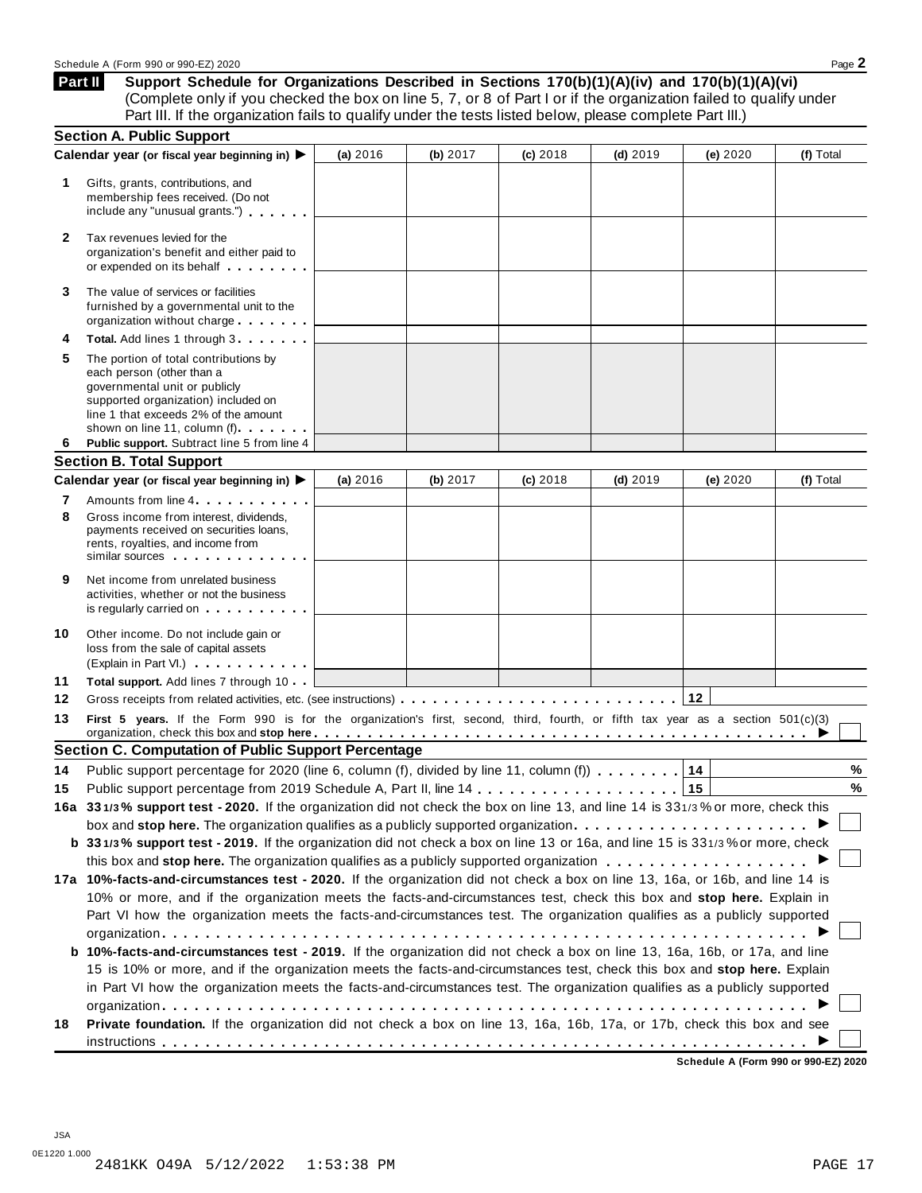## Part II Support Schedule for Organizations Described in Sections 170(b)(1)(A)(iv) and 170(b)(1)(A)(vi)

(Complete only if you checked the box on line 5, 7, or 8 of Part I or if the organization failed to qualify under Part III. If the organization fails to qualify under the tests listed below, please complete Part III.)

### Section A. Public Support

| | Calendar year (or fiscal year beginning in) ▶ | (a) 2016 | (b) 2017 | (c) 2018 | (d) 2019 | (e) 2020 | (f) Total |
|---|---|---|---|---|---|---|---|
| 1 | Gifts, grants, contributions, and membership fees received. (Do not include any "unusual grants.") | | | | | | |
| 2 | Tax revenues levied for the organization's benefit and either paid to or expended on its behalf | | | | | | |
| 3 | The value of services or facilities furnished by a governmental unit to the organization without charge | | | | | | |
| 4 | **Total.** Add lines 1 through 3 | | | | | | |
| 5 | The portion of total contributions by each person (other than a governmental unit or publicly supported organization) included on line 1 that exceeds 2% of the amount shown on line 11, column (f) | | | | | | |
| 6 | **Public support.** Subtract line 5 from line 4 | | | | | | |

### Section B. Total Support

| | Calendar year (or fiscal year beginning in) ▶ | (a) 2016 | (b) 2017 | (c) 2018 | (d) 2019 | (e) 2020 | (f) Total |
|---|---|---|---|---|---|---|---|
| 7 | Amounts from line 4 | | | | | | |
| 8 | Gross income from interest, dividends, payments received on securities loans, rents, royalties, and income from similar sources | | | | | | |
| 9 | Net income from unrelated business activities, whether or not the business is regularly carried on | | | | | | |
| 10 | Other income. Do not include gain or loss from the sale of capital assets (Explain in Part VI.) | | | | | | |
| 11 | **Total support.** Add lines 7 through 10 | | | | | | |

**12** Gross receipts from related activities, etc. (see instructions) . . . **12** ____

**13** **First 5 years.** If the Form 990 is for the organization's first, second, third, fourth, or fifth tax year as a section 501(c)(3) organization, check this box and **stop here** . . . ▶ ☐

### Section C. Computation of Public Support Percentage

**14** Public support percentage for 2020 (line 6, column (f), divided by line 11, column (f)) . . . **14** ____ %

**15** Public support percentage from 2019 Schedule A, Part II, line 14 . . . **15** ____ %

**16a** **33 1/3 % support test - 2020.** If the organization did not check the box on line 13, and line 14 is 33 1/3 % or more, check this box and **stop here.** The organization qualifies as a publicly supported organization . . . ▶ ☐

**b** **33 1/3 % support test - 2019.** If the organization did not check a box on line 13 or 16a, and line 15 is 33 1/3 % or more, check this box and **stop here.** The organization qualifies as a publicly supported organization . . . ▶ ☐

**17a** **10%-facts-and-circumstances test - 2020.** If the organization did not check a box on line 13, 16a, or 16b, and line 14 is 10% or more, and if the organization meets the facts-and-circumstances test, check this box and **stop here.** Explain in Part VI how the organization meets the facts-and-circumstances test. The organization qualifies as a publicly supported organization . . . ▶ ☐

**b** **10%-facts-and-circumstances test - 2019.** If the organization did not check a box on line 13, 16a, 16b, or 17a, and line 15 is 10% or more, and if the organization meets the facts-and-circumstances test, check this box and **stop here.** Explain in Part VI how the organization meets the facts-and-circumstances test. The organization qualifies as a publicly supported organization . . . ▶ ☐

**18** **Private foundation.** If the organization did not check a box on line 13, 16a, 16b, 17a, or 17b, check this box and see instructions . . . ▶ ☐

**Schedule A (Form 990 or 990-EZ) 2020**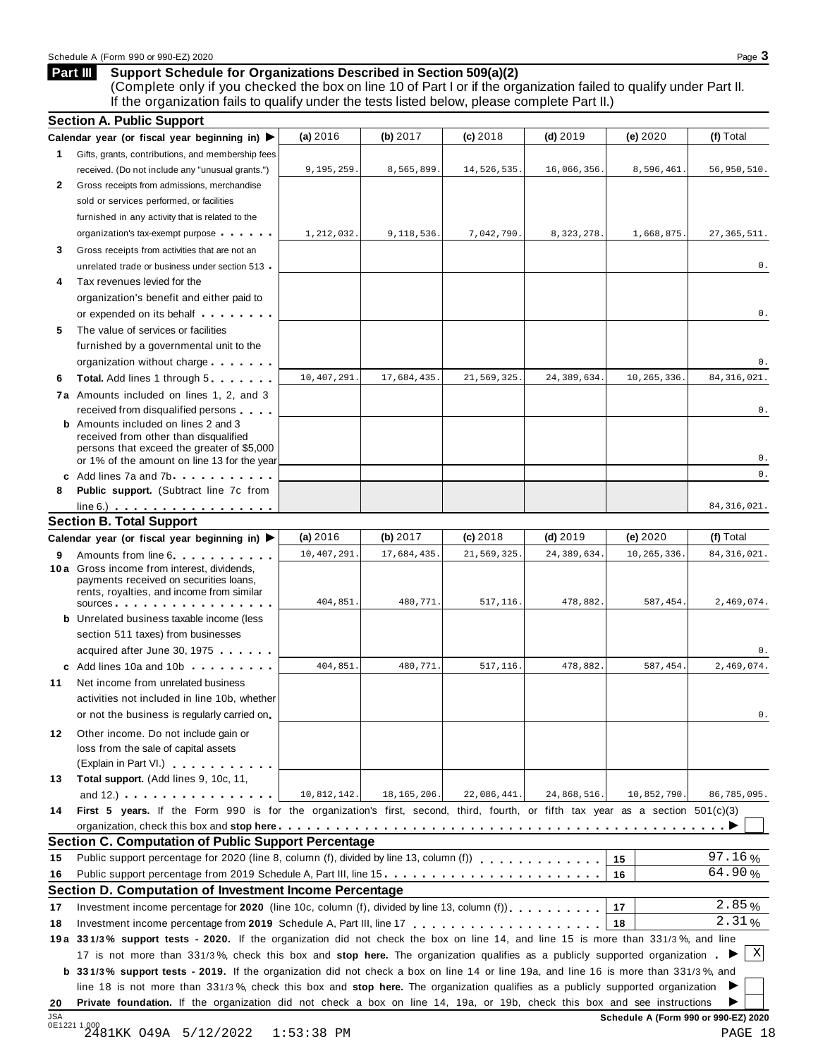## Part III Support Schedule for Organizations Described in Section 509(a)(2)

(Complete only if you checked the box on line 10 of Part I or if the organization failed to qualify under Part II. If the organization fails to qualify under the tests listed below, please complete Part II.)

### Section A. Public Support

| Calendar year (or fiscal year beginning in) ▶ | (a) 2016 | (b) 2017 | (c) 2018 | (d) 2019 | (e) 2020 | (f) Total |
|---|---|---|---|---|---|---|
| **1** Gifts, grants, contributions, and membership fees received. (Do not include any "unusual grants.") | 9,195,259. | 8,565,899. | 14,526,535. | 16,066,356. | 8,596,461. | 56,950,510. |
| **2** Gross receipts from admissions, merchandise sold or services performed, or facilities furnished in any activity that is related to the organization's tax-exempt purpose | 1,212,032. | 9,118,536. | 7,042,790. | 8,323,278. | 1,668,875. | 27,365,511. |
| **3** Gross receipts from activities that are not an unrelated trade or business under section 513 | | | | | | 0. |
| **4** Tax revenues levied for the organization's benefit and either paid to or expended on its behalf | | | | | | 0. |
| **5** The value of services or facilities furnished by a governmental unit to the organization without charge | | | | | | 0. |
| **6** **Total.** Add lines 1 through 5 | 10,407,291. | 17,684,435. | 21,569,325. | 24,389,634. | 10,265,336. | 84,316,021. |
| **7a** Amounts included on lines 1, 2, and 3 received from disqualified persons | | | | | | 0. |
| **b** Amounts included on lines 2 and 3 received from other than disqualified persons that exceed the greater of $5,000 or 1% of the amount on line 13 for the year | | | | | | 0. |
| **c** Add lines 7a and 7b | | | | | | 0. |
| **8** **Public support.** (Subtract line 7c from line 6.) | | | | | | 84,316,021. |

### Section B. Total Support

| Calendar year (or fiscal year beginning in) ▶ | (a) 2016 | (b) 2017 | (c) 2018 | (d) 2019 | (e) 2020 | (f) Total |
|---|---|---|---|---|---|---|
| **9** Amounts from line 6 | 10,407,291. | 17,684,435. | 21,569,325. | 24,389,634. | 10,265,336. | 84,316,021. |
| **10a** Gross income from interest, dividends, payments received on securities loans, rents, royalties, and income from similar sources | 404,851. | 480,771. | 517,116. | 478,882. | 587,454. | 2,469,074. |
| **b** Unrelated business taxable income (less section 511 taxes) from businesses acquired after June 30, 1975 | | | | | | 0. |
| **c** Add lines 10a and 10b | 404,851. | 480,771. | 517,116. | 478,882. | 587,454. | 2,469,074. |
| **11** Net income from unrelated business activities not included in line 10b, whether or not the business is regularly carried on | | | | | | 0. |
| **12** Other income. Do not include gain or loss from the sale of capital assets (Explain in Part VI.) | | | | | | |
| **13** **Total support.** (Add lines 9, 10c, 11, and 12.) | 10,812,142. | 18,165,206. | 22,086,441. | 24,868,516. | 10,852,790. | 86,785,095. |

**14** **First 5 years.** If the Form 990 is for the organization's first, second, third, fourth, or fifth tax year as a section 501(c)(3) organization, check this box and **stop here** ▶ ☐

### Section C. Computation of Public Support Percentage

| | | | |
|---|---|---|---|
| **15** | Public support percentage for 2020 (line 8, column (f), divided by line 13, column (f)) | 15 | 97.16 % |
| **16** | Public support percentage from 2019 Schedule A, Part III, line 15 | 16 | 64.90 % |

### Section D. Computation of Investment Income Percentage

| | | | |
|---|---|---|---|
| **17** | Investment income percentage for **2020** (line 10c, column (f), divided by line 13, column (f)) | 17 | 2.85 % |
| **18** | Investment income percentage from **2019** Schedule A, Part III, line 17 | 18 | 2.31 % |

**19a** **33 1/3% support tests - 2020.** If the organization did not check the box on line 14, and line 15 is more than 33 1/3 %, and line 17 is not more than 33 1/3 %, check this box and **stop here.** The organization qualifies as a publicly supported organization ▶ ☒

**b** **33 1/3% support tests - 2019.** If the organization did not check a box on line 14 or line 19a, and line 16 is more than 33 1/3 %, and line 18 is not more than 33 1/3 %, check this box and **stop here.** The organization qualifies as a publicly supported organization ▶ ☐

**20** **Private foundation.** If the organization did not check a box on line 14, 19a, or 19b, check this box and see instructions ▶ ☐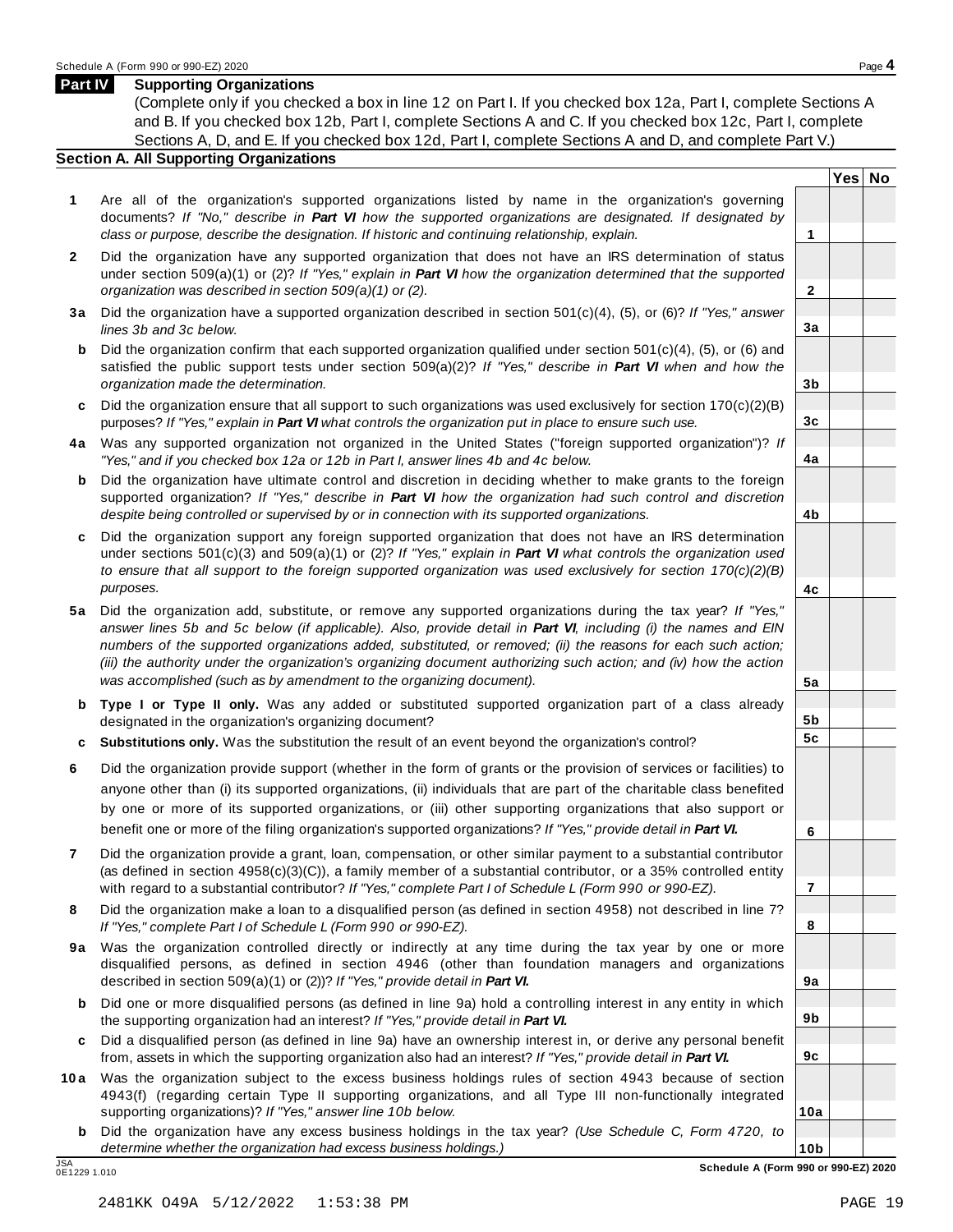## Part IV Supporting Organizations

(Complete only if you checked a box in line 12 on Part I. If you checked box 12a, Part I, complete Sections A and B. If you checked box 12b, Part I, complete Sections A and C. If you checked box 12c, Part I, complete Sections A, D, and E. If you checked box 12d, Part I, complete Sections A and D, and complete Part V.)

### Section A. All Supporting Organizations

| | | Line | Yes | No |
|---|---|---|---|---|
| **1** | Are all of the organization's supported organizations listed by name in the organization's governing documents? *If "No," describe in **Part VI** how the supported organizations are designated. If designated by class or purpose, describe the designation. If historic and continuing relationship, explain.* | 1 | | |
| **2** | Did the organization have any supported organization that does not have an IRS determination of status under section 509(a)(1) or (2)? *If "Yes," explain in **Part VI** how the organization determined that the supported organization was described in section 509(a)(1) or (2).* | 2 | | |
| **3a** | Did the organization have a supported organization described in section 501(c)(4), (5), or (6)? *If "Yes," answer lines 3b and 3c below.* | 3a | | |
| **b** | Did the organization confirm that each supported organization qualified under section 501(c)(4), (5), or (6) and satisfied the public support tests under section 509(a)(2)? *If "Yes," describe in **Part VI** when and how the organization made the determination.* | 3b | | |
| **c** | Did the organization ensure that all support to such organizations was used exclusively for section 170(c)(2)(B) purposes? *If "Yes," explain in **Part VI** what controls the organization put in place to ensure such use.* | 3c | | |
| **4a** | Was any supported organization not organized in the United States ("foreign supported organization")? *If "Yes," and if you checked box 12a or 12b in Part I, answer lines 4b and 4c below.* | 4a | | |
| **b** | Did the organization have ultimate control and discretion in deciding whether to make grants to the foreign supported organization? *If "Yes," describe in **Part VI** how the organization had such control and discretion despite being controlled or supervised by or in connection with its supported organizations.* | 4b | | |
| **c** | Did the organization support any foreign supported organization that does not have an IRS determination under sections 501(c)(3) and 509(a)(1) or (2)? *If "Yes," explain in **Part VI** what controls the organization used to ensure that all support to the foreign supported organization was used exclusively for section 170(c)(2)(B) purposes.* | 4c | | |
| **5a** | Did the organization add, substitute, or remove any supported organizations during the tax year? *If "Yes," answer lines 5b and 5c below (if applicable). Also, provide detail in **Part VI**, including (i) the names and EIN numbers of the supported organizations added, substituted, or removed; (ii) the reasons for each such action; (iii) the authority under the organization's organizing document authorizing such action; and (iv) how the action was accomplished (such as by amendment to the organizing document).* | 5a | | |
| **b** | **Type I or Type II only.** Was any added or substituted supported organization part of a class already designated in the organization's organizing document? | 5b | | |
| **c** | **Substitutions only.** Was the substitution the result of an event beyond the organization's control? | 5c | | |
| **6** | Did the organization provide support (whether in the form of grants or the provision of services or facilities) to anyone other than (i) its supported organizations, (ii) individuals that are part of the charitable class benefited by one or more of its supported organizations, or (iii) other supporting organizations that also support or benefit one or more of the filing organization's supported organizations? *If "Yes," provide detail in **Part VI.*** | 6 | | |
| **7** | Did the organization provide a grant, loan, compensation, or other similar payment to a substantial contributor (as defined in section 4958(c)(3)(C)), a family member of a substantial contributor, or a 35% controlled entity with regard to a substantial contributor? *If "Yes," complete Part I of Schedule L (Form 990 or 990-EZ).* | 7 | | |
| **8** | Did the organization make a loan to a disqualified person (as defined in section 4958) not described in line 7? *If "Yes," complete Part I of Schedule L (Form 990 or 990-EZ).* | 8 | | |
| **9a** | Was the organization controlled directly or indirectly at any time during the tax year by one or more disqualified persons, as defined in section 4946 (other than foundation managers and organizations described in section 509(a)(1) or (2))? *If "Yes," provide detail in **Part VI.*** | 9a | | |
| **b** | Did one or more disqualified persons (as defined in line 9a) hold a controlling interest in any entity in which the supporting organization had an interest? *If "Yes," provide detail in **Part VI.*** | 9b | | |
| **c** | Did a disqualified person (as defined in line 9a) have an ownership interest in, or derive any personal benefit from, assets in which the supporting organization also had an interest? *If "Yes," provide detail in **Part VI.*** | 9c | | |
| **10a** | Was the organization subject to the excess business holdings rules of section 4943 because of section 4943(f) (regarding certain Type II supporting organizations, and all Type III non-functionally integrated supporting organizations)? *If "Yes," answer line 10b below.* | 10a | | |
| **b** | Did the organization have any excess business holdings in the tax year? *(Use Schedule C, Form 4720, to determine whether the organization had excess business holdings.)* | 10b | | |

**Schedule A (Form 990 or 990-EZ) 2020**

2481KK O49A 5/12/2022 1:53:38 PM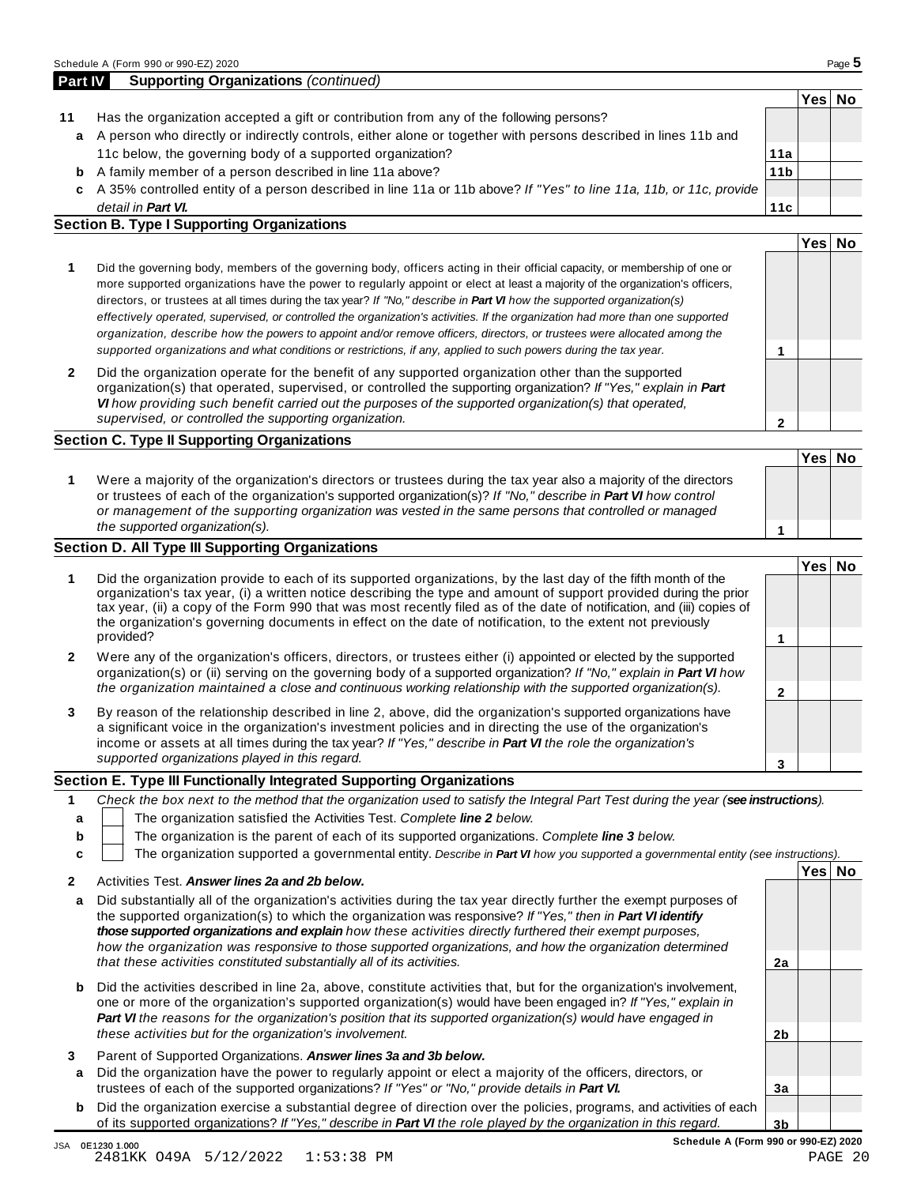## Part IV Supporting Organizations *(continued)*

| | | | Yes | No |
|---|---|---|---|---|
| **11** | Has the organization accepted a gift or contribution from any of the following persons? | | | |
| **a** | A person who directly or indirectly controls, either alone or together with persons described in lines 11b and 11c below, the governing body of a supported organization? | **11a** | | |
| **b** | A family member of a person described in line 11a above? | **11b** | | |
| **c** | A 35% controlled entity of a person described in line 11a or 11b above? *If "Yes" to line 11a, 11b, or 11c, provide detail in **Part VI**.* | **11c** | | |

### Section B. Type I Supporting Organizations

| | | | Yes | No |
|---|---|---|---|---|
| **1** | Did the governing body, members of the governing body, officers acting in their official capacity, or membership of one or more supported organizations have the power to regularly appoint or elect at least a majority of the organization's officers, directors, or trustees at all times during the tax year? *If "No," describe in **Part VI** how the supported organization(s) effectively operated, supervised, or controlled the organization's activities. If the organization had more than one supported organization, describe how the powers to appoint and/or remove officers, directors, or trustees were allocated among the supported organizations and what conditions or restrictions, if any, applied to such powers during the tax year.* | **1** | | |
| **2** | Did the organization operate for the benefit of any supported organization other than the supported organization(s) that operated, supervised, or controlled the supporting organization? *If "Yes," explain in **Part VI** how providing such benefit carried out the purposes of the supported organization(s) that operated, supervised, or controlled the supporting organization.* | **2** | | |

### Section C. Type II Supporting Organizations

| | | | Yes | No |
|---|---|---|---|---|
| **1** | Were a majority of the organization's directors or trustees during the tax year also a majority of the directors or trustees of each of the organization's supported organization(s)? *If "No," describe in **Part VI** how control or management of the supporting organization was vested in the same persons that controlled or managed the supported organization(s).* | **1** | | |

### Section D. All Type III Supporting Organizations

| | | | Yes | No |
|---|---|---|---|---|
| **1** | Did the organization provide to each of its supported organizations, by the last day of the fifth month of the organization's tax year, (i) a written notice describing the type and amount of support provided during the prior tax year, (ii) a copy of the Form 990 that was most recently filed as of the date of notification, and (iii) copies of the organization's governing documents in effect on the date of notification, to the extent not previously provided? | **1** | | |
| **2** | Were any of the organization's officers, directors, or trustees either (i) appointed or elected by the supported organization(s) or (ii) serving on the governing body of a supported organization? *If "No," explain in **Part VI** how the organization maintained a close and continuous working relationship with the supported organization(s).* | **2** | | |
| **3** | By reason of the relationship described in line 2, above, did the organization's supported organizations have a significant voice in the organization's investment policies and in directing the use of the organization's income or assets at all times during the tax year? *If "Yes," describe in **Part VI** the role the organization's supported organizations played in this regard.* | **3** | | |

### Section E. Type III Functionally Integrated Supporting Organizations

**1** *Check the box next to the method that the organization used to satisfy the Integral Part Test during the year (**see instructions**).*

- **a** ☐ The organization satisfied the Activities Test. *Complete **line 2** below.*
- **b** ☐ The organization is the parent of each of its supported organizations. *Complete **line 3** below.*
- **c** ☐ The organization supported a governmental entity. *Describe in **Part VI** how you supported a governmental entity (see instructions).*

| | | | Yes | No |
|---|---|---|---|---|
| **2** | Activities Test. ***Answer lines 2a and 2b below.*** | | | |
| **a** | Did substantially all of the organization's activities during the tax year directly further the exempt purposes of the supported organization(s) to which the organization was responsive? *If "Yes," then in **Part VI identify those supported organizations and explain** how these activities directly furthered their exempt purposes, how the organization was responsive to those supported organizations, and how the organization determined that these activities constituted substantially all of its activities.* | **2a** | | |
| **b** | Did the activities described in line 2a, above, constitute activities that, but for the organization's involvement, one or more of the organization's supported organization(s) would have been engaged in? *If "Yes," explain in **Part VI** the reasons for the organization's position that its supported organization(s) would have engaged in these activities but for the organization's involvement.* | **2b** | | |
| **3** | Parent of Supported Organizations. ***Answer lines 3a and 3b below.*** | | | |
| **a** | Did the organization have the power to regularly appoint or elect a majority of the officers, directors, or trustees of each of the supported organizations? *If "Yes" or "No," provide details in **Part VI.*** | **3a** | | |
| **b** | Did the organization exercise a substantial degree of direction over the policies, programs, and activities of each of its supported organizations? *If "Yes," describe in **Part VI** the role played by the organization in this regard.* | **3b** | | |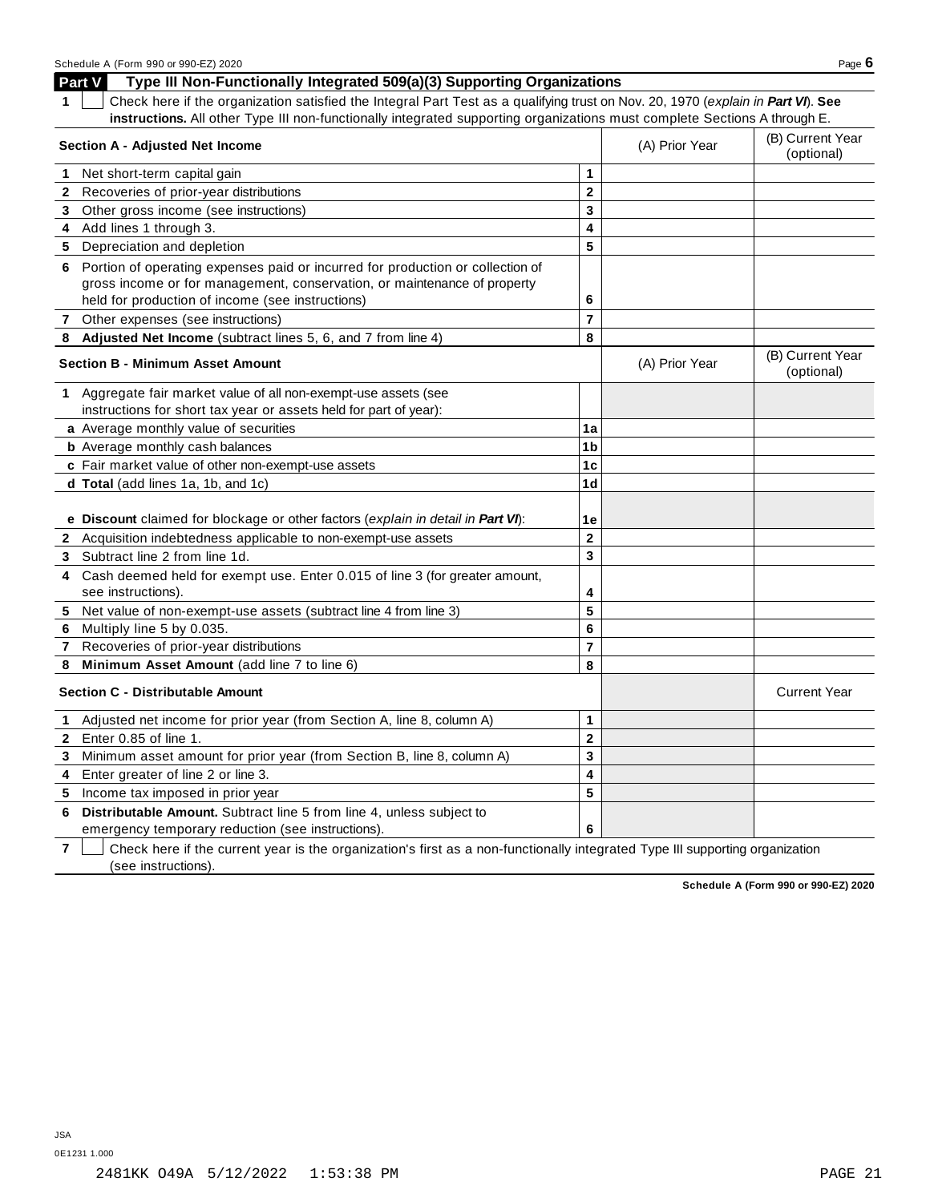## Part V Type III Non-Functionally Integrated 509(a)(3) Supporting Organizations

**1** ☐ Check here if the organization satisfied the Integral Part Test as a qualifying trust on Nov. 20, 1970 (*explain in* ***Part VI***). **See instructions.** All other Type III non-functionally integrated supporting organizations must complete Sections A through E.

| Section A - Adjusted Net Income | | (A) Prior Year | (B) Current Year (optional) |
|---|---|---|---|
| **1** Net short-term capital gain | 1 | | |
| **2** Recoveries of prior-year distributions | 2 | | |
| **3** Other gross income (see instructions) | 3 | | |
| **4** Add lines 1 through 3. | 4 | | |
| **5** Depreciation and depletion | 5 | | |
| **6** Portion of operating expenses paid or incurred for production or collection of gross income or for management, conservation, or maintenance of property held for production of income (see instructions) | 6 | | |
| **7** Other expenses (see instructions) | 7 | | |
| **8** **Adjusted Net Income** (subtract lines 5, 6, and 7 from line 4) | 8 | | |

| Section B - Minimum Asset Amount | | (A) Prior Year | (B) Current Year (optional) |
|---|---|---|---|
| **1** Aggregate fair market value of all non-exempt-use assets (see instructions for short tax year or assets held for part of year): | | | |
| **a** Average monthly value of securities | 1a | | |
| **b** Average monthly cash balances | 1b | | |
| **c** Fair market value of other non-exempt-use assets | 1c | | |
| **d** **Total** (add lines 1a, 1b, and 1c) | 1d | | |
| **e** **Discount** claimed for blockage or other factors (*explain in detail in* ***Part VI***): | 1e | | |
| **2** Acquisition indebtedness applicable to non-exempt-use assets | 2 | | |
| **3** Subtract line 2 from line 1d. | 3 | | |
| **4** Cash deemed held for exempt use. Enter 0.015 of line 3 (for greater amount, see instructions). | 4 | | |
| **5** Net value of non-exempt-use assets (subtract line 4 from line 3) | 5 | | |
| **6** Multiply line 5 by 0.035. | 6 | | |
| **7** Recoveries of prior-year distributions | 7 | | |
| **8** **Minimum Asset Amount** (add line 7 to line 6) | 8 | | |

| Section C - Distributable Amount | | | Current Year |
|---|---|---|---|
| **1** Adjusted net income for prior year (from Section A, line 8, column A) | 1 | | |
| **2** Enter 0.85 of line 1. | 2 | | |
| **3** Minimum asset amount for prior year (from Section B, line 8, column A) | 3 | | |
| **4** Enter greater of line 2 or line 3. | 4 | | |
| **5** Income tax imposed in prior year | 5 | | |
| **6** **Distributable Amount.** Subtract line 5 from line 4, unless subject to emergency temporary reduction (see instructions). | 6 | | |

**7** ☐ Check here if the current year is the organization's first as a non-functionally integrated Type III supporting organization (see instructions).

**Schedule A (Form 990 or 990-EZ) 2020**

JSA
0E1231 1.000

2481KK O49A 5/12/2022 1:53:38 PM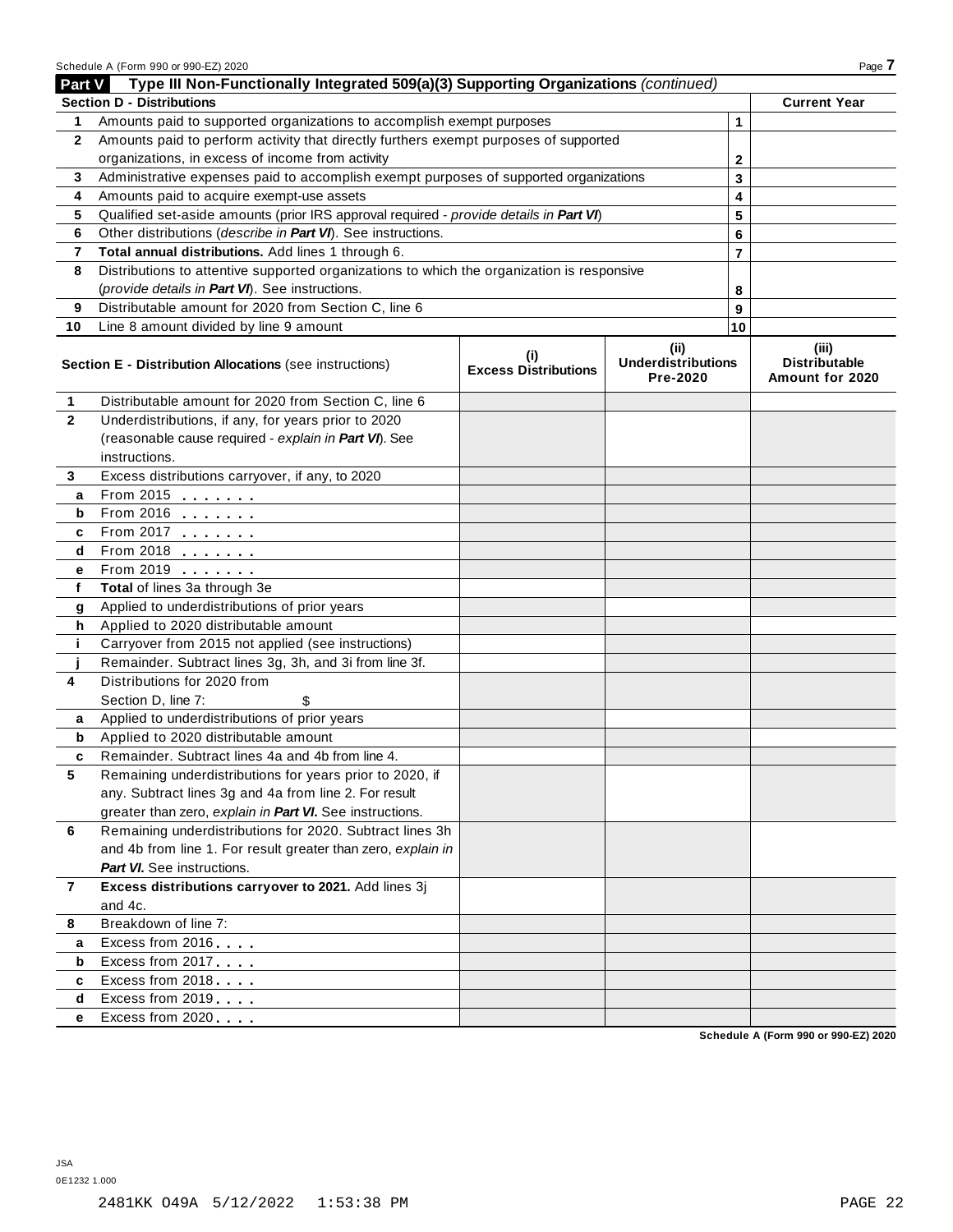## Part V Type III Non-Functionally Integrated 509(a)(3) Supporting Organizations *(continued)*

| Section D - Distributions | | | Current Year |
|---|---|---|---|
| 1 | Amounts paid to supported organizations to accomplish exempt purposes | 1 | |
| 2 | Amounts paid to perform activity that directly furthers exempt purposes of supported organizations, in excess of income from activity | 2 | |
| 3 | Administrative expenses paid to accomplish exempt purposes of supported organizations | 3 | |
| 4 | Amounts paid to acquire exempt-use assets | 4 | |
| 5 | Qualified set-aside amounts (prior IRS approval required - *provide details in **Part VI***) | 5 | |
| 6 | Other distributions (*describe in **Part VI***). See instructions. | 6 | |
| 7 | **Total annual distributions.** Add lines 1 through 6. | 7 | |
| 8 | Distributions to attentive supported organizations to which the organization is responsive (*provide details in **Part VI***). See instructions. | 8 | |
| 9 | Distributable amount for 2020 from Section C, line 6 | 9 | |
| 10 | Line 8 amount divided by line 9 amount | 10 | |

| | Section E - Distribution Allocations (see instructions) | (i) Excess Distributions | (ii) Underdistributions Pre-2020 | (iii) Distributable Amount for 2020 |
|---|---|---|---|---|
| 1 | Distributable amount for 2020 from Section C, line 6 | | | |
| 2 | Underdistributions, if any, for years prior to 2020 (reasonable cause required - *explain in **Part VI***). See instructions. | | | |
| 3 | Excess distributions carryover, if any, to 2020 | | | |
| a | From 2015 | | | |
| b | From 2016 | | | |
| c | From 2017 | | | |
| d | From 2018 | | | |
| e | From 2019 | | | |
| f | **Total** of lines 3a through 3e | | | |
| g | Applied to underdistributions of prior years | | | |
| h | Applied to 2020 distributable amount | | | |
| i | Carryover from 2015 not applied (see instructions) | | | |
| j | Remainder. Subtract lines 3g, 3h, and 3i from line 3f. | | | |
| 4 | Distributions for 2020 from Section D, line 7: $ | | | |
| a | Applied to underdistributions of prior years | | | |
| b | Applied to 2020 distributable amount | | | |
| c | Remainder. Subtract lines 4a and 4b from line 4. | | | |
| 5 | Remaining underdistributions for years prior to 2020, if any. Subtract lines 3g and 4a from line 2. For result greater than zero, *explain in **Part VI***. See instructions. | | | |
| 6 | Remaining underdistributions for 2020. Subtract lines 3h and 4b from line 1. For result greater than zero, *explain in **Part VI***. See instructions. | | | |
| 7 | **Excess distributions carryover to 2021.** Add lines 3j and 4c. | | | |
| 8 | Breakdown of line 7: | | | |
| a | Excess from 2016 | | | |
| b | Excess from 2017 | | | |
| c | Excess from 2018 | | | |
| d | Excess from 2019 | | | |
| e | Excess from 2020 | | | |

JSA
0E1232 1.000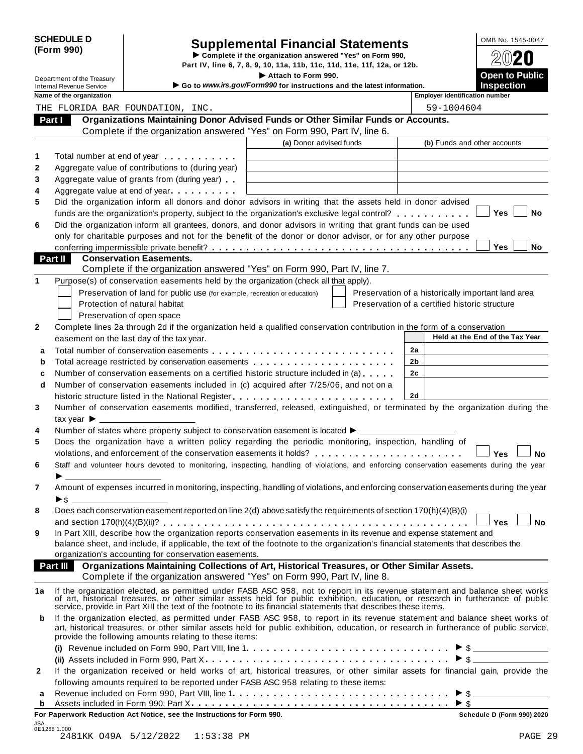**SCHEDULE D (Form 990)**

Department of the Treasury
Internal Revenue Service

# Supplemental Financial Statements

▶ Complete if the organization answered "Yes" on Form 990, Part IV, line 6, 7, 8, 9, 10, 11a, 11b, 11c, 11d, 11e, 11f, 12a, or 12b.

▶ Attach to Form 990.

▶ Go to *www.irs.gov/Form990* for instructions and the latest information.

OMB No. 1545-0047

**2020**

**Open to Public Inspection**

**Name of the organization**: THE FLORIDA BAR FOUNDATION, INC.

**Employer identification number**: 59-1004604

## Part I Organizations Maintaining Donor Advised Funds or Other Similar Funds or Accounts.

Complete if the organization answered "Yes" on Form 990, Part IV, line 6.

| | | (a) Donor advised funds | (b) Funds and other accounts |
|---|---|---|---|
| 1 | Total number at end of year | | |
| 2 | Aggregate value of contributions to (during year) | | |
| 3 | Aggregate value of grants from (during year) | | |
| 4 | Aggregate value at end of year | | |

5 Did the organization inform all donors and donor advisors in writing that the assets held in donor advised funds are the organization's property, subject to the organization's exclusive legal control? ☐ Yes ☐ No

6 Did the organization inform all grantees, donors, and donor advisors in writing that grant funds can be used only for charitable purposes and not for the benefit of the donor or donor advisor, or for any other purpose conferring impermissible private benefit? ☐ Yes ☐ No

## Part II Conservation Easements.

Complete if the organization answered "Yes" on Form 990, Part IV, line 7.

1 Purpose(s) of conservation easements held by the organization (check all that apply).

- ☐ Preservation of land for public use (for example, recreation or education)
- ☐ Protection of natural habitat
- ☐ Preservation of open space
- ☐ Preservation of a historically important land area
- ☐ Preservation of a certified historic structure

2 Complete lines 2a through 2d if the organization held a qualified conservation contribution in the form of a conservation easement on the last day of the tax year.

| | | | Held at the End of the Tax Year |
|---|---|---|---|
| a | Total number of conservation easements | 2a | |
| b | Total acreage restricted by conservation easements | 2b | |
| c | Number of conservation easements on a certified historic structure included in (a) | 2c | |
| d | Number of conservation easements included in (c) acquired after 7/25/06, and not on a historic structure listed in the National Register | 2d | |

3 Number of conservation easements modified, transferred, released, extinguished, or terminated by the organization during the tax year ▶ ____

4 Number of states where property subject to conservation easement is located ▶ ____

5 Does the organization have a written policy regarding the periodic monitoring, inspection, handling of violations, and enforcement of the conservation easements it holds? ☐ Yes ☐ No

6 Staff and volunteer hours devoted to monitoring, inspecting, handling of violations, and enforcing conservation easements during the year ▶ ____

7 Amount of expenses incurred in monitoring, inspecting, handling of violations, and enforcing conservation easements during the year ▶ $ ____

8 Does each conservation easement reported on line 2(d) above satisfy the requirements of section 170(h)(4)(B)(i) and section 170(h)(4)(B)(ii)? ☐ Yes ☐ No

9 In Part XIII, describe how the organization reports conservation easements in its revenue and expense statement and balance sheet, and include, if applicable, the text of the footnote to the organization's financial statements that describes the organization's accounting for conservation easements.

## Part III Organizations Maintaining Collections of Art, Historical Treasures, or Other Similar Assets.

Complete if the organization answered "Yes" on Form 990, Part IV, line 8.

1a If the organization elected, as permitted under FASB ASC 958, not to report in its revenue statement and balance sheet works of art, historical treasures, or other similar assets held for public exhibition, education, or research in furtherance of public service, provide in Part XIII the text of the footnote to its financial statements that describes these items.

b If the organization elected, as permitted under FASB ASC 958, to report in its revenue statement and balance sheet works of art, historical treasures, or other similar assets held for public exhibition, education, or research in furtherance of public service, provide the following amounts relating to these items:

(i) Revenue included on Form 990, Part VIII, line 1 ▶ $ ____

(ii) Assets included in Form 990, Part X ▶ $ ____

2 If the organization received or held works of art, historical treasures, or other similar assets for financial gain, provide the following amounts required to be reported under FASB ASC 958 relating to these items:

a Revenue included on Form 990, Part VIII, line 1 ▶ $ ____

b Assets included in Form 990, Part X ▶ $ ____

**For Paperwork Reduction Act Notice, see the Instructions for Form 990.** **Schedule D (Form 990) 2020**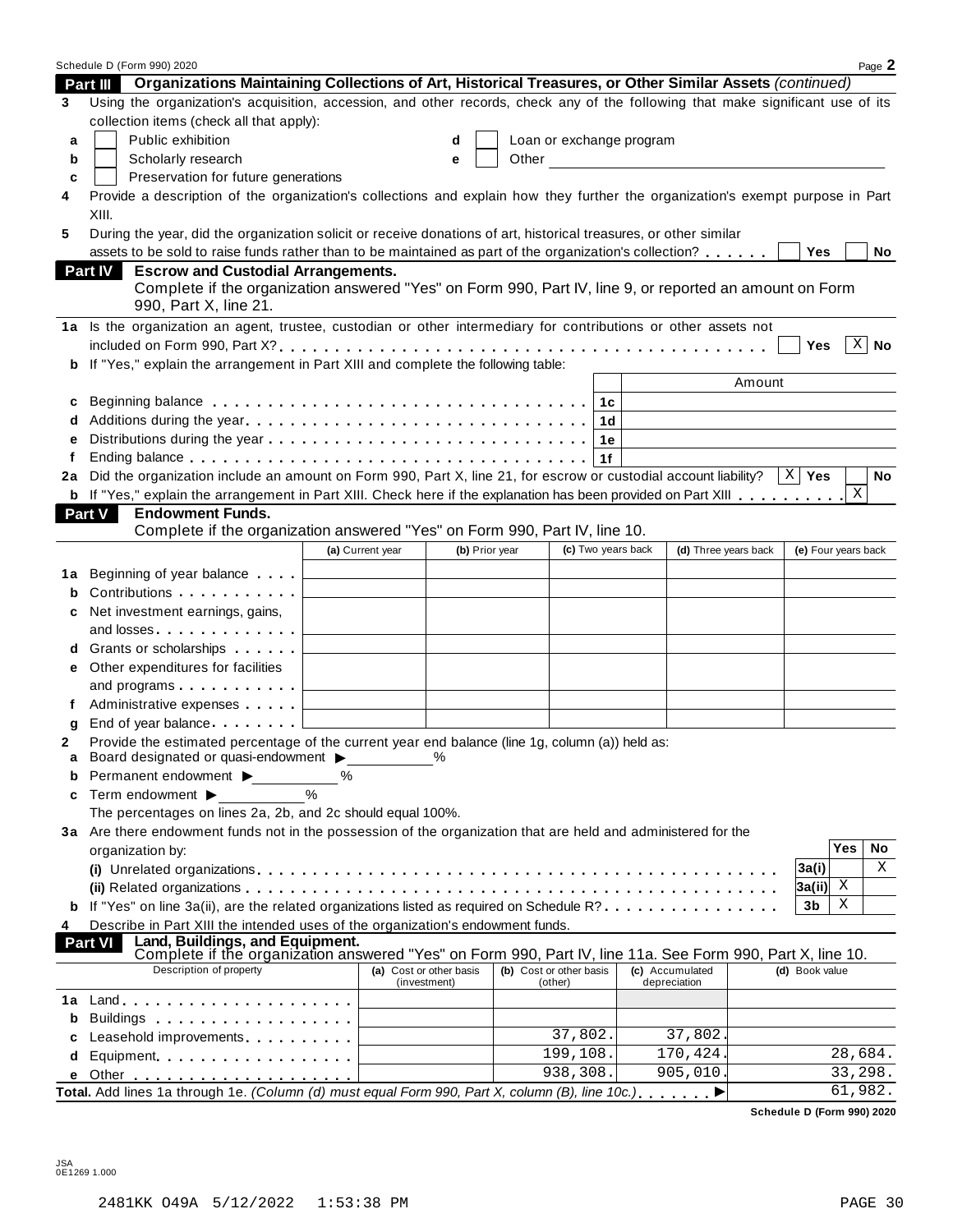Schedule D (Form 990) 2020 Page **2**

## Part III Organizations Maintaining Collections of Art, Historical Treasures, or Other Similar Assets *(continued)*

**3** Using the organization's acquisition, accession, and other records, check any of the following that make significant use of its collection items (check all that apply):

- **a** [ ] Public exhibition
- **b** [ ] Scholarly research
- **c** [ ] Preservation for future generations
- **d** [ ] Loan or exchange program
- **e** [ ] Other

**4** Provide a description of the organization's collections and explain how they further the organization's exempt purpose in Part XIII.

**5** During the year, did the organization solicit or receive donations of art, historical treasures, or other similar assets to be sold to raise funds rather than to be maintained as part of the organization's collection? [ ] Yes [ ] No

## Part IV Escrow and Custodial Arrangements.

Complete if the organization answered "Yes" on Form 990, Part IV, line 9, or reported an amount on Form 990, Part X, line 21.

**1a** Is the organization an agent, trustee, custodian or other intermediary for contributions or other assets not included on Form 990, Part X? [ ] Yes [X] No

**b** If "Yes," explain the arrangement in Part XIII and complete the following table:

| | | | Amount |
|---|---|---|---|
| **c** | Beginning balance | 1c | |
| **d** | Additions during the year | 1d | |
| **e** | Distributions during the year | 1e | |
| **f** | Ending balance | 1f | |

**2a** Did the organization include an amount on Form 990, Part X, line 21, for escrow or custodial account liability? [X] Yes [ ] No

**b** If "Yes," explain the arrangement in Part XIII. Check here if the explanation has been provided on Part XIII [X]

## Part V Endowment Funds.

Complete if the organization answered "Yes" on Form 990, Part IV, line 10.

| | | (a) Current year | (b) Prior year | (c) Two years back | (d) Three years back | (e) Four years back |
|---|---|---|---|---|---|---|
| **1a** | Beginning of year balance | | | | | |
| **b** | Contributions | | | | | |
| **c** | Net investment earnings, gains, and losses | | | | | |
| **d** | Grants or scholarships | | | | | |
| **e** | Other expenditures for facilities and programs | | | | | |
| **f** | Administrative expenses | | | | | |
| **g** | End of year balance | | | | | |

**2** Provide the estimated percentage of the current year end balance (line 1g, column (a)) held as:

- **a** Board designated or quasi-endowment ▶ ______ %
- **b** Permanent endowment ▶ ______ %
- **c** Term endowment ▶ ______ %

The percentages on lines 2a, 2b, and 2c should equal 100%.

**3a** Are there endowment funds not in the possession of the organization that are held and administered for the organization by:

| | | | Yes | No |
|---|---|---|---|---|
| | **(i)** Unrelated organizations | 3a(i) | | X |
| | **(ii)** Related organizations | 3a(ii) | X | |
| **b** | If "Yes" on line 3a(ii), are the related organizations listed as required on Schedule R? | 3b | X | |

**4** Describe in Part XIII the intended uses of the organization's endowment funds.

## Part VI Land, Buildings, and Equipment.

Complete if the organization answered "Yes" on Form 990, Part IV, line 11a. See Form 990, Part X, line 10.

| Description of property | (a) Cost or other basis (investment) | (b) Cost or other basis (other) | (c) Accumulated depreciation | (d) Book value |
|---|---|---|---|---|
| **1a** Land | | | | |
| **b** Buildings | | | | |
| **c** Leasehold improvements | | 37,802. | 37,802. | |
| **d** Equipment | | 199,108. | 170,424. | 28,684. |
| **e** Other | | 938,308. | 905,010. | 33,298. |
| **Total.** Add lines 1a through 1e. *(Column (d) must equal Form 990, Part X, column (B), line 10c.)* ▶ | | | | 61,982. |

**Schedule D (Form 990) 2020**

JSA
0E1269 1.000

2481KK O49A 5/12/2022 1:53:38 PM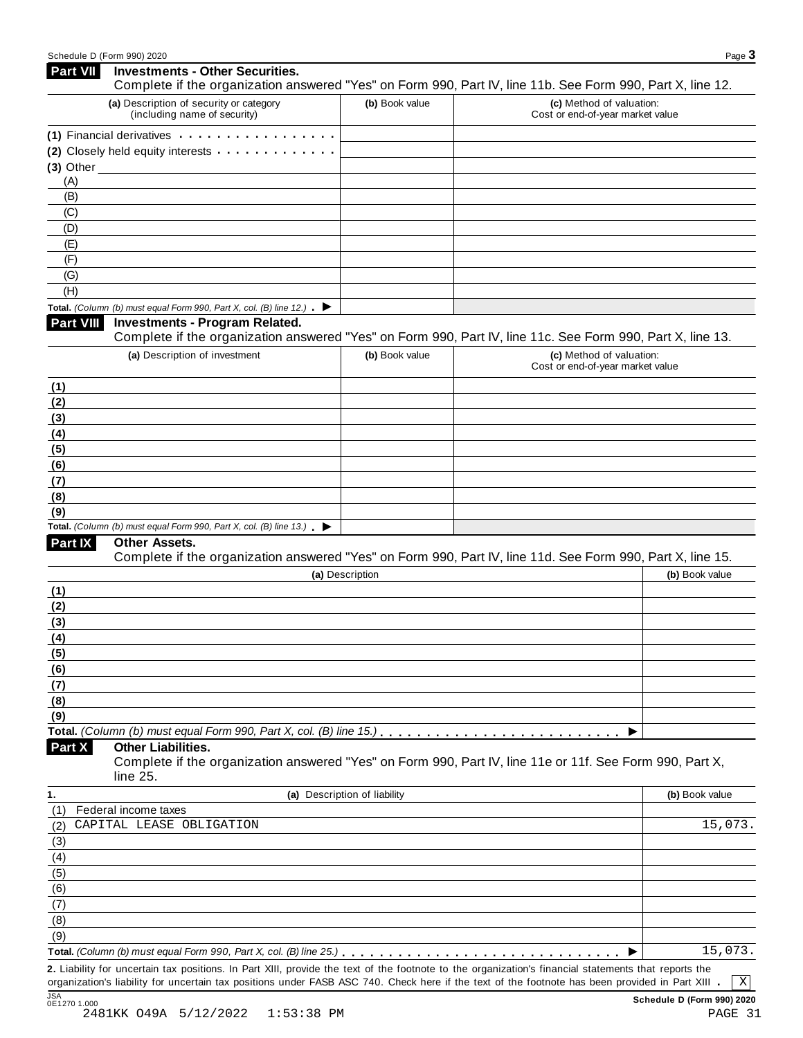## Part VII Investments - Other Securities.

Complete if the organization answered "Yes" on Form 990, Part IV, line 11b. See Form 990, Part X, line 12.

| (a) Description of security or category (including name of security) | (b) Book value | (c) Method of valuation: Cost or end-of-year market value |
|---|---|---|
| (1) Financial derivatives | | |
| (2) Closely held equity interests | | |
| (3) Other | | |
| (A) | | |
| (B) | | |
| (C) | | |
| (D) | | |
| (E) | | |
| (F) | | |
| (G) | | |
| (H) | | |
| **Total.** *(Column (b) must equal Form 990, Part X, col. (B) line 12.)* ▶ | | |

## Part VIII Investments - Program Related.

Complete if the organization answered "Yes" on Form 990, Part IV, line 11c. See Form 990, Part X, line 13.

| (a) Description of investment | (b) Book value | (c) Method of valuation: Cost or end-of-year market value |
|---|---|---|
| (1) | | |
| (2) | | |
| (3) | | |
| (4) | | |
| (5) | | |
| (6) | | |
| (7) | | |
| (8) | | |
| (9) | | |
| **Total.** *(Column (b) must equal Form 990, Part X, col. (B) line 13.)* ▶ | | |

## Part IX Other Assets.

Complete if the organization answered "Yes" on Form 990, Part IV, line 11d. See Form 990, Part X, line 15.

| (a) Description | (b) Book value |
|---|---|
| (1) | |
| (2) | |
| (3) | |
| (4) | |
| (5) | |
| (6) | |
| (7) | |
| (8) | |
| (9) | |
| **Total.** *(Column (b) must equal Form 990, Part X, col. (B) line 15.)* ▶ | |

## Part X Other Liabilities.

Complete if the organization answered "Yes" on Form 990, Part IV, line 11e or 11f. See Form 990, Part X, line 25.

| 1. (a) Description of liability | (b) Book value |
|---|---|
| (1) Federal income taxes | |
| (2) CAPITAL LEASE OBLIGATION | 15,073. |
| (3) | |
| (4) | |
| (5) | |
| (6) | |
| (7) | |
| (8) | |
| (9) | |
| **Total.** *(Column (b) must equal Form 990, Part X, col. (B) line 25.)* ▶ | 15,073. |

**2.** Liability for uncertain tax positions. In Part XIII, provide the text of the footnote to the organization's financial statements that reports the organization's liability for uncertain tax positions under FASB ASC 740. Check here if the text of the footnote has been provided in Part XIII . [X]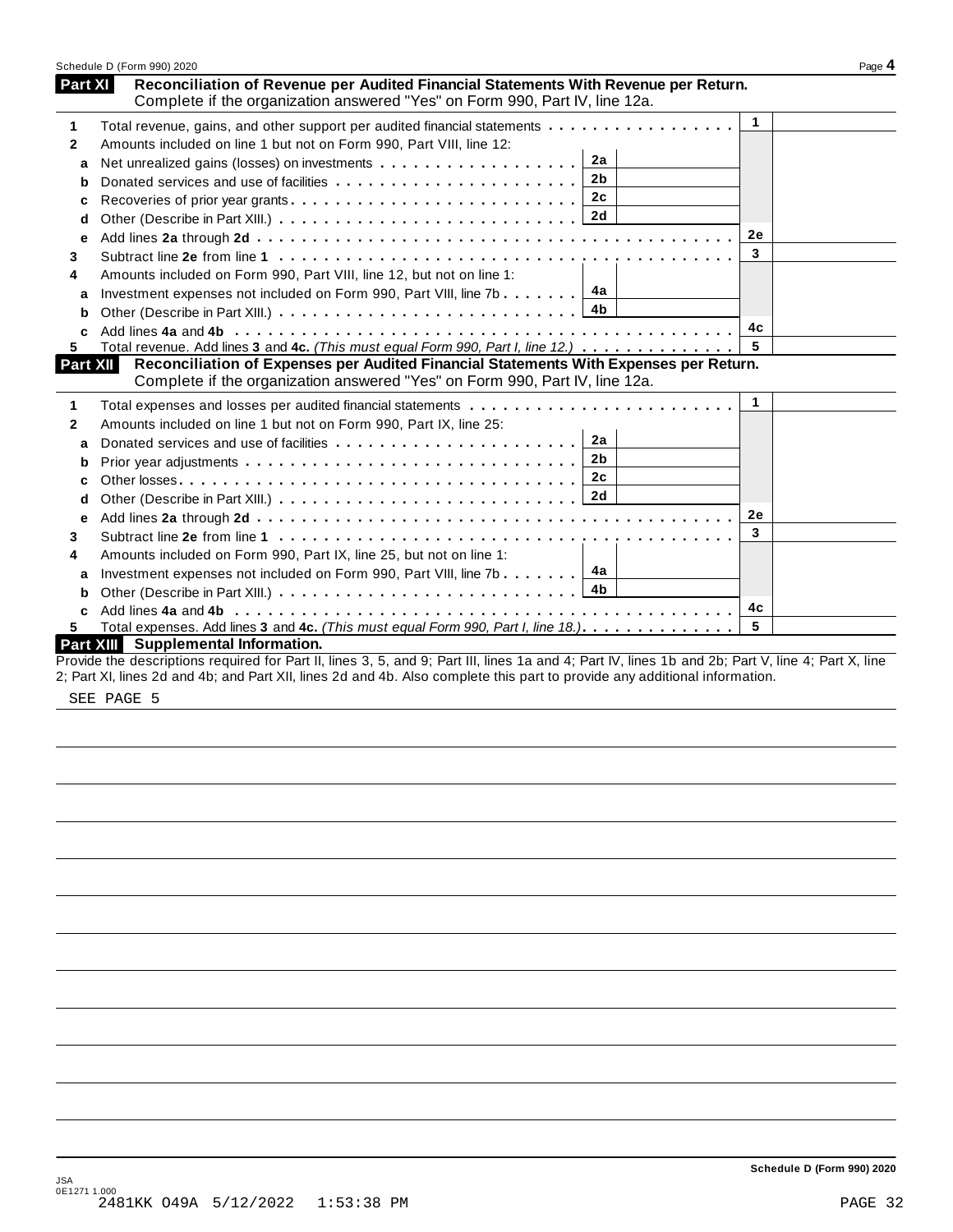## Part XI Reconciliation of Revenue per Audited Financial Statements With Revenue per Return.

Complete if the organization answered "Yes" on Form 990, Part IV, line 12a.

| | | | | | |
|---|---|---|---|---|---|
| **1** | Total revenue, gains, and other support per audited financial statements | | | 1 | |
| **2** | Amounts included on line 1 but not on Form 990, Part VIII, line 12: | | | | |
| a | Net unrealized gains (losses) on investments | 2a | | | |
| b | Donated services and use of facilities | 2b | | | |
| c | Recoveries of prior year grants | 2c | | | |
| d | Other (Describe in Part XIII.) | 2d | | | |
| e | Add lines **2a** through **2d** | | | 2e | |
| **3** | Subtract line **2e** from line **1** | | | 3 | |
| **4** | Amounts included on Form 990, Part VIII, line 12, but not on line 1: | | | | |
| a | Investment expenses not included on Form 990, Part VIII, line 7b | 4a | | | |
| b | Other (Describe in Part XIII.) | 4b | | | |
| c | Add lines **4a** and **4b** | | | 4c | |
| **5** | Total revenue. Add lines **3** and **4c.** *(This must equal Form 990, Part I, line 12.)* | | | 5 | |

## Part XII Reconciliation of Expenses per Audited Financial Statements With Expenses per Return.

Complete if the organization answered "Yes" on Form 990, Part IV, line 12a.

| | | | | | |
|---|---|---|---|---|---|
| **1** | Total expenses and losses per audited financial statements | | | 1 | |
| **2** | Amounts included on line 1 but not on Form 990, Part IX, line 25: | | | | |
| a | Donated services and use of facilities | 2a | | | |
| b | Prior year adjustments | 2b | | | |
| c | Other losses | 2c | | | |
| d | Other (Describe in Part XIII.) | 2d | | | |
| e | Add lines **2a** through **2d** | | | 2e | |
| **3** | Subtract line **2e** from line **1** | | | 3 | |
| **4** | Amounts included on Form 990, Part IX, line 25, but not on line 1: | | | | |
| a | Investment expenses not included on Form 990, Part VIII, line 7b | 4a | | | |
| b | Other (Describe in Part XIII.) | 4b | | | |
| c | Add lines **4a** and **4b** | | | 4c | |
| **5** | Total expenses. Add lines **3** and **4c.** *(This must equal Form 990, Part I, line 18.)* | | | 5 | |

## Part XIII Supplemental Information.

Provide the descriptions required for Part II, lines 3, 5, and 9; Part III, lines 1a and 4; Part IV, lines 1b and 2b; Part V, line 4; Part X, line 2; Part XI, lines 2d and 4b; and Part XII, lines 2d and 4b. Also complete this part to provide any additional information.

SEE PAGE 5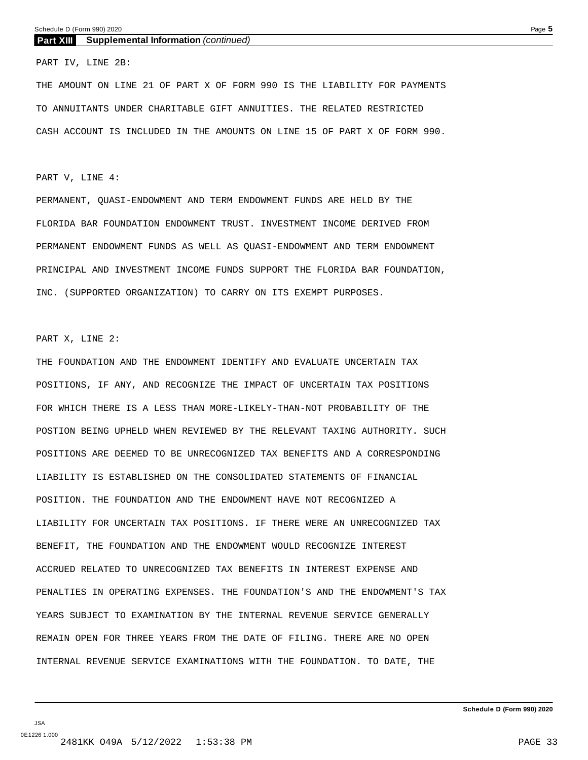**Part XIII Supplemental Information** *(continued)*

PART IV, LINE 2B:

THE AMOUNT ON LINE 21 OF PART X OF FORM 990 IS THE LIABILITY FOR PAYMENTS TO ANNUITANTS UNDER CHARITABLE GIFT ANNUITIES. THE RELATED RESTRICTED CASH ACCOUNT IS INCLUDED IN THE AMOUNTS ON LINE 15 OF PART X OF FORM 990.

PART V, LINE 4:

PERMANENT, QUASI-ENDOWMENT AND TERM ENDOWMENT FUNDS ARE HELD BY THE FLORIDA BAR FOUNDATION ENDOWMENT TRUST. INVESTMENT INCOME DERIVED FROM PERMANENT ENDOWMENT FUNDS AS WELL AS QUASI-ENDOWMENT AND TERM ENDOWMENT PRINCIPAL AND INVESTMENT INCOME FUNDS SUPPORT THE FLORIDA BAR FOUNDATION, INC. (SUPPORTED ORGANIZATION) TO CARRY ON ITS EXEMPT PURPOSES.

PART X, LINE 2:

THE FOUNDATION AND THE ENDOWMENT IDENTIFY AND EVALUATE UNCERTAIN TAX POSITIONS, IF ANY, AND RECOGNIZE THE IMPACT OF UNCERTAIN TAX POSITIONS FOR WHICH THERE IS A LESS THAN MORE-LIKELY-THAN-NOT PROBABILITY OF THE POSTION BEING UPHELD WHEN REVIEWED BY THE RELEVANT TAXING AUTHORITY. SUCH POSITIONS ARE DEEMED TO BE UNRECOGNIZED TAX BENEFITS AND A CORRESPONDING LIABILITY IS ESTABLISHED ON THE CONSOLIDATED STATEMENTS OF FINANCIAL POSITION. THE FOUNDATION AND THE ENDOWMENT HAVE NOT RECOGNIZED A LIABILITY FOR UNCERTAIN TAX POSITIONS. IF THERE WERE AN UNRECOGNIZED TAX BENEFIT, THE FOUNDATION AND THE ENDOWMENT WOULD RECOGNIZE INTEREST ACCRUED RELATED TO UNRECOGNIZED TAX BENEFITS IN INTEREST EXPENSE AND PENALTIES IN OPERATING EXPENSES. THE FOUNDATION'S AND THE ENDOWMENT'S TAX YEARS SUBJECT TO EXAMINATION BY THE INTERNAL REVENUE SERVICE GENERALLY REMAIN OPEN FOR THREE YEARS FROM THE DATE OF FILING. THERE ARE NO OPEN INTERNAL REVENUE SERVICE EXAMINATIONS WITH THE FOUNDATION. TO DATE, THE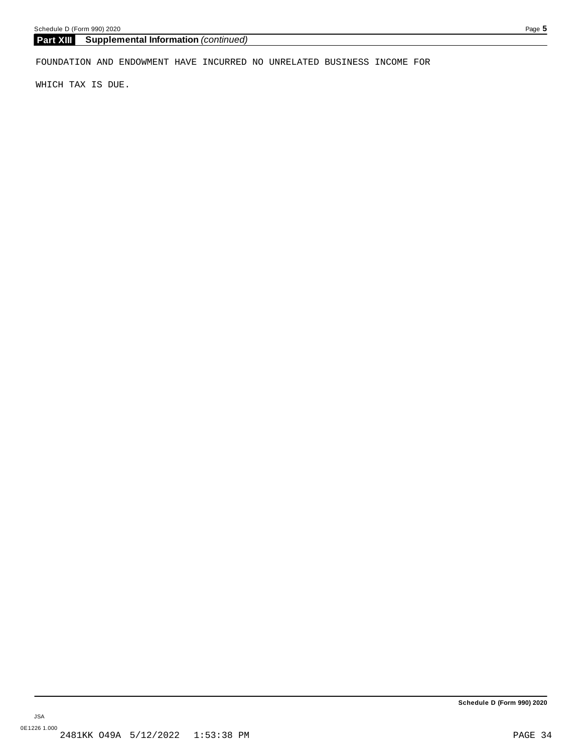## Part XIII Supplemental Information *(continued)*

FOUNDATION AND ENDOWMENT HAVE INCURRED NO UNRELATED BUSINESS INCOME FOR

WHICH TAX IS DUE.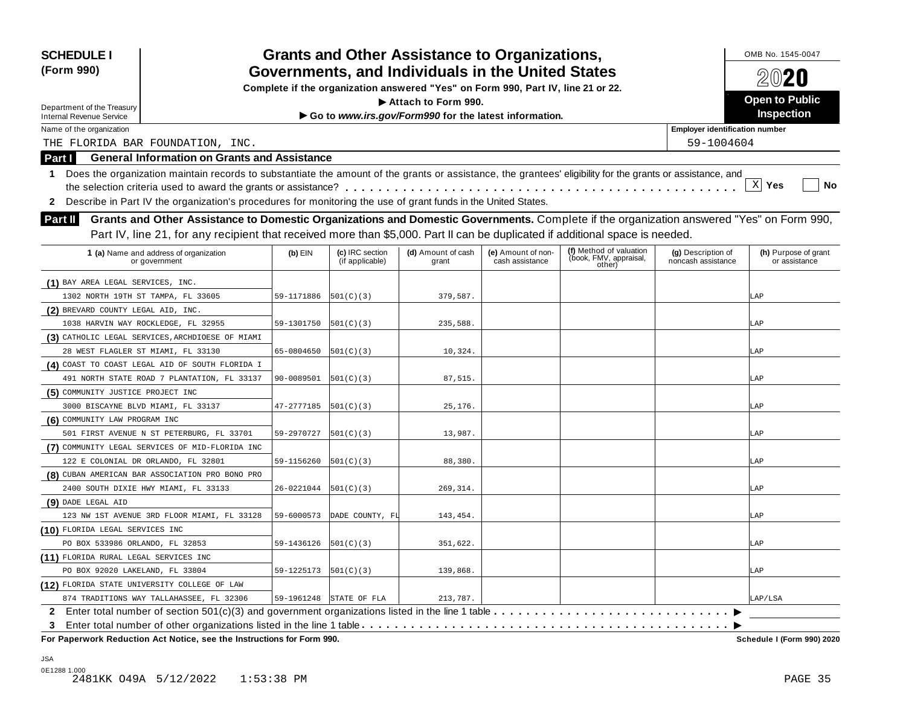**SCHEDULE I (Form 990)**

Department of the Treasury
Internal Revenue Service

# Grants and Other Assistance to Organizations, Governments, and Individuals in the United States

**Complete if the organization answered "Yes" on Form 990, Part IV, line 21 or 22.**
**▶ Attach to Form 990.**
**▶ Go to *www.irs.gov/Form990* for the latest information.**

OMB No. 1545-0047

**2020**

**Open to Public Inspection**

Name of the organization: THE FLORIDA BAR FOUNDATION, INC.

Employer identification number: 59-1004604

## Part I General Information on Grants and Assistance

**1** Does the organization maintain records to substantiate the amount of the grants or assistance, the grantees' eligibility for the grants or assistance, and the selection criteria used to award the grants or assistance? . . . . . [X] Yes [ ] No

**2** Describe in Part IV the organization's procedures for monitoring the use of grant funds in the United States.

## Part II Grants and Other Assistance to Domestic Organizations and Domestic Governments.

Complete if the organization answered "Yes" on Form 990, Part IV, line 21, for any recipient that received more than $5,000. Part II can be duplicated if additional space is needed.

| 1 (a) Name and address of organization or government | (b) EIN | (c) IRC section (if applicable) | (d) Amount of cash grant | (e) Amount of non-cash assistance | (f) Method of valuation (book, FMV, appraisal, other) | (g) Description of noncash assistance | (h) Purpose of grant or assistance |
|---|---|---|---|---|---|---|---|
| (1) BAY AREA LEGAL SERVICES, INC. 1302 NORTH 19TH ST TAMPA, FL 33605 | 59-1171886 | 501(C)(3) | 379,587. | | | | LAP |
| (2) BREVARD COUNTY LEGAL AID, INC. 1038 HARVIN WAY ROCKLEDGE, FL 32955 | 59-1301750 | 501(C)(3) | 235,588. | | | | LAP |
| (3) CATHOLIC LEGAL SERVICES,ARCHDIOESE OF MIAMI 28 WEST FLAGLER ST MIAMI, FL 33130 | 65-0804650 | 501(C)(3) | 10,324. | | | | LAP |
| (4) COAST TO COAST LEGAL AID OF SOUTH FLORIDA I 491 NORTH STATE ROAD 7 PLANTATION, FL 33137 | 90-0089501 | 501(C)(3) | 87,515. | | | | LAP |
| (5) COMMUNITY JUSTICE PROJECT INC 3000 BISCAYNE BLVD MIAMI, FL 33137 | 47-2777185 | 501(C)(3) | 25,176. | | | | LAP |
| (6) COMMUNITY LAW PROGRAM INC 501 FIRST AVENUE N ST PETERBURG, FL 33701 | 59-2970727 | 501(C)(3) | 13,987. | | | | LAP |
| (7) COMMUNITY LEGAL SERVICES OF MID-FLORIDA INC 122 E COLONIAL DR ORLANDO, FL 32801 | 59-1156260 | 501(C)(3) | 88,380. | | | | LAP |
| (8) CUBAN AMERICAN BAR ASSOCIATION PRO BONO PRO 2400 SOUTH DIXIE HWY MIAMI, FL 33133 | 26-0221044 | 501(C)(3) | 269,314. | | | | LAP |
| (9) DADE LEGAL AID 123 NW 1ST AVENUE 3RD FLOOR MIAMI, FL 33128 | 59-6000573 | DADE COUNTY, FL | 143,454. | | | | LAP |
| (10) FLORIDA LEGAL SERVICES INC PO BOX 533986 ORLANDO, FL 32853 | 59-1436126 | 501(C)(3) | 351,622. | | | | LAP |
| (11) FLORIDA RURAL LEGAL SERVICES INC PO BOX 92020 LAKELAND, FL 33804 | 59-1225173 | 501(C)(3) | 139,868. | | | | LAP |
| (12) FLORIDA STATE UNIVERSITY COLLEGE OF LAW 874 TRADITIONS WAY TALLAHASSEE, FL 32306 | 59-1961248 | STATE OF FLA | 213,787. | | | | LAP/LSA |

**2** Enter total number of section 501(c)(3) and government organizations listed in the line 1 table . . . . . ▶

**3** Enter total number of other organizations listed in the line 1 table . . . . . ▶

**For Paperwork Reduction Act Notice, see the Instructions for Form 990.** **Schedule I (Form 990) 2020**

JSA
0E1288 1.000
2481KK O49A 5/12/2022 1:53:38 PM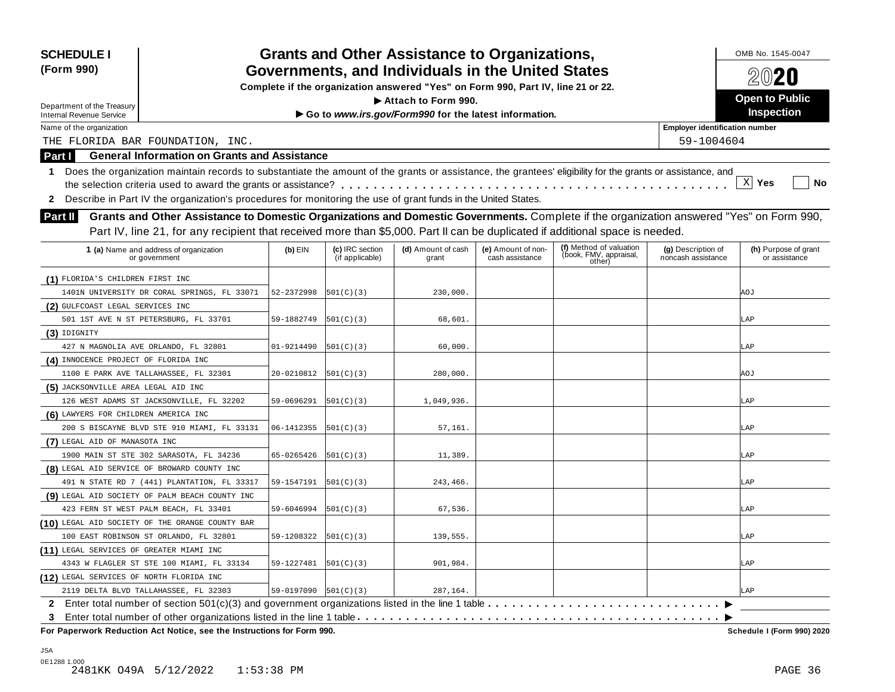**SCHEDULE I (Form 990)**

Department of the Treasury
Internal Revenue Service

# Grants and Other Assistance to Organizations, Governments, and Individuals in the United States

**Complete if the organization answered "Yes" on Form 990, Part IV, line 21 or 22.**

**▶ Attach to Form 990.**

**▶ Go to *www.irs.gov/Form990* for the latest information.**

OMB No. 1545-0047

**2020**

**Open to Public Inspection**

Name of the organization: THE FLORIDA BAR FOUNDATION, INC.

Employer identification number: 59-1004604

## Part I General Information on Grants and Assistance

**1** Does the organization maintain records to substantiate the amount of the grants or assistance, the grantees' eligibility for the grants or assistance, and the selection criteria used to award the grants or assistance? . . . . . . . . . . [X] Yes [ ] No

**2** Describe in Part IV the organization's procedures for monitoring the use of grant funds in the United States.

## Part II Grants and Other Assistance to Domestic Organizations and Domestic Governments.

Complete if the organization answered "Yes" on Form 990, Part IV, line 21, for any recipient that received more than $5,000. Part II can be duplicated if additional space is needed.

| 1 (a) Name and address of organization or government | (b) EIN | (c) IRC section (if applicable) | (d) Amount of cash grant | (e) Amount of non-cash assistance | (f) Method of valuation (book, FMV, appraisal, other) | (g) Description of noncash assistance | (h) Purpose of grant or assistance |
|---|---|---|---|---|---|---|---|
| (1) FLORIDA'S CHILDREN FIRST INC<br>1401N UNIVERSITY DR CORAL SPRINGS, FL 33071 | 52-2372998 | 501(C)(3) | 230,000. | | | | AOJ |
| (2) GULFCOAST LEGAL SERVICES INC<br>501 1ST AVE N ST PETERSBURG, FL 33701 | 59-1882749 | 501(C)(3) | 68,601. | | | | LAP |
| (3) IDIGNITY<br>427 N MAGNOLIA AVE ORLANDO, FL 32801 | 01-9214490 | 501(C)(3) | 60,000. | | | | LAP |
| (4) INNOCENCE PROJECT OF FLORIDA INC<br>1100 E PARK AVE TALLAHASSEE, FL 32301 | 20-0210812 | 501(C)(3) | 280,000. | | | | AOJ |
| (5) JACKSONVILLE AREA LEGAL AID INC<br>126 WEST ADAMS ST JACKSONVILLE, FL 32202 | 59-0696291 | 501(C)(3) | 1,049,936. | | | | LAP |
| (6) LAWYERS FOR CHILDREN AMERICA INC<br>200 S BISCAYNE BLVD STE 910 MIAMI, FL 33131 | 06-1412355 | 501(C)(3) | 57,161. | | | | LAP |
| (7) LEGAL AID OF MANASOTA INC<br>1900 MAIN ST STE 302 SARASOTA, FL 34236 | 65-0265426 | 501(C)(3) | 11,389. | | | | LAP |
| (8) LEGAL AID SERVICE OF BROWARD COUNTY INC<br>491 N STATE RD 7 (441) PLANTATION, FL 33317 | 59-1547191 | 501(C)(3) | 243,466. | | | | LAP |
| (9) LEGAL AID SOCIETY OF PALM BEACH COUNTY INC<br>423 FERN ST WEST PALM BEACH, FL 33401 | 59-6046994 | 501(C)(3) | 67,536. | | | | LAP |
| (10) LEGAL AID SOCIETY OF THE ORANGE COUNTY BAR<br>100 EAST ROBINSON ST ORLANDO, FL 32801 | 59-1208322 | 501(C)(3) | 139,555. | | | | LAP |
| (11) LEGAL SERVICES OF GREATER MIAMI INC<br>4343 W FLAGLER ST STE 100 MIAMI, FL 33134 | 59-1227481 | 501(C)(3) | 901,984. | | | | LAP |
| (12) LEGAL SERVICES OF NORTH FLORIDA INC<br>2119 DELTA BLVD TALLAHASSEE, FL 32303 | 59-0197090 | 501(C)(3) | 287,164. | | | | LAP |

**2** Enter total number of section 501(c)(3) and government organizations listed in the line 1 table . . . . . . . . . . ▶

**3** Enter total number of other organizations listed in the line 1 table . . . . . . . . . . ▶

**For Paperwork Reduction Act Notice, see the Instructions for Form 990.** **Schedule I (Form 990) 2020**

JSA
0E1288 1.000
2481KK O49A 5/12/2022 1:53:38 PM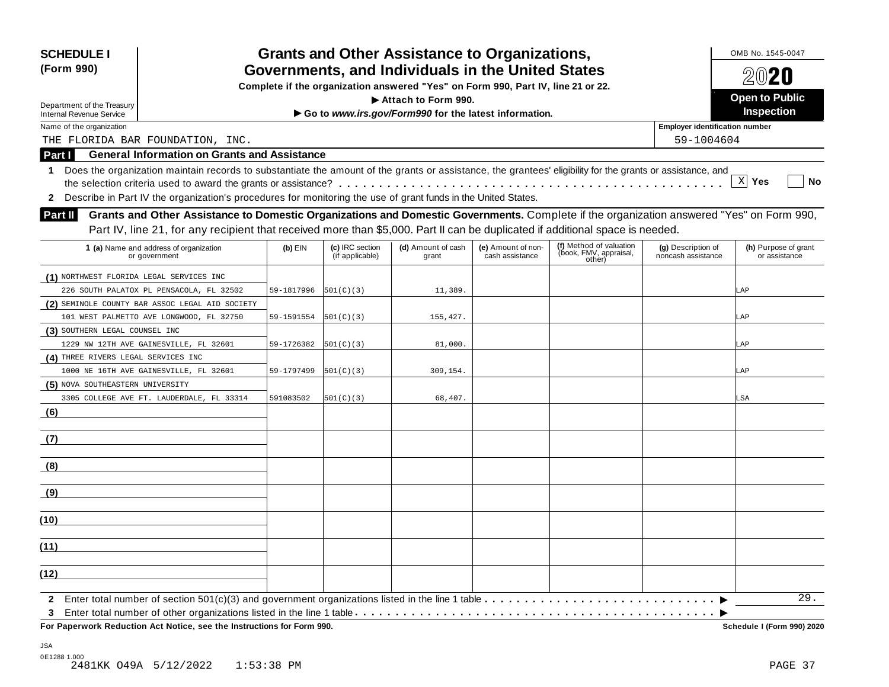**SCHEDULE I**
**(Form 990)**

Department of the Treasury
Internal Revenue Service

# Grants and Other Assistance to Organizations, Governments, and Individuals in the United States

**Complete if the organization answered "Yes" on Form 990, Part IV, line 21 or 22.**
**▶ Attach to Form 990.**
**▶ Go to *www.irs.gov/Form990* for the latest information.**

OMB No. 1545-0047

**2020**

**Open to Public Inspection**

Name of the organization: THE FLORIDA BAR FOUNDATION, INC.

Employer identification number: 59-1004604

## Part I General Information on Grants and Assistance

**1** Does the organization maintain records to substantiate the amount of the grants or assistance, the grantees' eligibility for the grants or assistance, and the selection criteria used to award the grants or assistance? . . . . . . . . . . . . . . . . . . . . . . . . . . . . . . . . . . . . . . . . . . . [X] **Yes** [ ] **No**

**2** Describe in Part IV the organization's procedures for monitoring the use of grant funds in the United States.

## Part II Grants and Other Assistance to Domestic Organizations and Domestic Governments.

Complete if the organization answered "Yes" on Form 990, Part IV, line 21, for any recipient that received more than $5,000. Part II can be duplicated if additional space is needed.

| 1 (a) Name and address of organization or government | (b) EIN | (c) IRC section (if applicable) | (d) Amount of cash grant | (e) Amount of non-cash assistance | (f) Method of valuation (book, FMV, appraisal, other) | (g) Description of noncash assistance | (h) Purpose of grant or assistance |
|---|---|---|---|---|---|---|---|
| (1) NORTHWEST FLORIDA LEGAL SERVICES INC<br>226 SOUTH PALATOX PL PENSACOLA, FL 32502 | 59-1817996 | 501(C)(3) | 11,389. | | | | LAP |
| (2) SEMINOLE COUNTY BAR ASSOC LEGAL AID SOCIETY<br>101 WEST PALMETTO AVE LONGWOOD, FL 32750 | 59-1591554 | 501(C)(3) | 155,427. | | | | LAP |
| (3) SOUTHERN LEGAL COUNSEL INC<br>1229 NW 12TH AVE GAINESVILLE, FL 32601 | 59-1726382 | 501(C)(3) | 81,000. | | | | LAP |
| (4) THREE RIVERS LEGAL SERVICES INC<br>1000 NE 16TH AVE GAINESVILLE, FL 32601 | 59-1797499 | 501(C)(3) | 309,154. | | | | LAP |
| (5) NOVA SOUTHEASTERN UNIVERSITY<br>3305 COLLEGE AVE FT. LAUDERDALE, FL 33314 | 591083502 | 501(C)(3) | 68,407. | | | | LSA |
| (6) | | | | | | | |
| (7) | | | | | | | |
| (8) | | | | | | | |
| (9) | | | | | | | |
| (10) | | | | | | | |
| (11) | | | | | | | |
| (12) | | | | | | | |

**2** Enter total number of section 501(c)(3) and government organizations listed in the line 1 table . . . . . . . . . . . . . . . . . . . . . . . . . . . ▶ 29.

**3** Enter total number of other organizations listed in the line 1 table . . . . . . . . . . . . . . . . . . . . . . . . . . . . . . . . . . . . . . . . . . ▶

**For Paperwork Reduction Act Notice, see the Instructions for Form 990.** **Schedule I (Form 990) 2020**

JSA
0E1288 1.000
2481KK O49A 5/12/2022 1:53:38 PM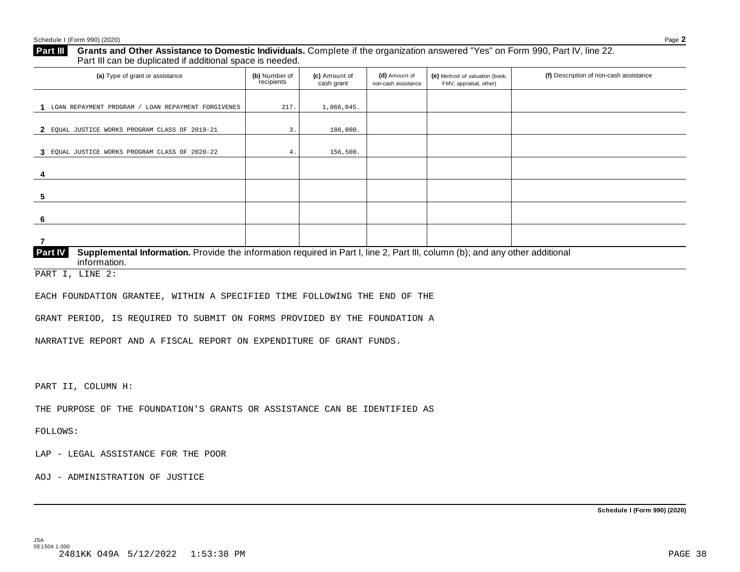## Part III Grants and Other Assistance to Domestic Individuals.

Complete if the organization answered "Yes" on Form 990, Part IV, line 22. Part III can be duplicated if additional space is needed.

| | (a) Type of grant or assistance | (b) Number of recipients | (c) Amount of cash grant | (d) Amount of non-cash assistance | (e) Method of valuation (book, FMV, appraisal, other) | (f) Description of non-cash assistance |
|---|---|---|---|---|---|---|
| 1 | LOAN REPAYMENT PROGRAM / LOAN REPAYMENT FORGIVENES | 217. | 1,066,045. | | | |
| 2 | EQUAL JUSTICE WORKS PROGRAM CLASS OF 2019-21 | 3. | 186,000. | | | |
| 3 | EQUAL JUSTICE WORKS PROGRAM CLASS OF 2020-22 | 4. | 156,500. | | | |
| 4 | | | | | | |
| 5 | | | | | | |
| 6 | | | | | | |
| 7 | | | | | | |

## Part IV Supplemental Information.

Provide the information required in Part I, line 2, Part III, column (b); and any other additional information.

PART I, LINE 2:

EACH FOUNDATION GRANTEE, WITHIN A SPECIFIED TIME FOLLOWING THE END OF THE GRANT PERIOD, IS REQUIRED TO SUBMIT ON FORMS PROVIDED BY THE FOUNDATION A NARRATIVE REPORT AND A FISCAL REPORT ON EXPENDITURE OF GRANT FUNDS.

PART II, COLUMN H:

THE PURPOSE OF THE FOUNDATION'S GRANTS OR ASSISTANCE CAN BE IDENTIFIED AS FOLLOWS:

LAP - LEGAL ASSISTANCE FOR THE POOR

AOJ - ADMINISTRATION OF JUSTICE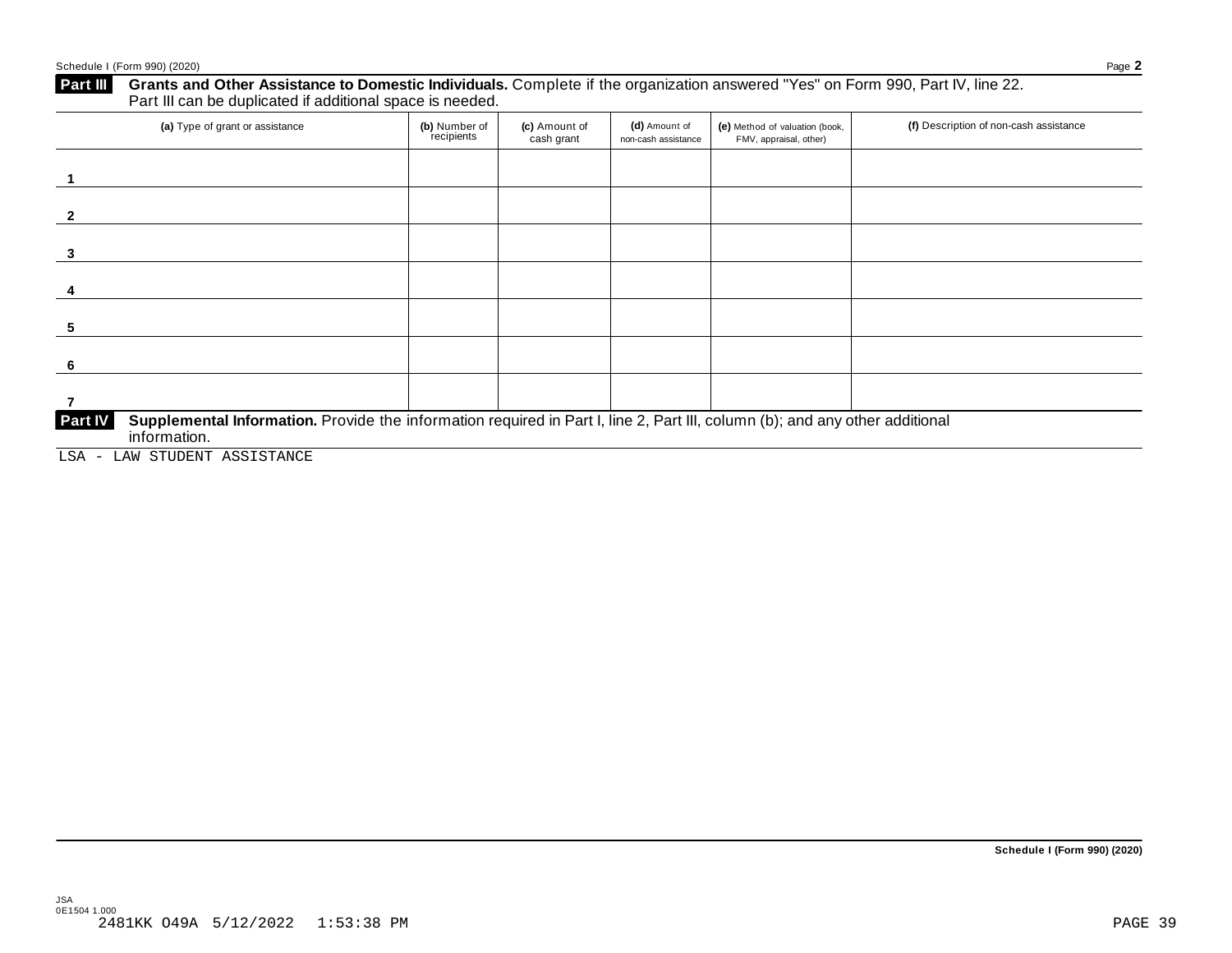## Part III Grants and Other Assistance to Domestic Individuals.

Complete if the organization answered "Yes" on Form 990, Part IV, line 22. Part III can be duplicated if additional space is needed.

| (a) Type of grant or assistance | (b) Number of recipients | (c) Amount of cash grant | (d) Amount of non-cash assistance | (e) Method of valuation (book, FMV, appraisal, other) | (f) Description of non-cash assistance |
|---|---|---|---|---|---|
| 1 | | | | | |
| 2 | | | | | |
| 3 | | | | | |
| 4 | | | | | |
| 5 | | | | | |
| 6 | | | | | |
| 7 | | | | | |

## Part IV Supplemental Information.

Provide the information required in Part I, line 2, Part III, column (b); and any other additional information.

LSA - LAW STUDENT ASSISTANCE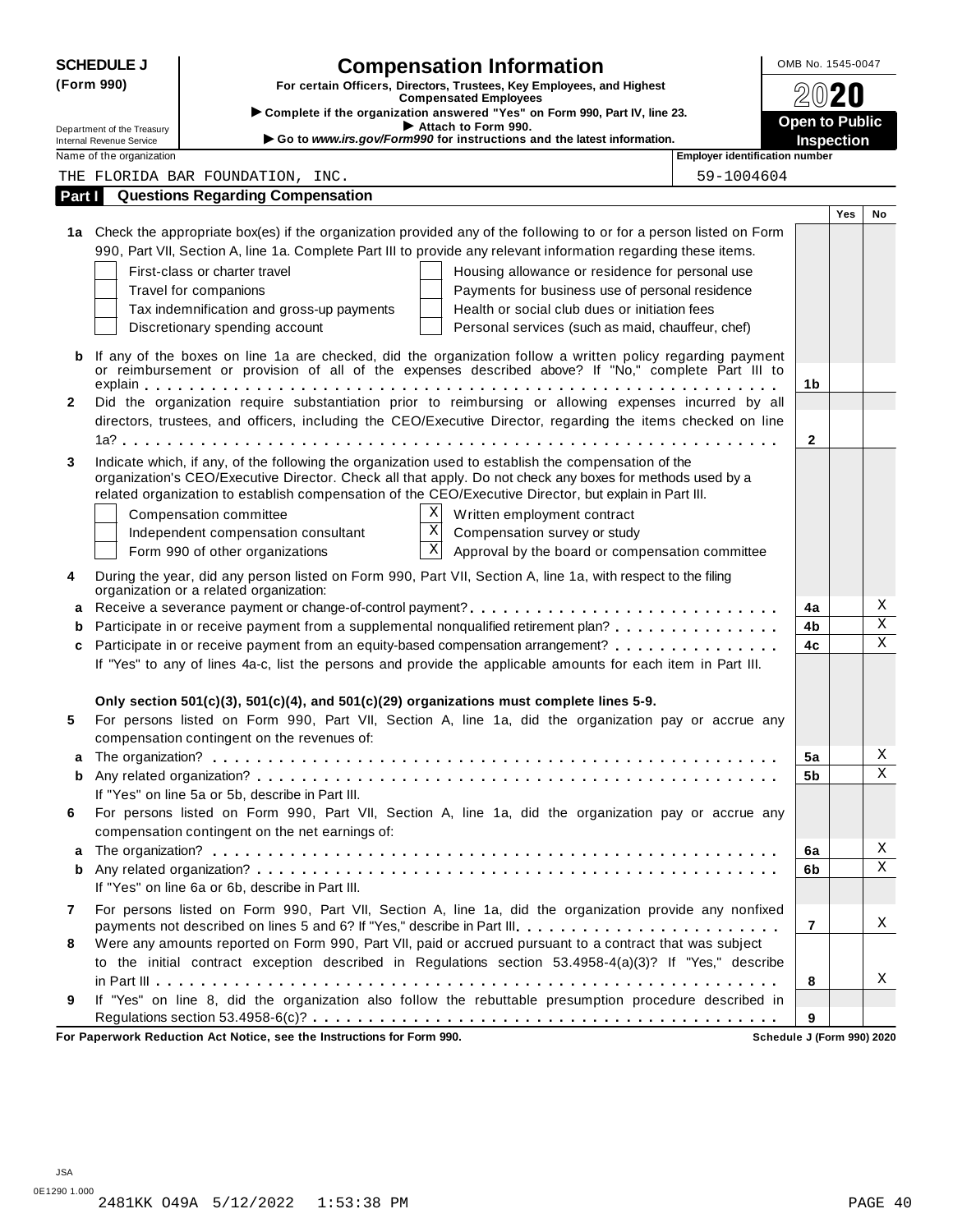**SCHEDULE J (Form 990)**

# Compensation Information

**For certain Officers, Directors, Trustees, Key Employees, and Highest Compensated Employees**

▶ Complete if the organization answered "Yes" on Form 990, Part IV, line 23.

▶ Attach to Form 990.

▶ Go to *www.irs.gov/Form990* for instructions and the latest information.

Department of the Treasury
Internal Revenue Service

OMB No. 1545-0047

**2020**

**Open to Public Inspection**

Name of the organization: THE FLORIDA BAR FOUNDATION, INC.

Employer identification number: 59-1004604

## Part I Questions Regarding Compensation

| | | | Yes | No |
|---|---|---|---|---|
| **1a** | Check the appropriate box(es) if the organization provided any of the following to or for a person listed on Form 990, Part VII, Section A, line 1a. Complete Part III to provide any relevant information regarding these items.<br>☐ First-class or charter travel ☐ Housing allowance or residence for personal use<br>☐ Travel for companions ☐ Payments for business use of personal residence<br>☐ Tax indemnification and gross-up payments ☐ Health or social club dues or initiation fees<br>☐ Discretionary spending account ☐ Personal services (such as maid, chauffeur, chef) | | | |
| **b** | If any of the boxes on line 1a are checked, did the organization follow a written policy regarding payment or reimbursement or provision of all of the expenses described above? If "No," complete Part III to explain | 1b | | |
| **2** | Did the organization require substantiation prior to reimbursing or allowing expenses incurred by all directors, trustees, and officers, including the CEO/Executive Director, regarding the items checked on line 1a? | 2 | | |
| **3** | Indicate which, if any, of the following the organization used to establish the compensation of the organization's CEO/Executive Director. Check all that apply. Do not check any boxes for methods used by a related organization to establish compensation of the CEO/Executive Director, but explain in Part III.<br>☐ Compensation committee ☒ Written employment contract<br>☐ Independent compensation consultant ☒ Compensation survey or study<br>☐ Form 990 of other organizations ☒ Approval by the board or compensation committee | | | |
| **4** | During the year, did any person listed on Form 990, Part VII, Section A, line 1a, with respect to the filing organization or a related organization: | | | |
| **a** | Receive a severance payment or change-of-control payment? | 4a | | X |
| **b** | Participate in or receive payment from a supplemental nonqualified retirement plan? | 4b | | X |
| **c** | Participate in or receive payment from an equity-based compensation arrangement? | 4c | | X |
| | If "Yes" to any of lines 4a-c, list the persons and provide the applicable amounts for each item in Part III. | | | |
| | **Only section 501(c)(3), 501(c)(4), and 501(c)(29) organizations must complete lines 5-9.** | | | |
| **5** | For persons listed on Form 990, Part VII, Section A, line 1a, did the organization pay or accrue any compensation contingent on the revenues of: | | | |
| **a** | The organization? | 5a | | X |
| **b** | Any related organization? | 5b | | X |
| | If "Yes" on line 5a or 5b, describe in Part III. | | | |
| **6** | For persons listed on Form 990, Part VII, Section A, line 1a, did the organization pay or accrue any compensation contingent on the net earnings of: | | | |
| **a** | The organization? | 6a | | X |
| **b** | Any related organization? | 6b | | X |
| | If "Yes" on line 6a or 6b, describe in Part III. | | | |
| **7** | For persons listed on Form 990, Part VII, Section A, line 1a, did the organization provide any nonfixed payments not described on lines 5 and 6? If "Yes," describe in Part III | 7 | | X |
| **8** | Were any amounts reported on Form 990, Part VII, paid or accrued pursuant to a contract that was subject to the initial contract exception described in Regulations section 53.4958-4(a)(3)? If "Yes," describe in Part III | 8 | | X |
| **9** | If "Yes" on line 8, did the organization also follow the rebuttable presumption procedure described in Regulations section 53.4958-6(c)? | 9 | | |

**For Paperwork Reduction Act Notice, see the Instructions for Form 990.** Schedule J (Form 990) 2020

JSA
0E1290 1.000
2481KK O49A 5/12/2022 1:53:38 PM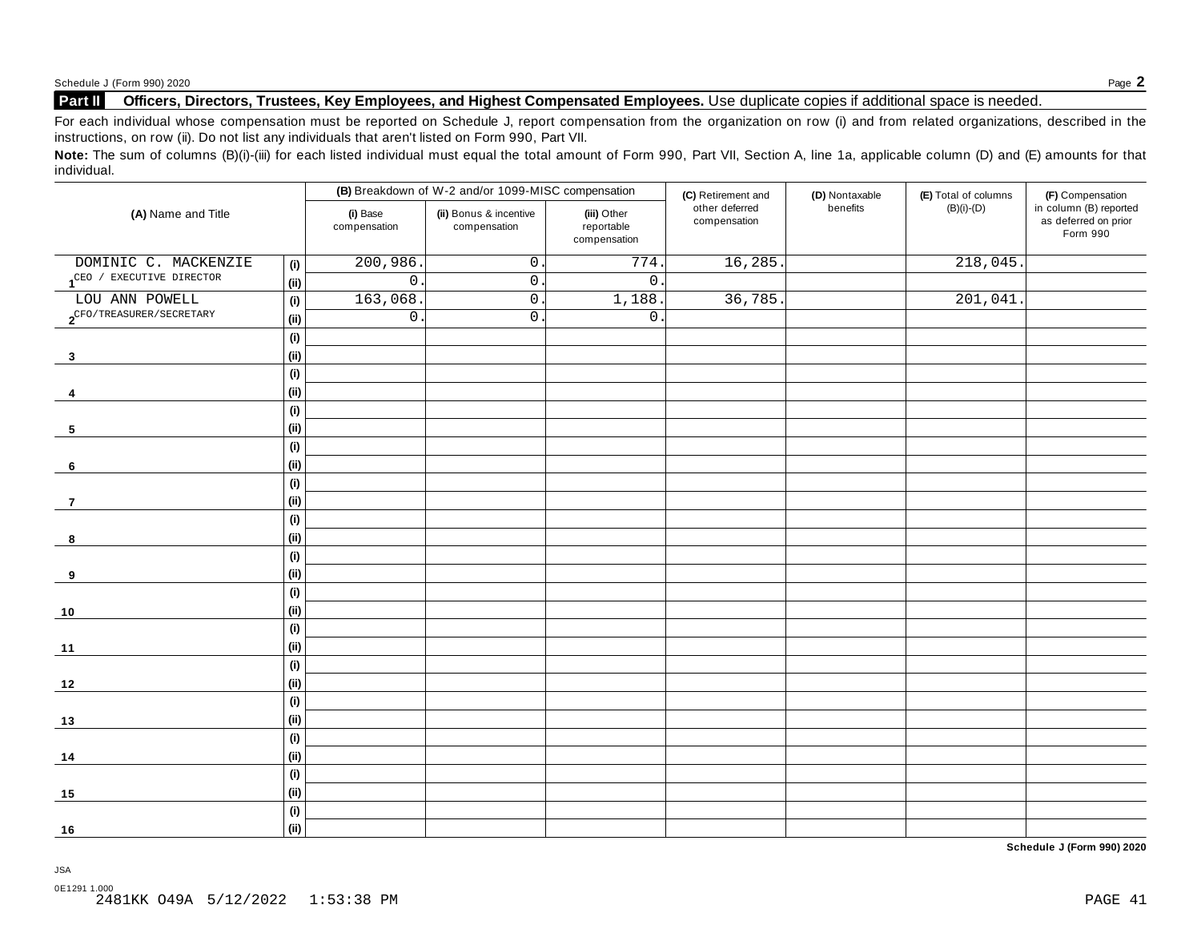**Part II** **Officers, Directors, Trustees, Key Employees, and Highest Compensated Employees.** Use duplicate copies if additional space is needed.

For each individual whose compensation must be reported on Schedule J, report compensation from the organization on row (i) and from related organizations, described in the instructions, on row (ii). Do not list any individuals that aren't listed on Form 990, Part VII.

**Note:** The sum of columns (B)(i)-(iii) for each listed individual must equal the total amount of Form 990, Part VII, Section A, line 1a, applicable column (D) and (E) amounts for that individual.

| (A) Name and Title | | (B) Breakdown of W-2 and/or 1099-MISC compensation | | | (C) Retirement and other deferred compensation | (D) Nontaxable benefits | (E) Total of columns (B)(i)-(D) | (F) Compensation in column (B) reported as deferred on prior Form 990 |
|---|---|---|---|---|---|---|---|---|
| | | (i) Base compensation | (ii) Bonus & incentive compensation | (iii) Other reportable compensation | | | | |
| 1 DOMINIC C. MACKENZIE | (i) | 200,986. | 0. | 774. | 16,285. | | 218,045. | |
| CEO / EXECUTIVE DIRECTOR | (ii) | 0. | 0. | 0. | | | | |
| 2 LOU ANN POWELL | (i) | 163,068. | 0. | 1,188. | 36,785. | | 201,041. | |
| CFO/TREASURER/SECRETARY | (ii) | 0. | 0. | 0. | | | | |
| 3 | (i) | | | | | | | |
| | (ii) | | | | | | | |
| 4 | (i) | | | | | | | |
| | (ii) | | | | | | | |
| 5 | (i) | | | | | | | |
| | (ii) | | | | | | | |
| 6 | (i) | | | | | | | |
| | (ii) | | | | | | | |
| 7 | (i) | | | | | | | |
| | (ii) | | | | | | | |
| 8 | (i) | | | | | | | |
| | (ii) | | | | | | | |
| 9 | (i) | | | | | | | |
| | (ii) | | | | | | | |
| 10 | (i) | | | | | | | |
| | (ii) | | | | | | | |
| 11 | (i) | | | | | | | |
| | (ii) | | | | | | | |
| 12 | (i) | | | | | | | |
| | (ii) | | | | | | | |
| 13 | (i) | | | | | | | |
| | (ii) | | | | | | | |
| 14 | (i) | | | | | | | |
| | (ii) | | | | | | | |
| 15 | (i) | | | | | | | |
| | (ii) | | | | | | | |
| 16 | (i) | | | | | | | |
| | (ii) | | | | | | | |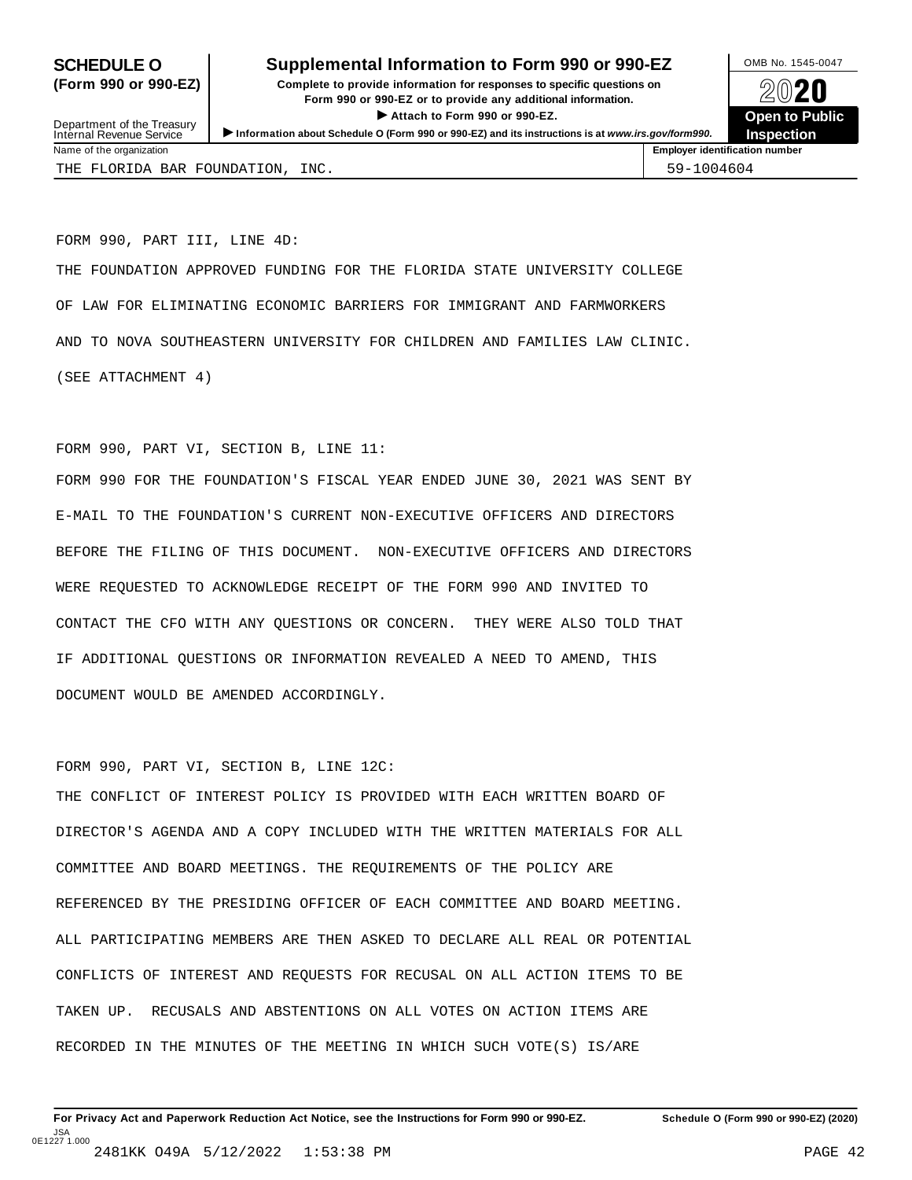# SCHEDULE O (Form 990 or 990-EZ)

## Supplemental Information to Form 990 or 990-EZ

**Complete to provide information for responses to specific questions on Form 990 or 990-EZ or to provide any additional information.**

▶ **Attach to Form 990 or 990-EZ.**

▶ **Information about Schedule O (Form 990 or 990-EZ) and its instructions is at** ***www.irs.gov/form990.***

Department of the Treasury
Internal Revenue Service

OMB No. 1545-0047

**2020**

**Open to Public Inspection**

| Name of the organization | Employer identification number |
|---|---|
| THE FLORIDA BAR FOUNDATION, INC. | 59-1004604 |

FORM 990, PART III, LINE 4D:

THE FOUNDATION APPROVED FUNDING FOR THE FLORIDA STATE UNIVERSITY COLLEGE OF LAW FOR ELIMINATING ECONOMIC BARRIERS FOR IMMIGRANT AND FARMWORKERS AND TO NOVA SOUTHEASTERN UNIVERSITY FOR CHILDREN AND FAMILIES LAW CLINIC. (SEE ATTACHMENT 4)

FORM 990, PART VI, SECTION B, LINE 11:

FORM 990 FOR THE FOUNDATION'S FISCAL YEAR ENDED JUNE 30, 2021 WAS SENT BY E-MAIL TO THE FOUNDATION'S CURRENT NON-EXECUTIVE OFFICERS AND DIRECTORS BEFORE THE FILING OF THIS DOCUMENT. NON-EXECUTIVE OFFICERS AND DIRECTORS WERE REQUESTED TO ACKNOWLEDGE RECEIPT OF THE FORM 990 AND INVITED TO CONTACT THE CFO WITH ANY QUESTIONS OR CONCERN. THEY WERE ALSO TOLD THAT IF ADDITIONAL QUESTIONS OR INFORMATION REVEALED A NEED TO AMEND, THIS DOCUMENT WOULD BE AMENDED ACCORDINGLY.

FORM 990, PART VI, SECTION B, LINE 12C:

THE CONFLICT OF INTEREST POLICY IS PROVIDED WITH EACH WRITTEN BOARD OF DIRECTOR'S AGENDA AND A COPY INCLUDED WITH THE WRITTEN MATERIALS FOR ALL COMMITTEE AND BOARD MEETINGS. THE REQUIREMENTS OF THE POLICY ARE REFERENCED BY THE PRESIDING OFFICER OF EACH COMMITTEE AND BOARD MEETING. ALL PARTICIPATING MEMBERS ARE THEN ASKED TO DECLARE ALL REAL OR POTENTIAL CONFLICTS OF INTEREST AND REQUESTS FOR RECUSAL ON ALL ACTION ITEMS TO BE TAKEN UP. RECUSALS AND ABSTENTIONS ON ALL VOTES ON ACTION ITEMS ARE RECORDED IN THE MINUTES OF THE MEETING IN WHICH SUCH VOTE(S) IS/ARE

**For Privacy Act and Paperwork Reduction Act Notice, see the Instructions for Form 990 or 990-EZ.** **Schedule O (Form 990 or 990-EZ) (2020)**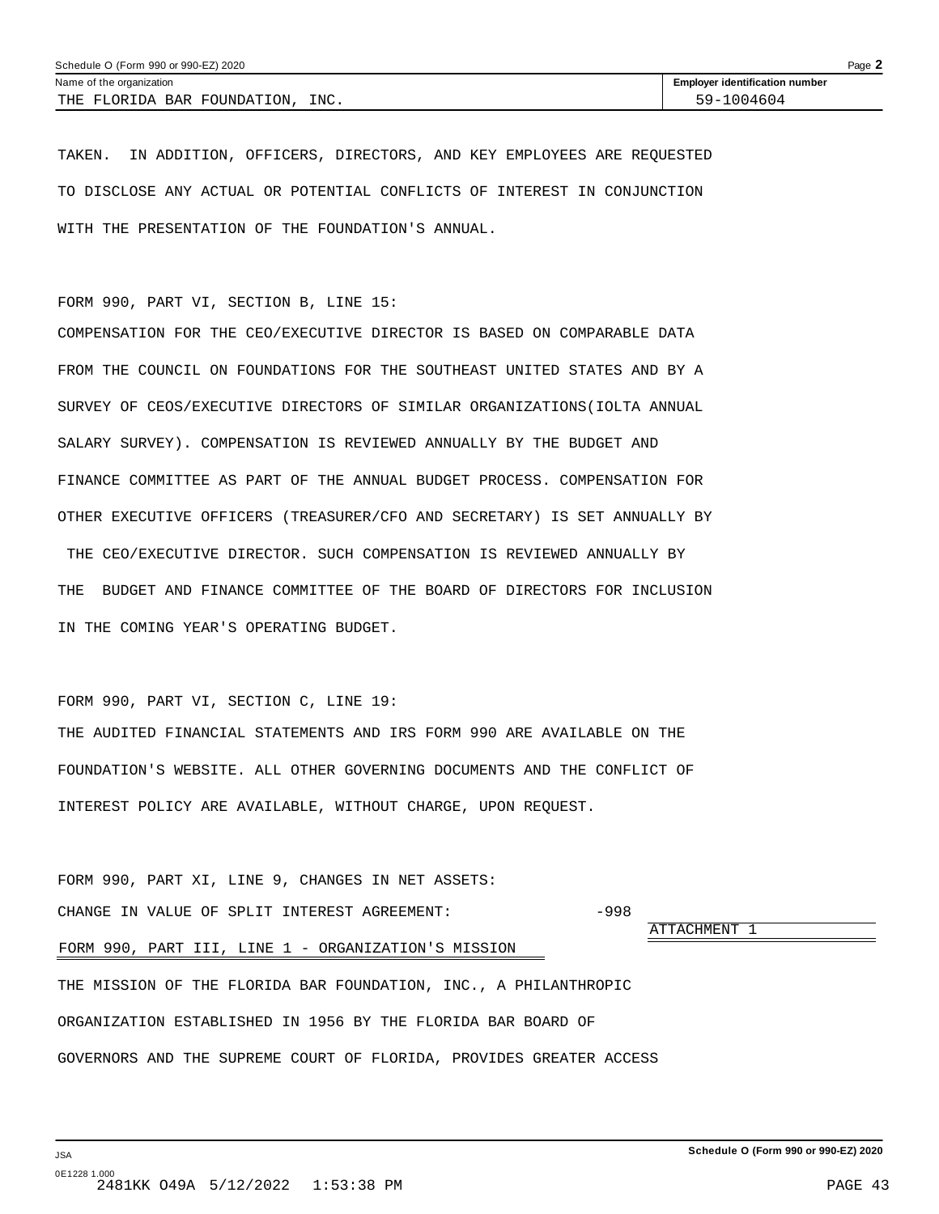Name of the organization: THE FLORIDA BAR FOUNDATION, INC.

Employer identification number: 59-1004604

TAKEN. IN ADDITION, OFFICERS, DIRECTORS, AND KEY EMPLOYEES ARE REQUESTED TO DISCLOSE ANY ACTUAL OR POTENTIAL CONFLICTS OF INTEREST IN CONJUNCTION WITH THE PRESENTATION OF THE FOUNDATION'S ANNUAL.

FORM 990, PART VI, SECTION B, LINE 15:

COMPENSATION FOR THE CEO/EXECUTIVE DIRECTOR IS BASED ON COMPARABLE DATA FROM THE COUNCIL ON FOUNDATIONS FOR THE SOUTHEAST UNITED STATES AND BY A SURVEY OF CEOS/EXECUTIVE DIRECTORS OF SIMILAR ORGANIZATIONS(IOLTA ANNUAL SALARY SURVEY). COMPENSATION IS REVIEWED ANNUALLY BY THE BUDGET AND FINANCE COMMITTEE AS PART OF THE ANNUAL BUDGET PROCESS. COMPENSATION FOR OTHER EXECUTIVE OFFICERS (TREASURER/CFO AND SECRETARY) IS SET ANNUALLY BY THE CEO/EXECUTIVE DIRECTOR. SUCH COMPENSATION IS REVIEWED ANNUALLY BY THE BUDGET AND FINANCE COMMITTEE OF THE BOARD OF DIRECTORS FOR INCLUSION IN THE COMING YEAR'S OPERATING BUDGET.

FORM 990, PART VI, SECTION C, LINE 19:

THE AUDITED FINANCIAL STATEMENTS AND IRS FORM 990 ARE AVAILABLE ON THE FOUNDATION'S WEBSITE. ALL OTHER GOVERNING DOCUMENTS AND THE CONFLICT OF INTEREST POLICY ARE AVAILABLE, WITHOUT CHARGE, UPON REQUEST.

FORM 990, PART XI, LINE 9, CHANGES IN NET ASSETS:

CHANGE IN VALUE OF SPLIT INTEREST AGREEMENT: -998

ATTACHMENT 1

FORM 990, PART III, LINE 1 - ORGANIZATION'S MISSION

THE MISSION OF THE FLORIDA BAR FOUNDATION, INC., A PHILANTHROPIC ORGANIZATION ESTABLISHED IN 1956 BY THE FLORIDA BAR BOARD OF GOVERNORS AND THE SUPREME COURT OF FLORIDA, PROVIDES GREATER ACCESS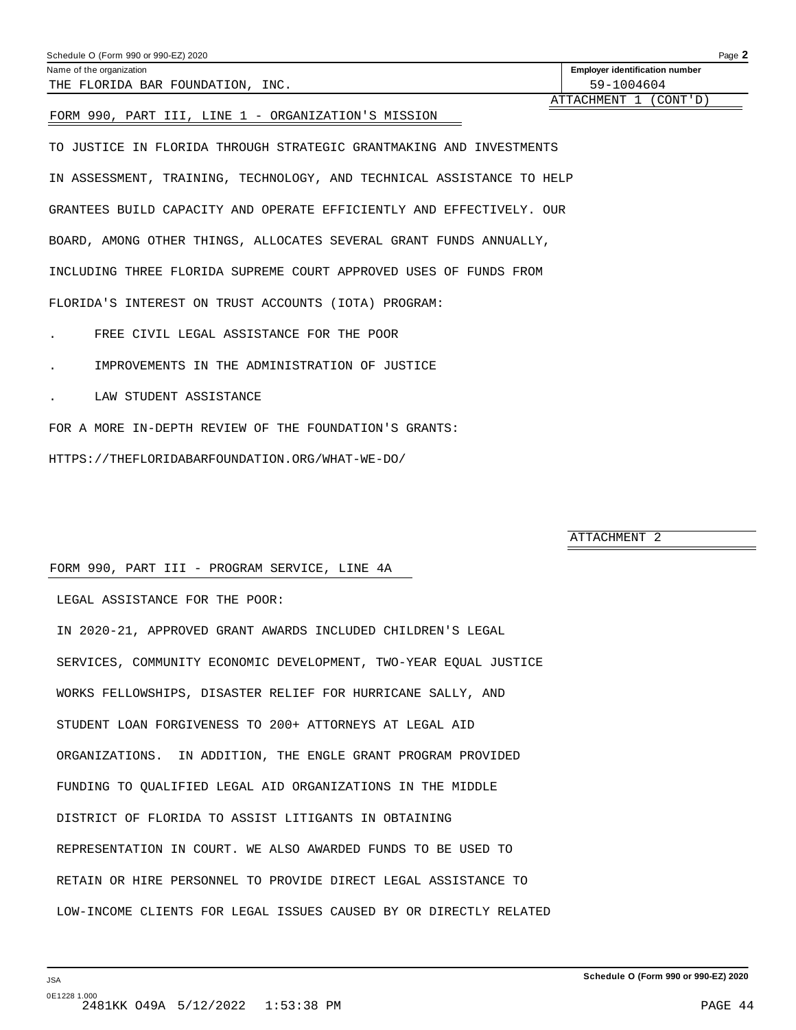Name of the organization: THE FLORIDA BAR FOUNDATION, INC.

Employer identification number: 59-1004604

ATTACHMENT 1 (CONT'D)

FORM 990, PART III, LINE 1 - ORGANIZATION'S MISSION

TO JUSTICE IN FLORIDA THROUGH STRATEGIC GRANTMAKING AND INVESTMENTS IN ASSESSMENT, TRAINING, TECHNOLOGY, AND TECHNICAL ASSISTANCE TO HELP GRANTEES BUILD CAPACITY AND OPERATE EFFICIENTLY AND EFFECTIVELY. OUR BOARD, AMONG OTHER THINGS, ALLOCATES SEVERAL GRANT FUNDS ANNUALLY, INCLUDING THREE FLORIDA SUPREME COURT APPROVED USES OF FUNDS FROM FLORIDA'S INTEREST ON TRUST ACCOUNTS (IOTA) PROGRAM:

- FREE CIVIL LEGAL ASSISTANCE FOR THE POOR
- IMPROVEMENTS IN THE ADMINISTRATION OF JUSTICE
- LAW STUDENT ASSISTANCE

FOR A MORE IN-DEPTH REVIEW OF THE FOUNDATION'S GRANTS:

HTTPS://THEFLORIDABARFOUNDATION.ORG/WHAT-WE-DO/

ATTACHMENT 2

FORM 990, PART III - PROGRAM SERVICE, LINE 4A

LEGAL ASSISTANCE FOR THE POOR:

IN 2020-21, APPROVED GRANT AWARDS INCLUDED CHILDREN'S LEGAL SERVICES, COMMUNITY ECONOMIC DEVELOPMENT, TWO-YEAR EQUAL JUSTICE WORKS FELLOWSHIPS, DISASTER RELIEF FOR HURRICANE SALLY, AND STUDENT LOAN FORGIVENESS TO 200+ ATTORNEYS AT LEGAL AID ORGANIZATIONS. IN ADDITION, THE ENGLE GRANT PROGRAM PROVIDED FUNDING TO QUALIFIED LEGAL AID ORGANIZATIONS IN THE MIDDLE DISTRICT OF FLORIDA TO ASSIST LITIGANTS IN OBTAINING REPRESENTATION IN COURT. WE ALSO AWARDED FUNDS TO BE USED TO RETAIN OR HIRE PERSONNEL TO PROVIDE DIRECT LEGAL ASSISTANCE TO LOW-INCOME CLIENTS FOR LEGAL ISSUES CAUSED BY OR DIRECTLY RELATED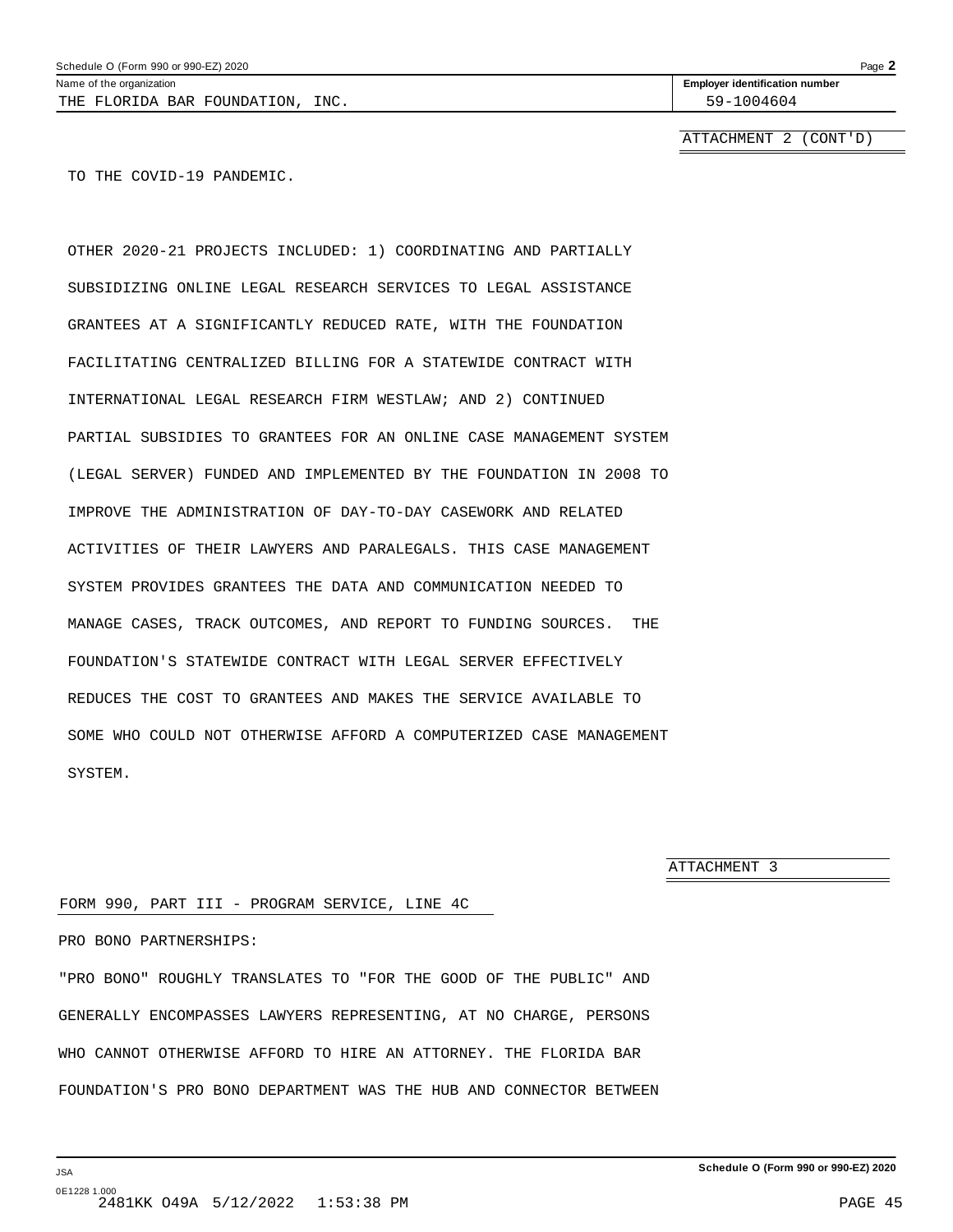THE FLORIDA BAR FOUNDATION, INC. 59-1004604

ATTACHMENT 2 (CONT'D)

TO THE COVID-19 PANDEMIC.

OTHER 2020-21 PROJECTS INCLUDED: 1) COORDINATING AND PARTIALLY SUBSIDIZING ONLINE LEGAL RESEARCH SERVICES TO LEGAL ASSISTANCE GRANTEES AT A SIGNIFICANTLY REDUCED RATE, WITH THE FOUNDATION FACILITATING CENTRALIZED BILLING FOR A STATEWIDE CONTRACT WITH INTERNATIONAL LEGAL RESEARCH FIRM WESTLAW; AND 2) CONTINUED PARTIAL SUBSIDIES TO GRANTEES FOR AN ONLINE CASE MANAGEMENT SYSTEM (LEGAL SERVER) FUNDED AND IMPLEMENTED BY THE FOUNDATION IN 2008 TO IMPROVE THE ADMINISTRATION OF DAY-TO-DAY CASEWORK AND RELATED ACTIVITIES OF THEIR LAWYERS AND PARALEGALS. THIS CASE MANAGEMENT SYSTEM PROVIDES GRANTEES THE DATA AND COMMUNICATION NEEDED TO MANAGE CASES, TRACK OUTCOMES, AND REPORT TO FUNDING SOURCES. THE FOUNDATION'S STATEWIDE CONTRACT WITH LEGAL SERVER EFFECTIVELY REDUCES THE COST TO GRANTEES AND MAKES THE SERVICE AVAILABLE TO SOME WHO COULD NOT OTHERWISE AFFORD A COMPUTERIZED CASE MANAGEMENT SYSTEM.

ATTACHMENT 3

FORM 990, PART III - PROGRAM SERVICE, LINE 4C

PRO BONO PARTNERSHIPS:

"PRO BONO" ROUGHLY TRANSLATES TO "FOR THE GOOD OF THE PUBLIC" AND GENERALLY ENCOMPASSES LAWYERS REPRESENTING, AT NO CHARGE, PERSONS WHO CANNOT OTHERWISE AFFORD TO HIRE AN ATTORNEY. THE FLORIDA BAR FOUNDATION'S PRO BONO DEPARTMENT WAS THE HUB AND CONNECTOR BETWEEN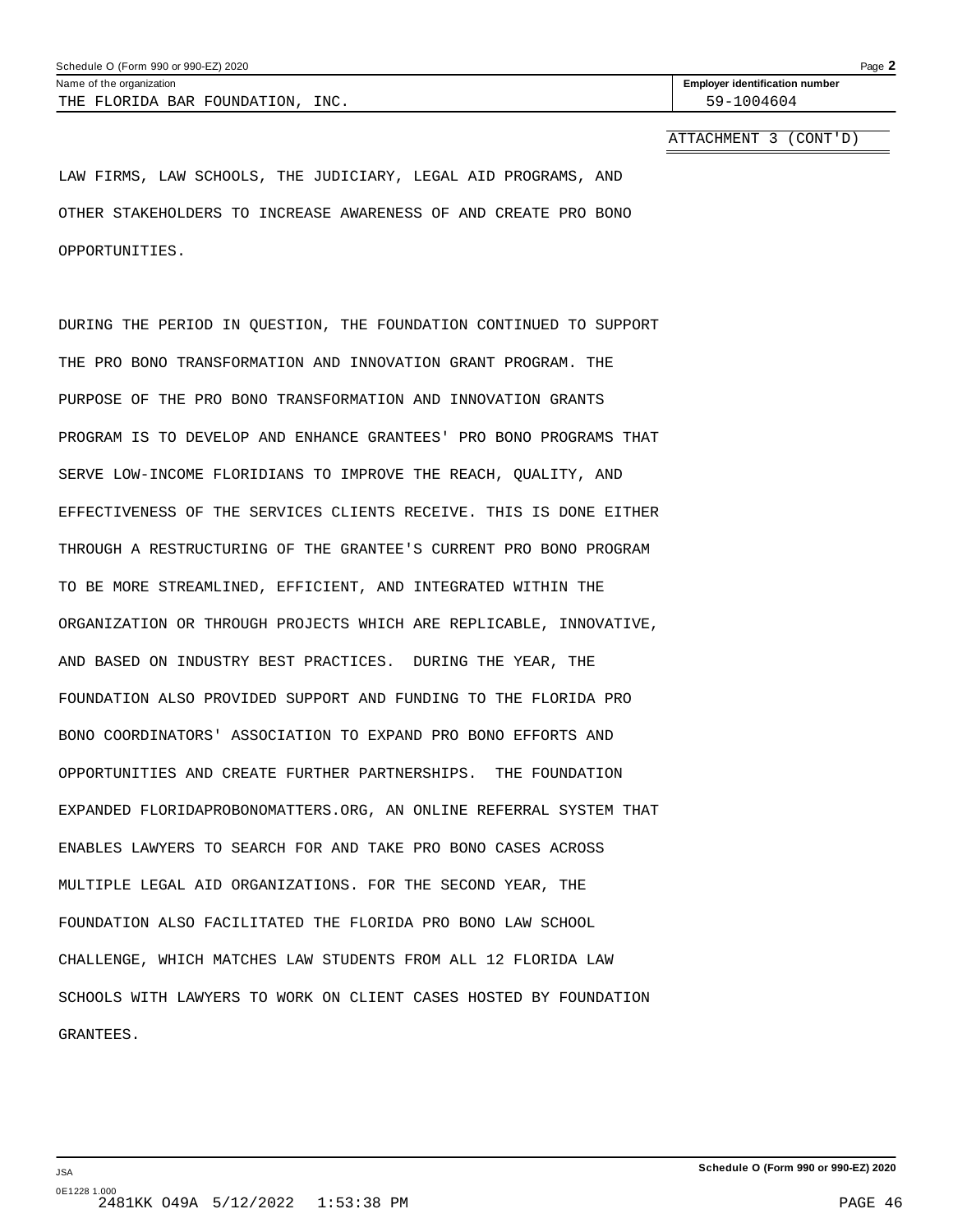Schedule O (Form 990 or 990-EZ) 2020

Name of the organization: THE FLORIDA BAR FOUNDATION, INC.

Employer identification number: 59-1004604

ATTACHMENT 3 (CONT'D)

LAW FIRMS, LAW SCHOOLS, THE JUDICIARY, LEGAL AID PROGRAMS, AND OTHER STAKEHOLDERS TO INCREASE AWARENESS OF AND CREATE PRO BONO OPPORTUNITIES.

DURING THE PERIOD IN QUESTION, THE FOUNDATION CONTINUED TO SUPPORT THE PRO BONO TRANSFORMATION AND INNOVATION GRANT PROGRAM. THE PURPOSE OF THE PRO BONO TRANSFORMATION AND INNOVATION GRANTS PROGRAM IS TO DEVELOP AND ENHANCE GRANTEES' PRO BONO PROGRAMS THAT SERVE LOW-INCOME FLORIDIANS TO IMPROVE THE REACH, QUALITY, AND EFFECTIVENESS OF THE SERVICES CLIENTS RECEIVE. THIS IS DONE EITHER THROUGH A RESTRUCTURING OF THE GRANTEE'S CURRENT PRO BONO PROGRAM TO BE MORE STREAMLINED, EFFICIENT, AND INTEGRATED WITHIN THE ORGANIZATION OR THROUGH PROJECTS WHICH ARE REPLICABLE, INNOVATIVE, AND BASED ON INDUSTRY BEST PRACTICES. DURING THE YEAR, THE FOUNDATION ALSO PROVIDED SUPPORT AND FUNDING TO THE FLORIDA PRO BONO COORDINATORS' ASSOCIATION TO EXPAND PRO BONO EFFORTS AND OPPORTUNITIES AND CREATE FURTHER PARTNERSHIPS. THE FOUNDATION EXPANDED FLORIDAPROBONOMATTERS.ORG, AN ONLINE REFERRAL SYSTEM THAT ENABLES LAWYERS TO SEARCH FOR AND TAKE PRO BONO CASES ACROSS MULTIPLE LEGAL AID ORGANIZATIONS. FOR THE SECOND YEAR, THE FOUNDATION ALSO FACILITATED THE FLORIDA PRO BONO LAW SCHOOL CHALLENGE, WHICH MATCHES LAW STUDENTS FROM ALL 12 FLORIDA LAW SCHOOLS WITH LAWYERS TO WORK ON CLIENT CASES HOSTED BY FOUNDATION GRANTEES.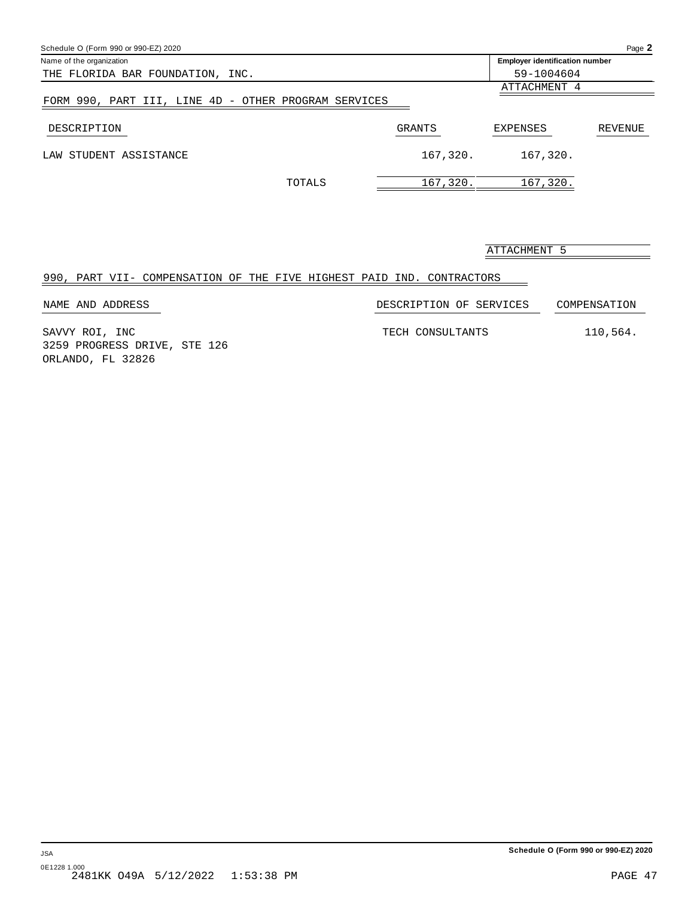Name of the organization: THE FLORIDA BAR FOUNDATION, INC.

Employer identification number: 59-1004604

ATTACHMENT 4

## FORM 990, PART III, LINE 4D - OTHER PROGRAM SERVICES

| DESCRIPTION | | GRANTS | EXPENSES | REVENUE |
|---|---|---|---|---|
| LAW STUDENT ASSISTANCE | | 167,320. | 167,320. | |
| | TOTALS | 167,320. | 167,320. | |

ATTACHMENT 5

## 990, PART VII- COMPENSATION OF THE FIVE HIGHEST PAID IND. CONTRACTORS

| NAME AND ADDRESS | DESCRIPTION OF SERVICES | COMPENSATION |
|---|---|---|
| SAVVY ROI, INC<br>3259 PROGRESS DRIVE, STE 126<br>ORLANDO, FL 32826 | TECH CONSULTANTS | 110,564. |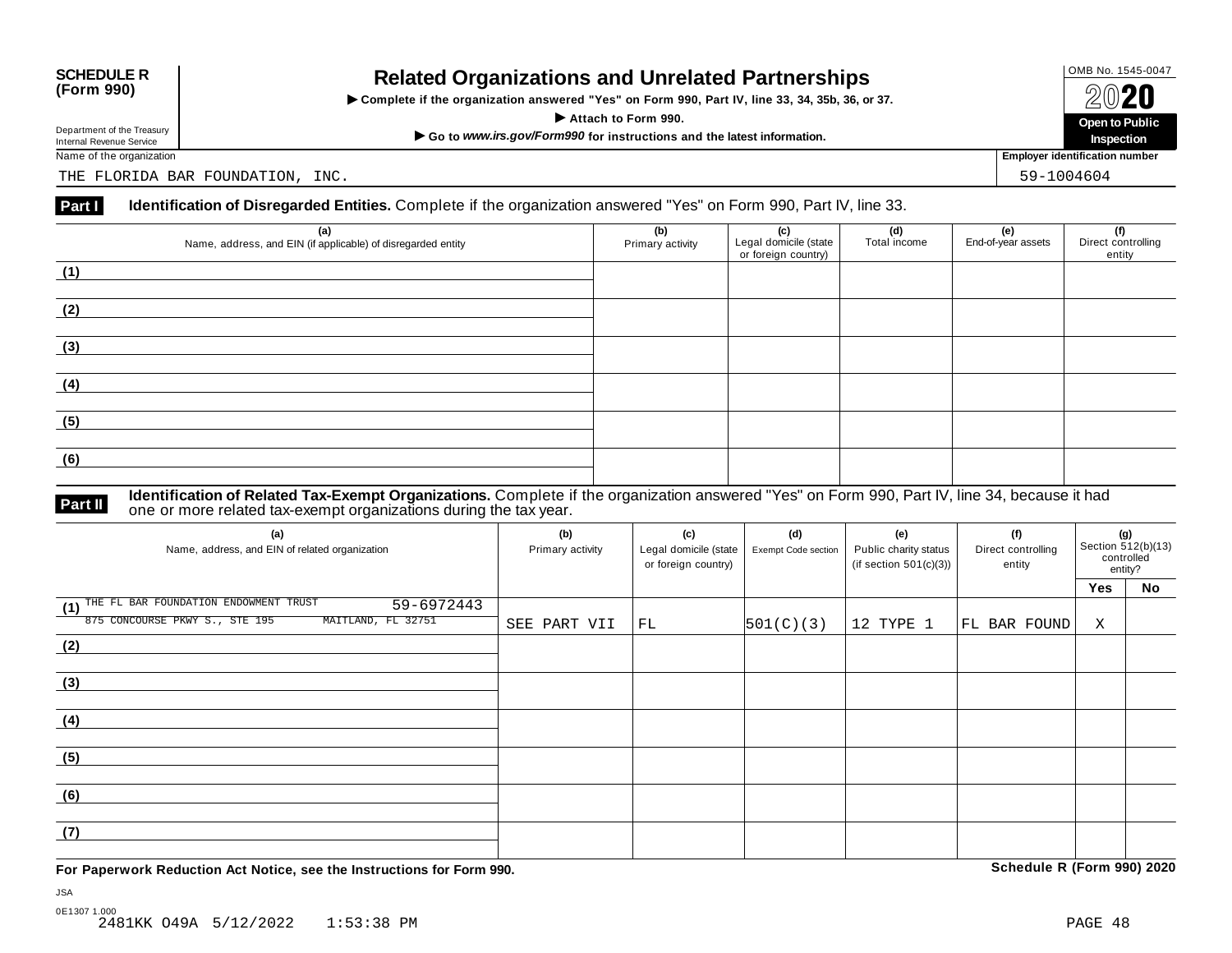**SCHEDULE R (Form 990)**

Department of the Treasury
Internal Revenue Service

# Related Organizations and Unrelated Partnerships

▶ Complete if the organization answered "Yes" on Form 990, Part IV, line 33, 34, 35b, 36, or 37.

▶ Attach to Form 990.

▶ Go to *www.irs.gov/Form990* for instructions and the latest information.

OMB No. 1545-0047

2020

Open to Public Inspection

Name of the organization: THE FLORIDA BAR FOUNDATION, INC.

Employer identification number: 59-1004604

**Part I** **Identification of Disregarded Entities.** Complete if the organization answered "Yes" on Form 990, Part IV, line 33.

| (a) Name, address, and EIN (if applicable) of disregarded entity | (b) Primary activity | (c) Legal domicile (state or foreign country) | (d) Total income | (e) End-of-year assets | (f) Direct controlling entity |
|---|---|---|---|---|---|
| (1) | | | | | |
| (2) | | | | | |
| (3) | | | | | |
| (4) | | | | | |
| (5) | | | | | |
| (6) | | | | | |

**Part II** **Identification of Related Tax-Exempt Organizations.** Complete if the organization answered "Yes" on Form 990, Part IV, line 34, because it had one or more related tax-exempt organizations during the tax year.

| (a) Name, address, and EIN of related organization | (b) Primary activity | (c) Legal domicile (state or foreign country) | (d) Exempt Code section | (e) Public charity status (if section 501(c)(3)) | (f) Direct controlling entity | (g) Section 512(b)(13) controlled entity? Yes | No |
|---|---|---|---|---|---|---|---|
| (1) THE FL BAR FOUNDATION ENDOWMENT TRUST 59-6972443 875 CONCOURSE PKWY S., STE 195 MAITLAND, FL 32751 | SEE PART VII | FL | 501(C)(3) | 12 TYPE 1 | FL BAR FOUND | X | |
| (2) | | | | | | | |
| (3) | | | | | | | |
| (4) | | | | | | | |
| (5) | | | | | | | |
| (6) | | | | | | | |
| (7) | | | | | | | |

**For Paperwork Reduction Act Notice, see the Instructions for Form 990.** **Schedule R (Form 990) 2020**

JSA
0E1307 1.000
2481KK O49A 5/12/2022 1:53:38 PM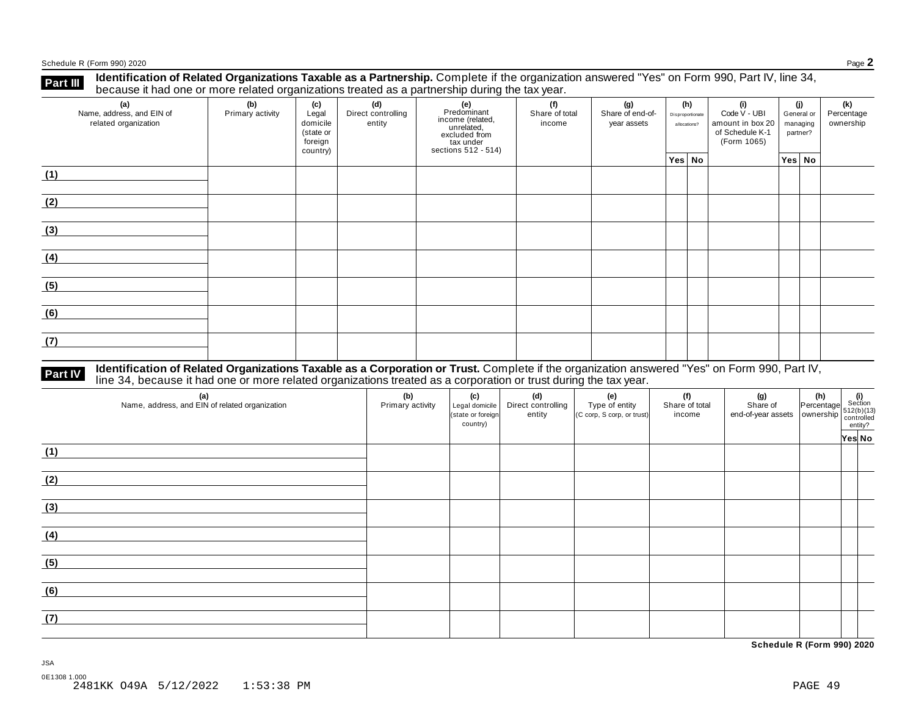## Part III Identification of Related Organizations Taxable as a Partnership.

Complete if the organization answered "Yes" on Form 990, Part IV, line 34, because it had one or more related organizations treated as a partnership during the tax year.

| (a) Name, address, and EIN of related organization | (b) Primary activity | (c) Legal domicile (state or foreign country) | (d) Direct controlling entity | (e) Predominant income (related, unrelated, excluded from tax under sections 512 - 514) | (f) Share of total income | (g) Share of end-of-year assets | (h) Disproportionate allocations? | | (i) Code V - UBI amount in box 20 of Schedule K-1 (Form 1065) | (j) General or managing partner? | | (k) Percentage ownership |
|---|---|---|---|---|---|---|---|---|---|---|---|---|
| | | | | | | | Yes | No | | Yes | No | |
| (1) | | | | | | | | | | | | |
| (2) | | | | | | | | | | | | |
| (3) | | | | | | | | | | | | |
| (4) | | | | | | | | | | | | |
| (5) | | | | | | | | | | | | |
| (6) | | | | | | | | | | | | |
| (7) | | | | | | | | | | | | |

## Part IV Identification of Related Organizations Taxable as a Corporation or Trust.

Complete if the organization answered "Yes" on Form 990, Part IV, line 34, because it had one or more related organizations treated as a corporation or trust during the tax year.

| (a) Name, address, and EIN of related organization | (b) Primary activity | (c) Legal domicile (state or foreign country) | (d) Direct controlling entity | (e) Type of entity (C corp, S corp, or trust) | (f) Share of total income | (g) Share of end-of-year assets | (h) Percentage ownership | (i) Section 512(b)(13) controlled entity? | |
|---|---|---|---|---|---|---|---|---|---|
| | | | | | | | | Yes | No |
| (1) | | | | | | | | | |
| (2) | | | | | | | | | |
| (3) | | | | | | | | | |
| (4) | | | | | | | | | |
| (5) | | | | | | | | | |
| (6) | | | | | | | | | |
| (7) | | | | | | | | | |

**Schedule R (Form 990) 2020**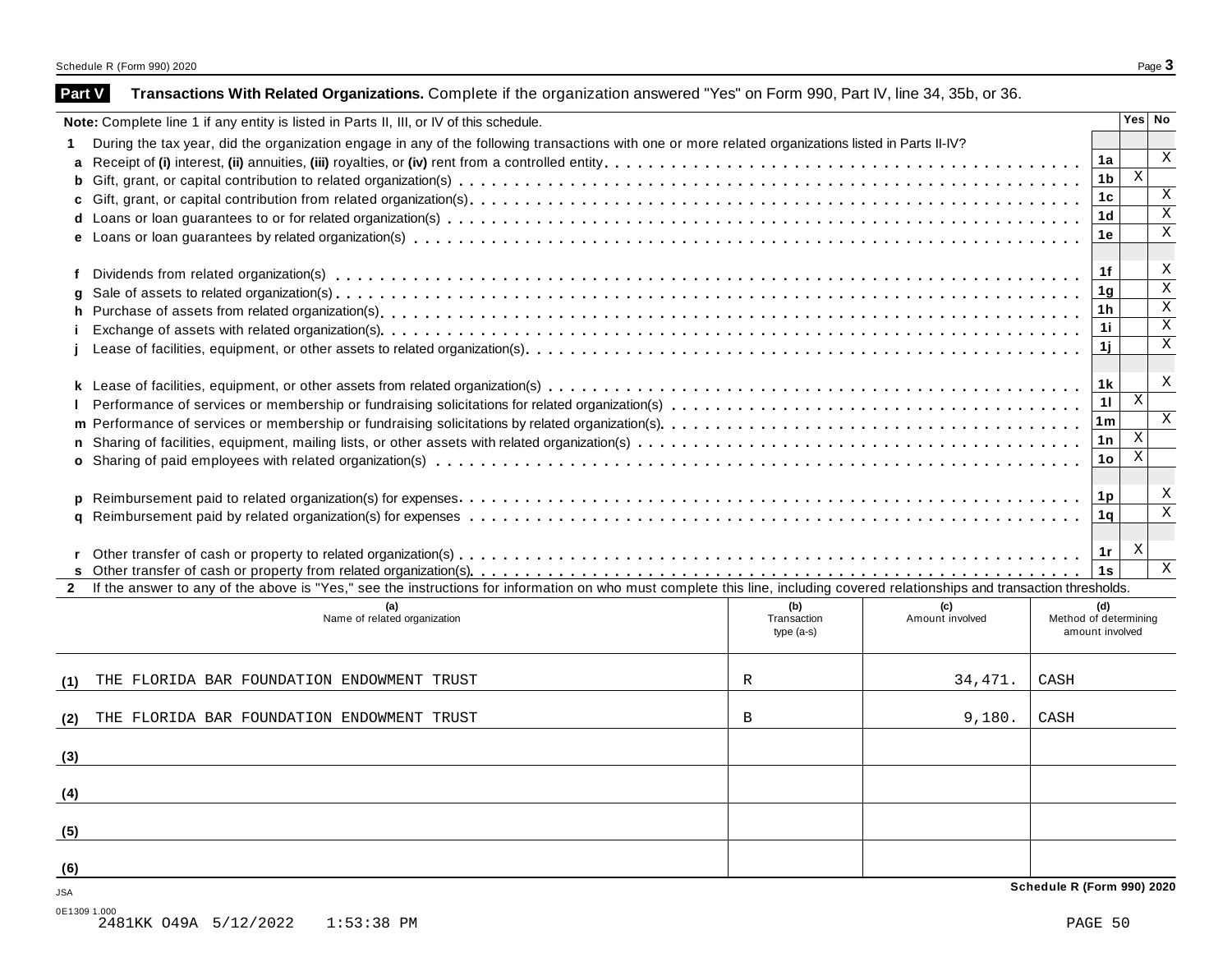## Part V Transactions With Related Organizations.

Complete if the organization answered "Yes" on Form 990, Part IV, line 34, 35b, or 36.

**Note:** Complete line 1 if any entity is listed in Parts II, III, or IV of this schedule.

| | | | Yes | No |
|---|---|---|---|---|
| **1** | During the tax year, did the organization engage in any of the following transactions with one or more related organizations listed in Parts II-IV? | | | |
| **a** | Receipt of **(i)** interest, **(ii)** annuities, **(iii)** royalties, or **(iv)** rent from a controlled entity | 1a | | X |
| **b** | Gift, grant, or capital contribution to related organization(s) | 1b | X | |
| **c** | Gift, grant, or capital contribution from related organization(s) | 1c | | X |
| **d** | Loans or loan guarantees to or for related organization(s) | 1d | | X |
| **e** | Loans or loan guarantees by related organization(s) | 1e | | X |
| **f** | Dividends from related organization(s) | 1f | | X |
| **g** | Sale of assets to related organization(s) | 1g | | X |
| **h** | Purchase of assets from related organization(s) | 1h | | X |
| **i** | Exchange of assets with related organization(s) | 1i | | X |
| **j** | Lease of facilities, equipment, or other assets to related organization(s) | 1j | | X |
| **k** | Lease of facilities, equipment, or other assets from related organization(s) | 1k | | X |
| **l** | Performance of services or membership or fundraising solicitations for related organization(s) | 1l | X | |
| **m** | Performance of services or membership or fundraising solicitations by related organization(s) | 1m | | X |
| **n** | Sharing of facilities, equipment, mailing lists, or other assets with related organization(s) | 1n | X | |
| **o** | Sharing of paid employees with related organization(s) | 1o | X | |
| **p** | Reimbursement paid to related organization(s) for expenses | 1p | | X |
| **q** | Reimbursement paid by related organization(s) for expenses | 1q | | X |
| **r** | Other transfer of cash or property to related organization(s) | 1r | X | |
| **s** | Other transfer of cash or property from related organization(s) | 1s | | X |

**2** If the answer to any of the above is "Yes," see the instructions for information on who must complete this line, including covered relationships and transaction thresholds.

| | (a) Name of related organization | (b) Transaction type (a-s) | (c) Amount involved | (d) Method of determining amount involved |
|---|---|---|---|---|
| (1) | THE FLORIDA BAR FOUNDATION ENDOWMENT TRUST | R | 34,471. | CASH |
| (2) | THE FLORIDA BAR FOUNDATION ENDOWMENT TRUST | B | 9,180. | CASH |
| (3) | | | | |
| (4) | | | | |
| (5) | | | | |
| (6) | | | | |

**Schedule R (Form 990) 2020**

JSA
0E1309 1.000
2481KK O49A 5/12/2022 1:53:38 PM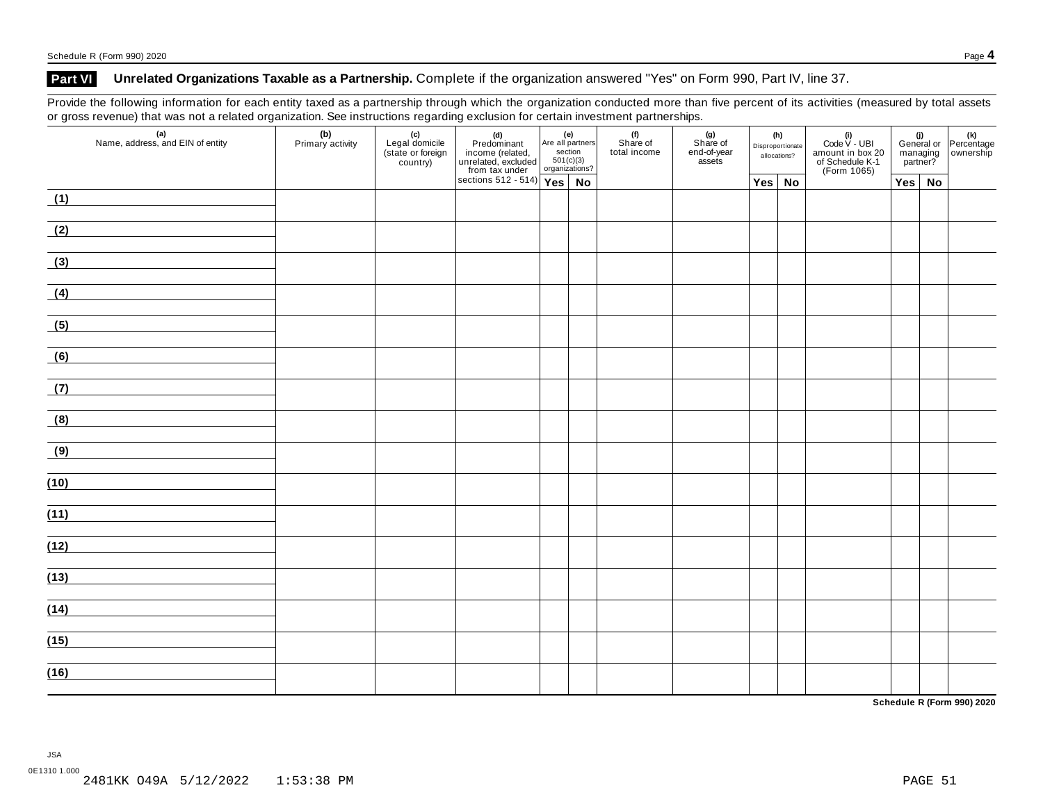## Part VI Unrelated Organizations Taxable as a Partnership. Complete if the organization answered "Yes" on Form 990, Part IV, line 37.

Provide the following information for each entity taxed as a partnership through which the organization conducted more than five percent of its activities (measured by total assets or gross revenue) that was not a related organization. See instructions regarding exclusion for certain investment partnerships.

| (a) Name, address, and EIN of entity | (b) Primary activity | (c) Legal domicile (state or foreign country) | (d) Predominant income (related, unrelated, excluded from tax under sections 512 - 514) | (e) Are all partners section 501(c)(3) organizations? | | (f) Share of total income | (g) Share of end-of-year assets | (h) Disproportionate allocations? | | (i) Code V - UBI amount in box 20 of Schedule K-1 (Form 1065) | (j) General or managing partner? | | (k) Percentage ownership |
|---|---|---|---|---|---|---|---|---|---|---|---|---|---|
| | | | | Yes | No | | | Yes | No | | Yes | No | |
| (1) | | | | | | | | | | | | | |
| (2) | | | | | | | | | | | | | |
| (3) | | | | | | | | | | | | | |
| (4) | | | | | | | | | | | | | |
| (5) | | | | | | | | | | | | | |
| (6) | | | | | | | | | | | | | |
| (7) | | | | | | | | | | | | | |
| (8) | | | | | | | | | | | | | |
| (9) | | | | | | | | | | | | | |
| (10) | | | | | | | | | | | | | |
| (11) | | | | | | | | | | | | | |
| (12) | | | | | | | | | | | | | |
| (13) | | | | | | | | | | | | | |
| (14) | | | | | | | | | | | | | |
| (15) | | | | | | | | | | | | | |
| (16) | | | | | | | | | | | | | |

Schedule R (Form 990) 2020

JSA
0E1310 1.000
2481KK O49A 5/12/2022 1:53:38 PM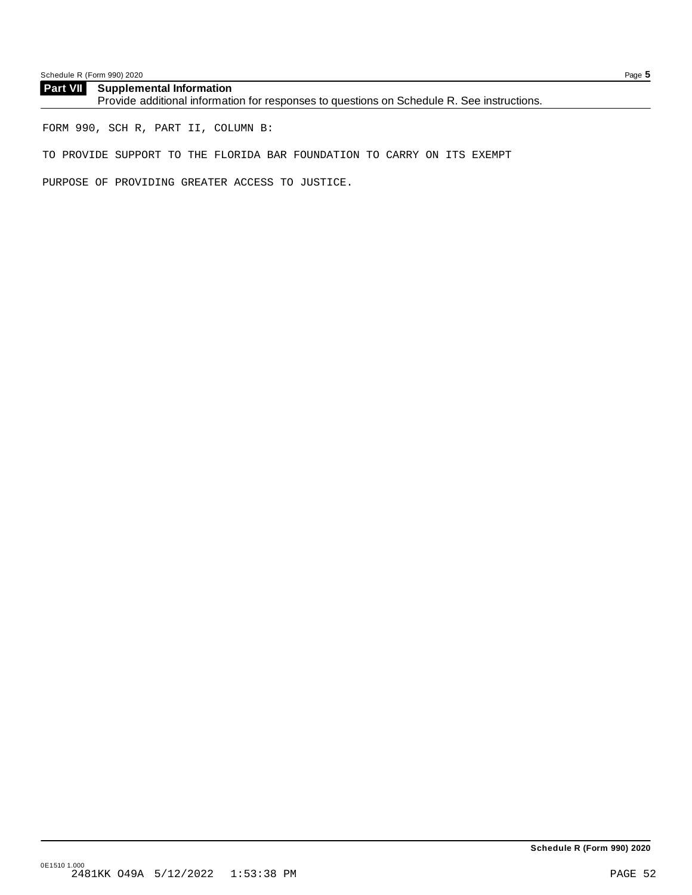**Part VII Supplemental Information**

Provide additional information for responses to questions on Schedule R. See instructions.

FORM 990, SCH R, PART II, COLUMN B:

TO PROVIDE SUPPORT TO THE FLORIDA BAR FOUNDATION TO CARRY ON ITS EXEMPT PURPOSE OF PROVIDING GREATER ACCESS TO JUSTICE.